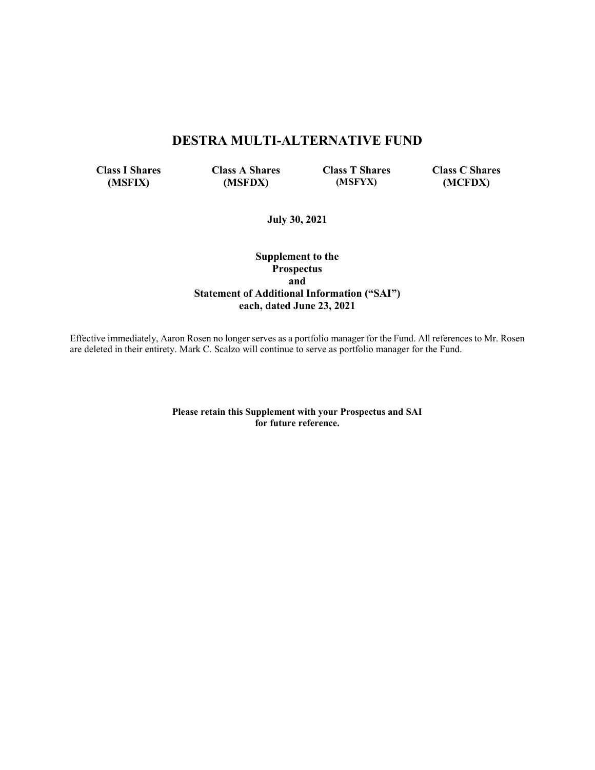# DESTRA MULTI-ALTERNATIVE FUND

| Class I Shares | Class A Shares | Class T Shares | Class C Shares |
|---|---|---|---|
| (MSFIX) | (MSFDX) | (MSFYX) | (MCFDX) |

**July 30, 2021**

**Supplement to the**
**Prospectus**
**and**
**Statement of Additional Information ("SAI")**
**each, dated June 23, 2021**

Effective immediately, Aaron Rosen no longer serves as a portfolio manager for the Fund. All references to Mr. Rosen are deleted in their entirety. Mark C. Scalzo will continue to serve as portfolio manager for the Fund.

**Please retain this Supplement with your Prospectus and SAI for future reference.**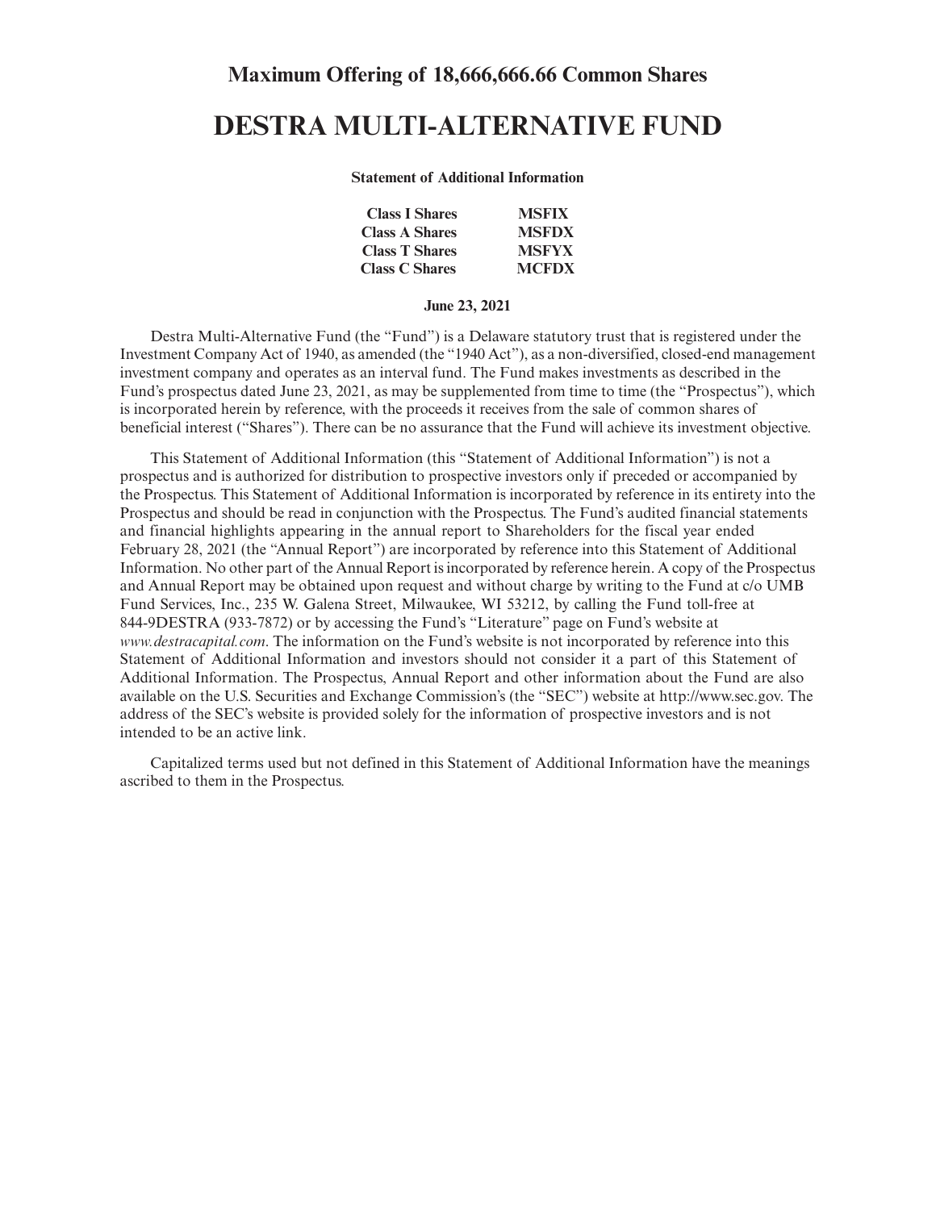## Maximum Offering of 18,666,666.66 Common Shares

# DESTRA MULTI-ALTERNATIVE FUND

**Statement of Additional Information**

| | |
|---|---|
| **Class I Shares** | **MSFIX** |
| **Class A Shares** | **MSFDX** |
| **Class T Shares** | **MSFYX** |
| **Class C Shares** | **MCFDX** |

**June 23, 2021**

Destra Multi-Alternative Fund (the "Fund") is a Delaware statutory trust that is registered under the Investment Company Act of 1940, as amended (the "1940 Act"), as a non-diversified, closed-end management investment company and operates as an interval fund. The Fund makes investments as described in the Fund's prospectus dated June 23, 2021, as may be supplemented from time to time (the "Prospectus"), which is incorporated herein by reference, with the proceeds it receives from the sale of common shares of beneficial interest ("Shares"). There can be no assurance that the Fund will achieve its investment objective.

This Statement of Additional Information (this "Statement of Additional Information") is not a prospectus and is authorized for distribution to prospective investors only if preceded or accompanied by the Prospectus. This Statement of Additional Information is incorporated by reference in its entirety into the Prospectus and should be read in conjunction with the Prospectus. The Fund's audited financial statements and financial highlights appearing in the annual report to Shareholders for the fiscal year ended February 28, 2021 (the "Annual Report") are incorporated by reference into this Statement of Additional Information. No other part of the Annual Report is incorporated by reference herein. A copy of the Prospectus and Annual Report may be obtained upon request and without charge by writing to the Fund at c/o UMB Fund Services, Inc., 235 W. Galena Street, Milwaukee, WI 53212, by calling the Fund toll-free at 844-9DESTRA (933-7872) or by accessing the Fund's "Literature" page on Fund's website at *www.destracapital.com*. The information on the Fund's website is not incorporated by reference into this Statement of Additional Information and investors should not consider it a part of this Statement of Additional Information. The Prospectus, Annual Report and other information about the Fund are also available on the U.S. Securities and Exchange Commission's (the "SEC") website at http://www.sec.gov. The address of the SEC's website is provided solely for the information of prospective investors and is not intended to be an active link.

Capitalized terms used but not defined in this Statement of Additional Information have the meanings ascribed to them in the Prospectus.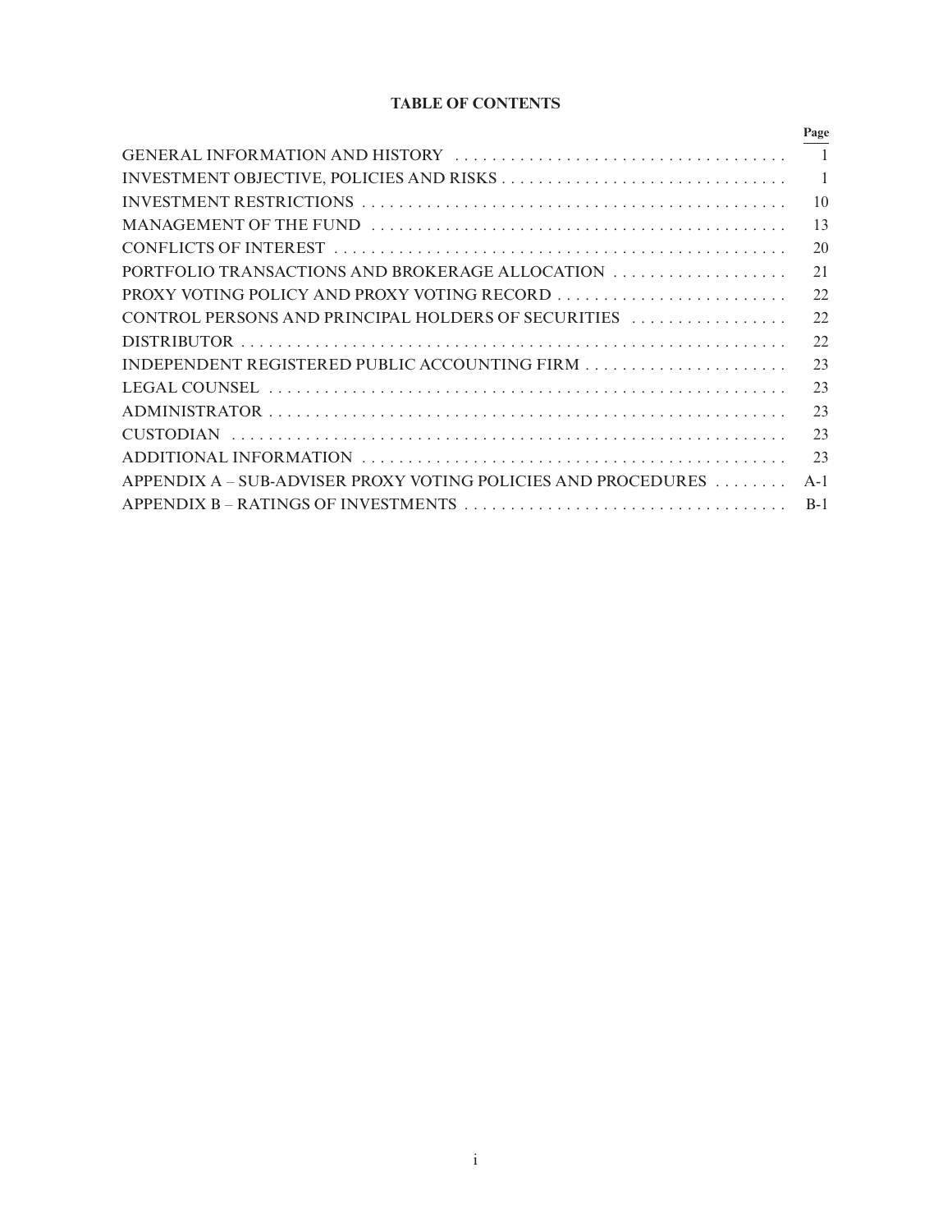**TABLE OF CONTENTS**

| | Page |
|---|---|
| GENERAL INFORMATION AND HISTORY | 1 |
| INVESTMENT OBJECTIVE, POLICIES AND RISKS | 1 |
| INVESTMENT RESTRICTIONS | 10 |
| MANAGEMENT OF THE FUND | 13 |
| CONFLICTS OF INTEREST | 20 |
| PORTFOLIO TRANSACTIONS AND BROKERAGE ALLOCATION | 21 |
| PROXY VOTING POLICY AND PROXY VOTING RECORD | 22 |
| CONTROL PERSONS AND PRINCIPAL HOLDERS OF SECURITIES | 22 |
| DISTRIBUTOR | 22 |
| INDEPENDENT REGISTERED PUBLIC ACCOUNTING FIRM | 23 |
| LEGAL COUNSEL | 23 |
| ADMINISTRATOR | 23 |
| CUSTODIAN | 23 |
| ADDITIONAL INFORMATION | 23 |
| APPENDIX A – SUB-ADVISER PROXY VOTING POLICIES AND PROCEDURES | A-1 |
| APPENDIX B – RATINGS OF INVESTMENTS | B-1 |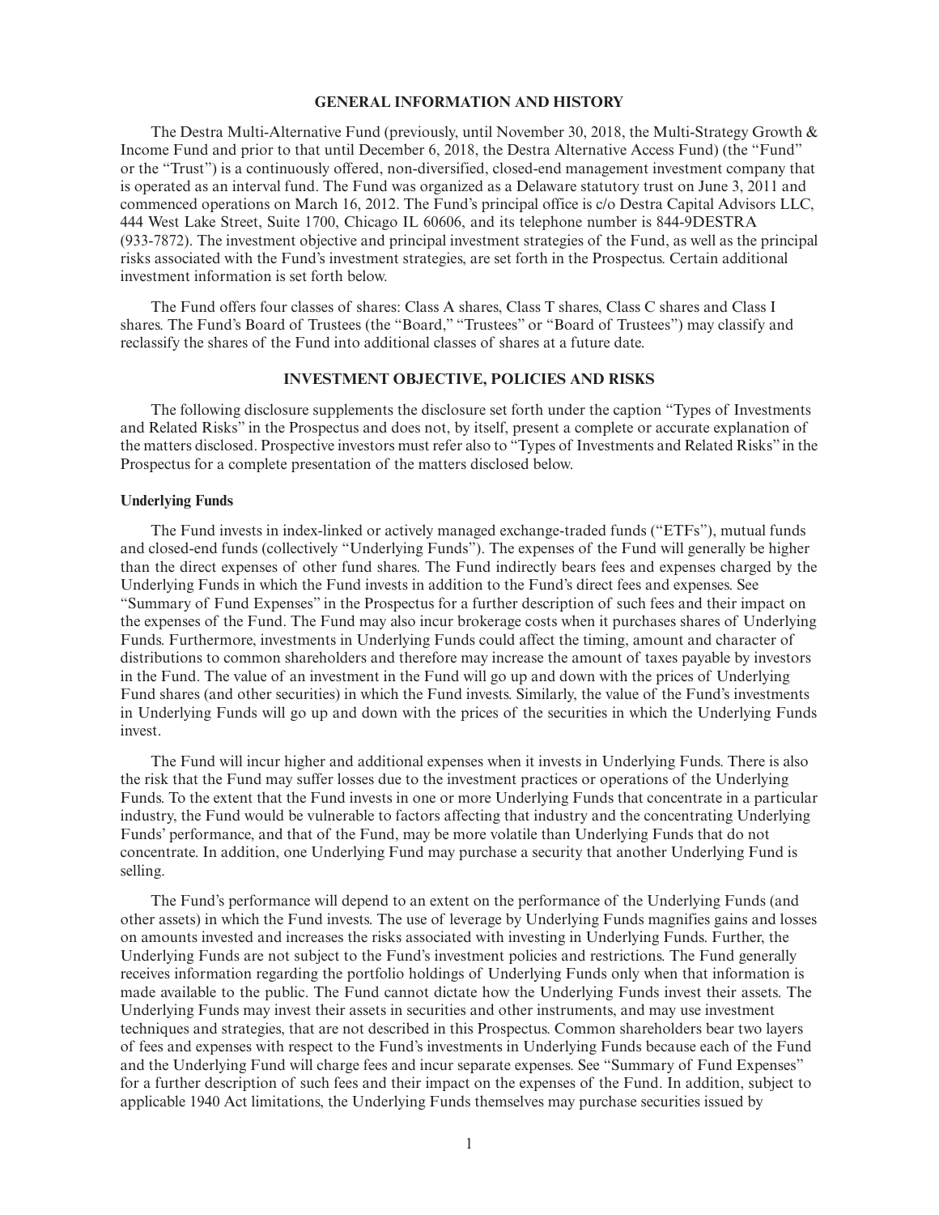## GENERAL INFORMATION AND HISTORY

The Destra Multi-Alternative Fund (previously, until November 30, 2018, the Multi-Strategy Growth & Income Fund and prior to that until December 6, 2018, the Destra Alternative Access Fund) (the "Fund" or the "Trust") is a continuously offered, non-diversified, closed-end management investment company that is operated as an interval fund. The Fund was organized as a Delaware statutory trust on June 3, 2011 and commenced operations on March 16, 2012. The Fund's principal office is c/o Destra Capital Advisors LLC, 444 West Lake Street, Suite 1700, Chicago IL 60606, and its telephone number is 844-9DESTRA (933-7872). The investment objective and principal investment strategies of the Fund, as well as the principal risks associated with the Fund's investment strategies, are set forth in the Prospectus. Certain additional investment information is set forth below.

The Fund offers four classes of shares: Class A shares, Class T shares, Class C shares and Class I shares. The Fund's Board of Trustees (the "Board," "Trustees" or "Board of Trustees") may classify and reclassify the shares of the Fund into additional classes of shares at a future date.

## INVESTMENT OBJECTIVE, POLICIES AND RISKS

The following disclosure supplements the disclosure set forth under the caption "Types of Investments and Related Risks" in the Prospectus and does not, by itself, present a complete or accurate explanation of the matters disclosed. Prospective investors must refer also to "Types of Investments and Related Risks" in the Prospectus for a complete presentation of the matters disclosed below.

### Underlying Funds

The Fund invests in index-linked or actively managed exchange-traded funds ("ETFs"), mutual funds and closed-end funds (collectively "Underlying Funds"). The expenses of the Fund will generally be higher than the direct expenses of other fund shares. The Fund indirectly bears fees and expenses charged by the Underlying Funds in which the Fund invests in addition to the Fund's direct fees and expenses. See "Summary of Fund Expenses" in the Prospectus for a further description of such fees and their impact on the expenses of the Fund. The Fund may also incur brokerage costs when it purchases shares of Underlying Funds. Furthermore, investments in Underlying Funds could affect the timing, amount and character of distributions to common shareholders and therefore may increase the amount of taxes payable by investors in the Fund. The value of an investment in the Fund will go up and down with the prices of Underlying Fund shares (and other securities) in which the Fund invests. Similarly, the value of the Fund's investments in Underlying Funds will go up and down with the prices of the securities in which the Underlying Funds invest.

The Fund will incur higher and additional expenses when it invests in Underlying Funds. There is also the risk that the Fund may suffer losses due to the investment practices or operations of the Underlying Funds. To the extent that the Fund invests in one or more Underlying Funds that concentrate in a particular industry, the Fund would be vulnerable to factors affecting that industry and the concentrating Underlying Funds' performance, and that of the Fund, may be more volatile than Underlying Funds that do not concentrate. In addition, one Underlying Fund may purchase a security that another Underlying Fund is selling.

The Fund's performance will depend to an extent on the performance of the Underlying Funds (and other assets) in which the Fund invests. The use of leverage by Underlying Funds magnifies gains and losses on amounts invested and increases the risks associated with investing in Underlying Funds. Further, the Underlying Funds are not subject to the Fund's investment policies and restrictions. The Fund generally receives information regarding the portfolio holdings of Underlying Funds only when that information is made available to the public. The Fund cannot dictate how the Underlying Funds invest their assets. The Underlying Funds may invest their assets in securities and other instruments, and may use investment techniques and strategies, that are not described in this Prospectus. Common shareholders bear two layers of fees and expenses with respect to the Fund's investments in Underlying Funds because each of the Fund and the Underlying Fund will charge fees and incur separate expenses. See "Summary of Fund Expenses" for a further description of such fees and their impact on the expenses of the Fund. In addition, subject to applicable 1940 Act limitations, the Underlying Funds themselves may purchase securities issued by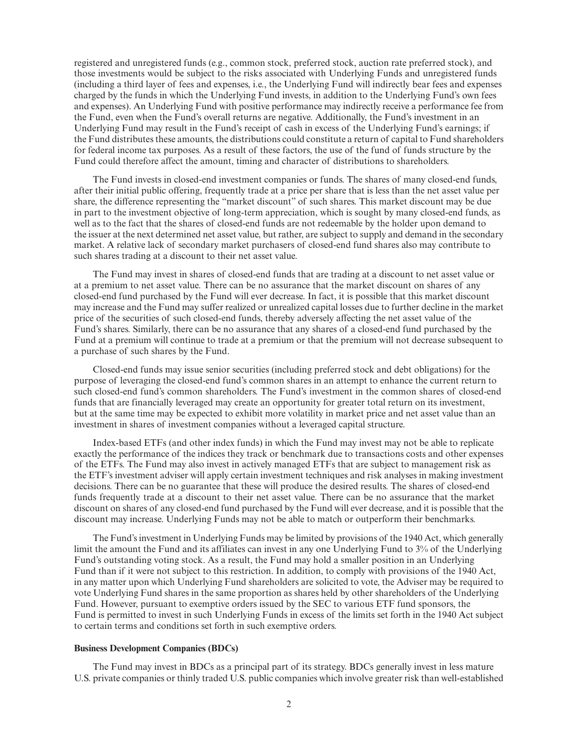registered and unregistered funds (e.g., common stock, preferred stock, auction rate preferred stock), and those investments would be subject to the risks associated with Underlying Funds and unregistered funds (including a third layer of fees and expenses, i.e., the Underlying Fund will indirectly bear fees and expenses charged by the funds in which the Underlying Fund invests, in addition to the Underlying Fund's own fees and expenses). An Underlying Fund with positive performance may indirectly receive a performance fee from the Fund, even when the Fund's overall returns are negative. Additionally, the Fund's investment in an Underlying Fund may result in the Fund's receipt of cash in excess of the Underlying Fund's earnings; if the Fund distributes these amounts, the distributions could constitute a return of capital to Fund shareholders for federal income tax purposes. As a result of these factors, the use of the fund of funds structure by the Fund could therefore affect the amount, timing and character of distributions to shareholders.

The Fund invests in closed-end investment companies or funds. The shares of many closed-end funds, after their initial public offering, frequently trade at a price per share that is less than the net asset value per share, the difference representing the "market discount" of such shares. This market discount may be due in part to the investment objective of long-term appreciation, which is sought by many closed-end funds, as well as to the fact that the shares of closed-end funds are not redeemable by the holder upon demand to the issuer at the next determined net asset value, but rather, are subject to supply and demand in the secondary market. A relative lack of secondary market purchasers of closed-end fund shares also may contribute to such shares trading at a discount to their net asset value.

The Fund may invest in shares of closed-end funds that are trading at a discount to net asset value or at a premium to net asset value. There can be no assurance that the market discount on shares of any closed-end fund purchased by the Fund will ever decrease. In fact, it is possible that this market discount may increase and the Fund may suffer realized or unrealized capital losses due to further decline in the market price of the securities of such closed-end funds, thereby adversely affecting the net asset value of the Fund's shares. Similarly, there can be no assurance that any shares of a closed-end fund purchased by the Fund at a premium will continue to trade at a premium or that the premium will not decrease subsequent to a purchase of such shares by the Fund.

Closed-end funds may issue senior securities (including preferred stock and debt obligations) for the purpose of leveraging the closed-end fund's common shares in an attempt to enhance the current return to such closed-end fund's common shareholders. The Fund's investment in the common shares of closed-end funds that are financially leveraged may create an opportunity for greater total return on its investment, but at the same time may be expected to exhibit more volatility in market price and net asset value than an investment in shares of investment companies without a leveraged capital structure.

Index-based ETFs (and other index funds) in which the Fund may invest may not be able to replicate exactly the performance of the indices they track or benchmark due to transactions costs and other expenses of the ETFs. The Fund may also invest in actively managed ETFs that are subject to management risk as the ETF's investment adviser will apply certain investment techniques and risk analyses in making investment decisions. There can be no guarantee that these will produce the desired results. The shares of closed-end funds frequently trade at a discount to their net asset value. There can be no assurance that the market discount on shares of any closed-end fund purchased by the Fund will ever decrease, and it is possible that the discount may increase. Underlying Funds may not be able to match or outperform their benchmarks.

The Fund's investment in Underlying Funds may be limited by provisions of the 1940 Act, which generally limit the amount the Fund and its affiliates can invest in any one Underlying Fund to 3% of the Underlying Fund's outstanding voting stock. As a result, the Fund may hold a smaller position in an Underlying Fund than if it were not subject to this restriction. In addition, to comply with provisions of the 1940 Act, in any matter upon which Underlying Fund shareholders are solicited to vote, the Adviser may be required to vote Underlying Fund shares in the same proportion as shares held by other shareholders of the Underlying Fund. However, pursuant to exemptive orders issued by the SEC to various ETF fund sponsors, the Fund is permitted to invest in such Underlying Funds in excess of the limits set forth in the 1940 Act subject to certain terms and conditions set forth in such exemptive orders.

**Business Development Companies (BDCs)**

The Fund may invest in BDCs as a principal part of its strategy. BDCs generally invest in less mature U.S. private companies or thinly traded U.S. public companies which involve greater risk than well-established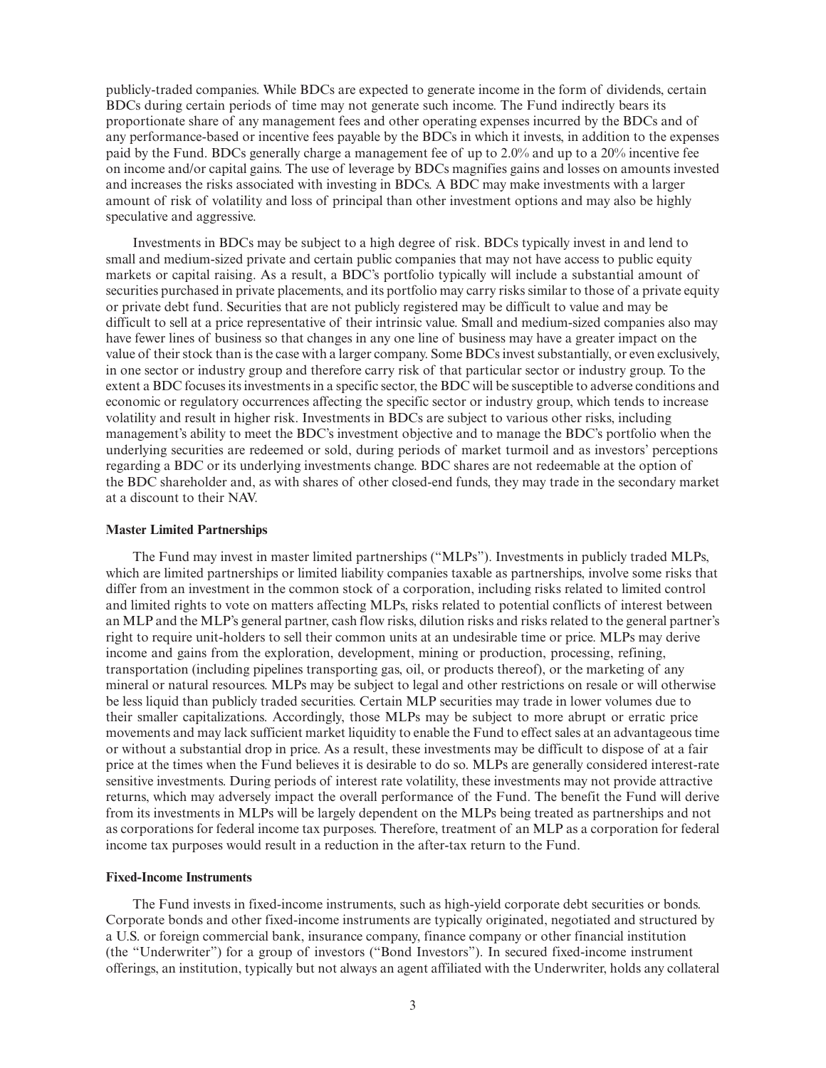publicly-traded companies. While BDCs are expected to generate income in the form of dividends, certain BDCs during certain periods of time may not generate such income. The Fund indirectly bears its proportionate share of any management fees and other operating expenses incurred by the BDCs and of any performance-based or incentive fees payable by the BDCs in which it invests, in addition to the expenses paid by the Fund. BDCs generally charge a management fee of up to 2.0% and up to a 20% incentive fee on income and/or capital gains. The use of leverage by BDCs magnifies gains and losses on amounts invested and increases the risks associated with investing in BDCs. A BDC may make investments with a larger amount of risk of volatility and loss of principal than other investment options and may also be highly speculative and aggressive.

Investments in BDCs may be subject to a high degree of risk. BDCs typically invest in and lend to small and medium-sized private and certain public companies that may not have access to public equity markets or capital raising. As a result, a BDC's portfolio typically will include a substantial amount of securities purchased in private placements, and its portfolio may carry risks similar to those of a private equity or private debt fund. Securities that are not publicly registered may be difficult to value and may be difficult to sell at a price representative of their intrinsic value. Small and medium-sized companies also may have fewer lines of business so that changes in any one line of business may have a greater impact on the value of their stock than is the case with a larger company. Some BDCs invest substantially, or even exclusively, in one sector or industry group and therefore carry risk of that particular sector or industry group. To the extent a BDC focuses its investments in a specific sector, the BDC will be susceptible to adverse conditions and economic or regulatory occurrences affecting the specific sector or industry group, which tends to increase volatility and result in higher risk. Investments in BDCs are subject to various other risks, including management's ability to meet the BDC's investment objective and to manage the BDC's portfolio when the underlying securities are redeemed or sold, during periods of market turmoil and as investors' perceptions regarding a BDC or its underlying investments change. BDC shares are not redeemable at the option of the BDC shareholder and, as with shares of other closed-end funds, they may trade in the secondary market at a discount to their NAV.

**Master Limited Partnerships**

The Fund may invest in master limited partnerships ("MLPs"). Investments in publicly traded MLPs, which are limited partnerships or limited liability companies taxable as partnerships, involve some risks that differ from an investment in the common stock of a corporation, including risks related to limited control and limited rights to vote on matters affecting MLPs, risks related to potential conflicts of interest between an MLP and the MLP's general partner, cash flow risks, dilution risks and risks related to the general partner's right to require unit-holders to sell their common units at an undesirable time or price. MLPs may derive income and gains from the exploration, development, mining or production, processing, refining, transportation (including pipelines transporting gas, oil, or products thereof), or the marketing of any mineral or natural resources. MLPs may be subject to legal and other restrictions on resale or will otherwise be less liquid than publicly traded securities. Certain MLP securities may trade in lower volumes due to their smaller capitalizations. Accordingly, those MLPs may be subject to more abrupt or erratic price movements and may lack sufficient market liquidity to enable the Fund to effect sales at an advantageous time or without a substantial drop in price. As a result, these investments may be difficult to dispose of at a fair price at the times when the Fund believes it is desirable to do so. MLPs are generally considered interest-rate sensitive investments. During periods of interest rate volatility, these investments may not provide attractive returns, which may adversely impact the overall performance of the Fund. The benefit the Fund will derive from its investments in MLPs will be largely dependent on the MLPs being treated as partnerships and not as corporations for federal income tax purposes. Therefore, treatment of an MLP as a corporation for federal income tax purposes would result in a reduction in the after-tax return to the Fund.

**Fixed-Income Instruments**

The Fund invests in fixed-income instruments, such as high-yield corporate debt securities or bonds. Corporate bonds and other fixed-income instruments are typically originated, negotiated and structured by a U.S. or foreign commercial bank, insurance company, finance company or other financial institution (the "Underwriter") for a group of investors ("Bond Investors"). In secured fixed-income instrument offerings, an institution, typically but not always an agent affiliated with the Underwriter, holds any collateral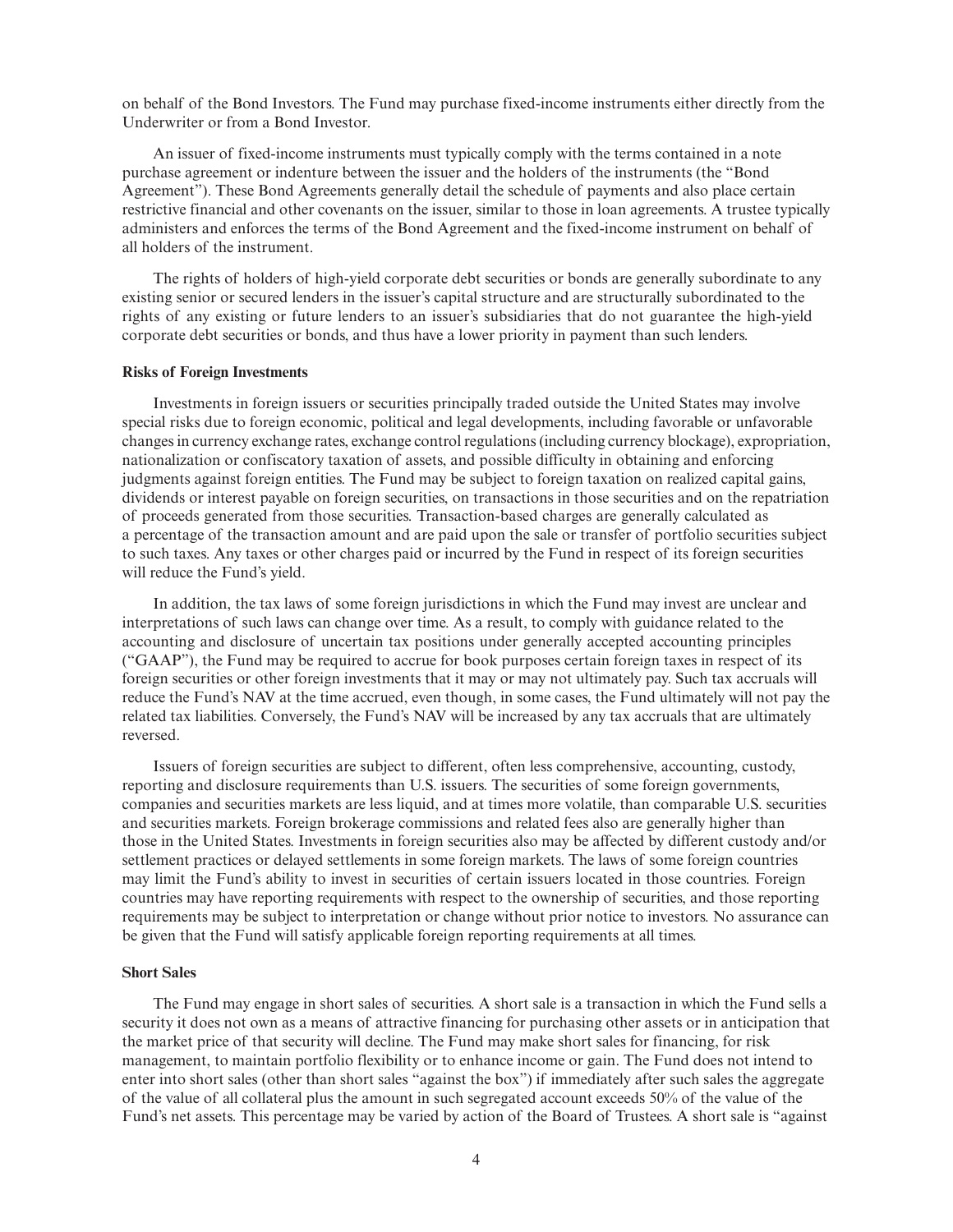on behalf of the Bond Investors. The Fund may purchase fixed-income instruments either directly from the Underwriter or from a Bond Investor.

An issuer of fixed-income instruments must typically comply with the terms contained in a note purchase agreement or indenture between the issuer and the holders of the instruments (the "Bond Agreement"). These Bond Agreements generally detail the schedule of payments and also place certain restrictive financial and other covenants on the issuer, similar to those in loan agreements. A trustee typically administers and enforces the terms of the Bond Agreement and the fixed-income instrument on behalf of all holders of the instrument.

The rights of holders of high-yield corporate debt securities or bonds are generally subordinate to any existing senior or secured lenders in the issuer's capital structure and are structurally subordinated to the rights of any existing or future lenders to an issuer's subsidiaries that do not guarantee the high-yield corporate debt securities or bonds, and thus have a lower priority in payment than such lenders.

**Risks of Foreign Investments**

Investments in foreign issuers or securities principally traded outside the United States may involve special risks due to foreign economic, political and legal developments, including favorable or unfavorable changes in currency exchange rates, exchange control regulations (including currency blockage), expropriation, nationalization or confiscatory taxation of assets, and possible difficulty in obtaining and enforcing judgments against foreign entities. The Fund may be subject to foreign taxation on realized capital gains, dividends or interest payable on foreign securities, on transactions in those securities and on the repatriation of proceeds generated from those securities. Transaction-based charges are generally calculated as a percentage of the transaction amount and are paid upon the sale or transfer of portfolio securities subject to such taxes. Any taxes or other charges paid or incurred by the Fund in respect of its foreign securities will reduce the Fund's yield.

In addition, the tax laws of some foreign jurisdictions in which the Fund may invest are unclear and interpretations of such laws can change over time. As a result, to comply with guidance related to the accounting and disclosure of uncertain tax positions under generally accepted accounting principles ("GAAP"), the Fund may be required to accrue for book purposes certain foreign taxes in respect of its foreign securities or other foreign investments that it may or may not ultimately pay. Such tax accruals will reduce the Fund's NAV at the time accrued, even though, in some cases, the Fund ultimately will not pay the related tax liabilities. Conversely, the Fund's NAV will be increased by any tax accruals that are ultimately reversed.

Issuers of foreign securities are subject to different, often less comprehensive, accounting, custody, reporting and disclosure requirements than U.S. issuers. The securities of some foreign governments, companies and securities markets are less liquid, and at times more volatile, than comparable U.S. securities and securities markets. Foreign brokerage commissions and related fees also are generally higher than those in the United States. Investments in foreign securities also may be affected by different custody and/or settlement practices or delayed settlements in some foreign markets. The laws of some foreign countries may limit the Fund's ability to invest in securities of certain issuers located in those countries. Foreign countries may have reporting requirements with respect to the ownership of securities, and those reporting requirements may be subject to interpretation or change without prior notice to investors. No assurance can be given that the Fund will satisfy applicable foreign reporting requirements at all times.

**Short Sales**

The Fund may engage in short sales of securities. A short sale is a transaction in which the Fund sells a security it does not own as a means of attractive financing for purchasing other assets or in anticipation that the market price of that security will decline. The Fund may make short sales for financing, for risk management, to maintain portfolio flexibility or to enhance income or gain. The Fund does not intend to enter into short sales (other than short sales "against the box") if immediately after such sales the aggregate of the value of all collateral plus the amount in such segregated account exceeds 50% of the value of the Fund's net assets. This percentage may be varied by action of the Board of Trustees. A short sale is "against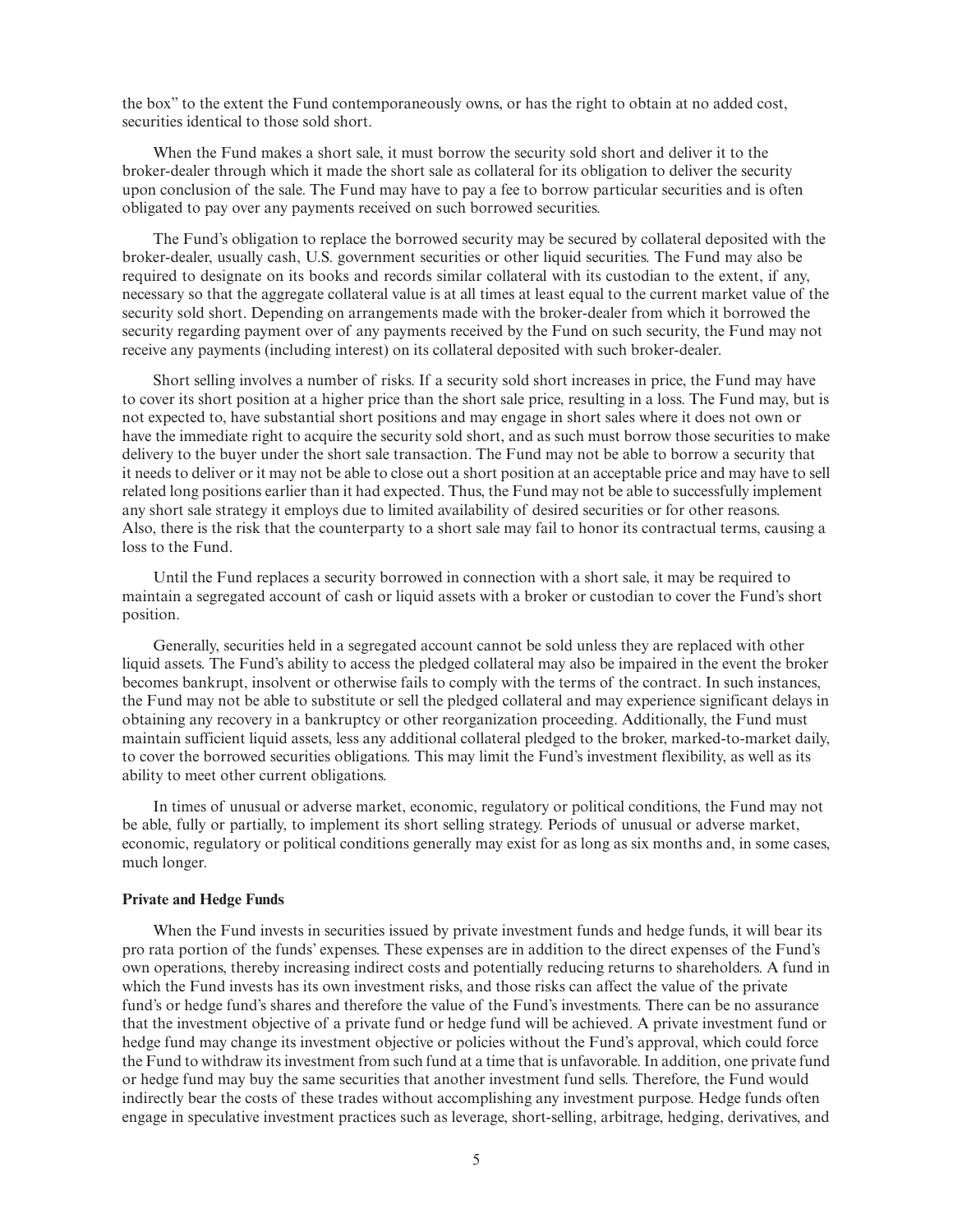the box" to the extent the Fund contemporaneously owns, or has the right to obtain at no added cost, securities identical to those sold short.

When the Fund makes a short sale, it must borrow the security sold short and deliver it to the broker-dealer through which it made the short sale as collateral for its obligation to deliver the security upon conclusion of the sale. The Fund may have to pay a fee to borrow particular securities and is often obligated to pay over any payments received on such borrowed securities.

The Fund's obligation to replace the borrowed security may be secured by collateral deposited with the broker-dealer, usually cash, U.S. government securities or other liquid securities. The Fund may also be required to designate on its books and records similar collateral with its custodian to the extent, if any, necessary so that the aggregate collateral value is at all times at least equal to the current market value of the security sold short. Depending on arrangements made with the broker-dealer from which it borrowed the security regarding payment over of any payments received by the Fund on such security, the Fund may not receive any payments (including interest) on its collateral deposited with such broker-dealer.

Short selling involves a number of risks. If a security sold short increases in price, the Fund may have to cover its short position at a higher price than the short sale price, resulting in a loss. The Fund may, but is not expected to, have substantial short positions and may engage in short sales where it does not own or have the immediate right to acquire the security sold short, and as such must borrow those securities to make delivery to the buyer under the short sale transaction. The Fund may not be able to borrow a security that it needs to deliver or it may not be able to close out a short position at an acceptable price and may have to sell related long positions earlier than it had expected. Thus, the Fund may not be able to successfully implement any short sale strategy it employs due to limited availability of desired securities or for other reasons. Also, there is the risk that the counterparty to a short sale may fail to honor its contractual terms, causing a loss to the Fund.

Until the Fund replaces a security borrowed in connection with a short sale, it may be required to maintain a segregated account of cash or liquid assets with a broker or custodian to cover the Fund's short position.

Generally, securities held in a segregated account cannot be sold unless they are replaced with other liquid assets. The Fund's ability to access the pledged collateral may also be impaired in the event the broker becomes bankrupt, insolvent or otherwise fails to comply with the terms of the contract. In such instances, the Fund may not be able to substitute or sell the pledged collateral and may experience significant delays in obtaining any recovery in a bankruptcy or other reorganization proceeding. Additionally, the Fund must maintain sufficient liquid assets, less any additional collateral pledged to the broker, marked-to-market daily, to cover the borrowed securities obligations. This may limit the Fund's investment flexibility, as well as its ability to meet other current obligations.

In times of unusual or adverse market, economic, regulatory or political conditions, the Fund may not be able, fully or partially, to implement its short selling strategy. Periods of unusual or adverse market, economic, regulatory or political conditions generally may exist for as long as six months and, in some cases, much longer.

**Private and Hedge Funds**

When the Fund invests in securities issued by private investment funds and hedge funds, it will bear its pro rata portion of the funds' expenses. These expenses are in addition to the direct expenses of the Fund's own operations, thereby increasing indirect costs and potentially reducing returns to shareholders. A fund in which the Fund invests has its own investment risks, and those risks can affect the value of the private fund's or hedge fund's shares and therefore the value of the Fund's investments. There can be no assurance that the investment objective of a private fund or hedge fund will be achieved. A private investment fund or hedge fund may change its investment objective or policies without the Fund's approval, which could force the Fund to withdraw its investment from such fund at a time that is unfavorable. In addition, one private fund or hedge fund may buy the same securities that another investment fund sells. Therefore, the Fund would indirectly bear the costs of these trades without accomplishing any investment purpose. Hedge funds often engage in speculative investment practices such as leverage, short-selling, arbitrage, hedging, derivatives, and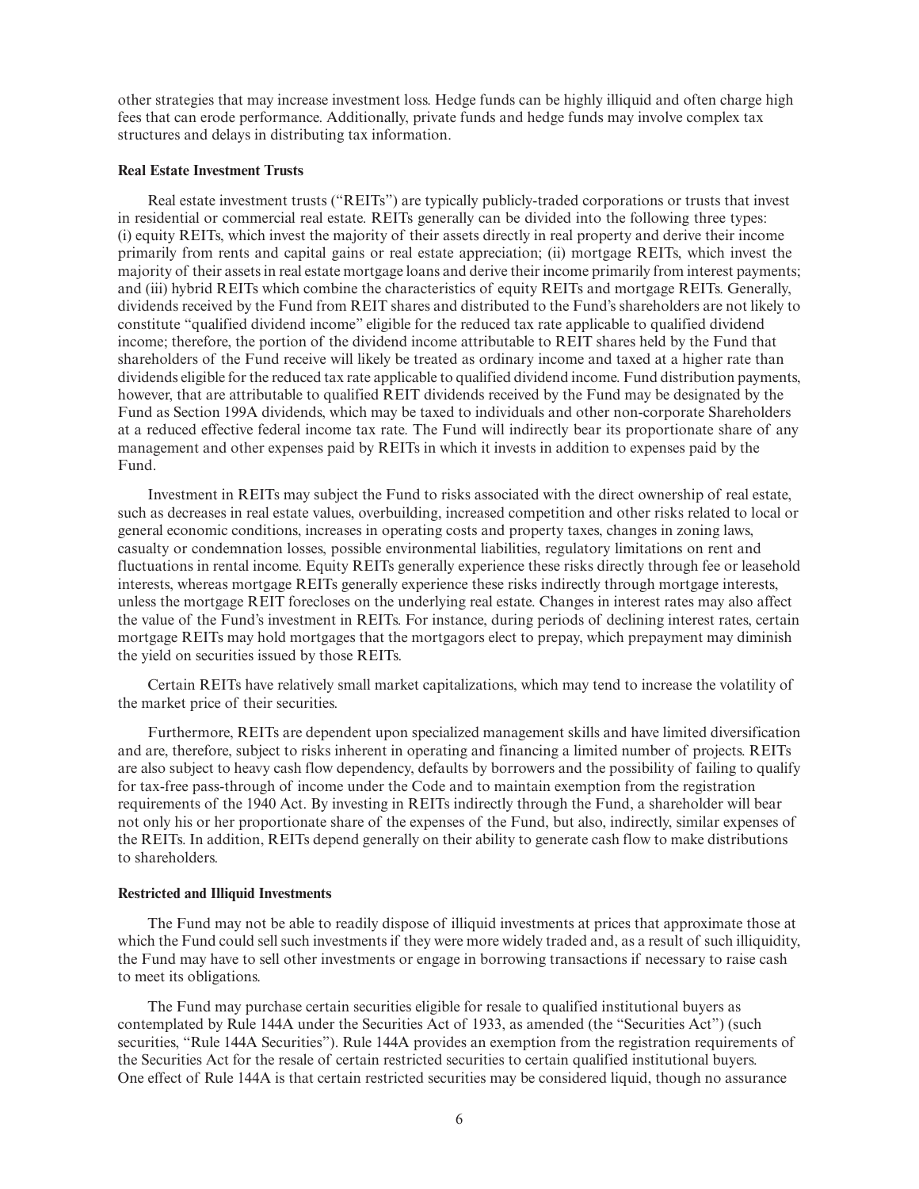other strategies that may increase investment loss. Hedge funds can be highly illiquid and often charge high fees that can erode performance. Additionally, private funds and hedge funds may involve complex tax structures and delays in distributing tax information.

**Real Estate Investment Trusts**

Real estate investment trusts ("REITs") are typically publicly-traded corporations or trusts that invest in residential or commercial real estate. REITs generally can be divided into the following three types: (i) equity REITs, which invest the majority of their assets directly in real property and derive their income primarily from rents and capital gains or real estate appreciation; (ii) mortgage REITs, which invest the majority of their assets in real estate mortgage loans and derive their income primarily from interest payments; and (iii) hybrid REITs which combine the characteristics of equity REITs and mortgage REITs. Generally, dividends received by the Fund from REIT shares and distributed to the Fund's shareholders are not likely to constitute "qualified dividend income" eligible for the reduced tax rate applicable to qualified dividend income; therefore, the portion of the dividend income attributable to REIT shares held by the Fund that shareholders of the Fund receive will likely be treated as ordinary income and taxed at a higher rate than dividends eligible for the reduced tax rate applicable to qualified dividend income. Fund distribution payments, however, that are attributable to qualified REIT dividends received by the Fund may be designated by the Fund as Section 199A dividends, which may be taxed to individuals and other non-corporate Shareholders at a reduced effective federal income tax rate. The Fund will indirectly bear its proportionate share of any management and other expenses paid by REITs in which it invests in addition to expenses paid by the Fund.

Investment in REITs may subject the Fund to risks associated with the direct ownership of real estate, such as decreases in real estate values, overbuilding, increased competition and other risks related to local or general economic conditions, increases in operating costs and property taxes, changes in zoning laws, casualty or condemnation losses, possible environmental liabilities, regulatory limitations on rent and fluctuations in rental income. Equity REITs generally experience these risks directly through fee or leasehold interests, whereas mortgage REITs generally experience these risks indirectly through mortgage interests, unless the mortgage REIT forecloses on the underlying real estate. Changes in interest rates may also affect the value of the Fund's investment in REITs. For instance, during periods of declining interest rates, certain mortgage REITs may hold mortgages that the mortgagors elect to prepay, which prepayment may diminish the yield on securities issued by those REITs.

Certain REITs have relatively small market capitalizations, which may tend to increase the volatility of the market price of their securities.

Furthermore, REITs are dependent upon specialized management skills and have limited diversification and are, therefore, subject to risks inherent in operating and financing a limited number of projects. REITs are also subject to heavy cash flow dependency, defaults by borrowers and the possibility of failing to qualify for tax-free pass-through of income under the Code and to maintain exemption from the registration requirements of the 1940 Act. By investing in REITs indirectly through the Fund, a shareholder will bear not only his or her proportionate share of the expenses of the Fund, but also, indirectly, similar expenses of the REITs. In addition, REITs depend generally on their ability to generate cash flow to make distributions to shareholders.

**Restricted and Illiquid Investments**

The Fund may not be able to readily dispose of illiquid investments at prices that approximate those at which the Fund could sell such investments if they were more widely traded and, as a result of such illiquidity, the Fund may have to sell other investments or engage in borrowing transactions if necessary to raise cash to meet its obligations.

The Fund may purchase certain securities eligible for resale to qualified institutional buyers as contemplated by Rule 144A under the Securities Act of 1933, as amended (the "Securities Act") (such securities, "Rule 144A Securities"). Rule 144A provides an exemption from the registration requirements of the Securities Act for the resale of certain restricted securities to certain qualified institutional buyers. One effect of Rule 144A is that certain restricted securities may be considered liquid, though no assurance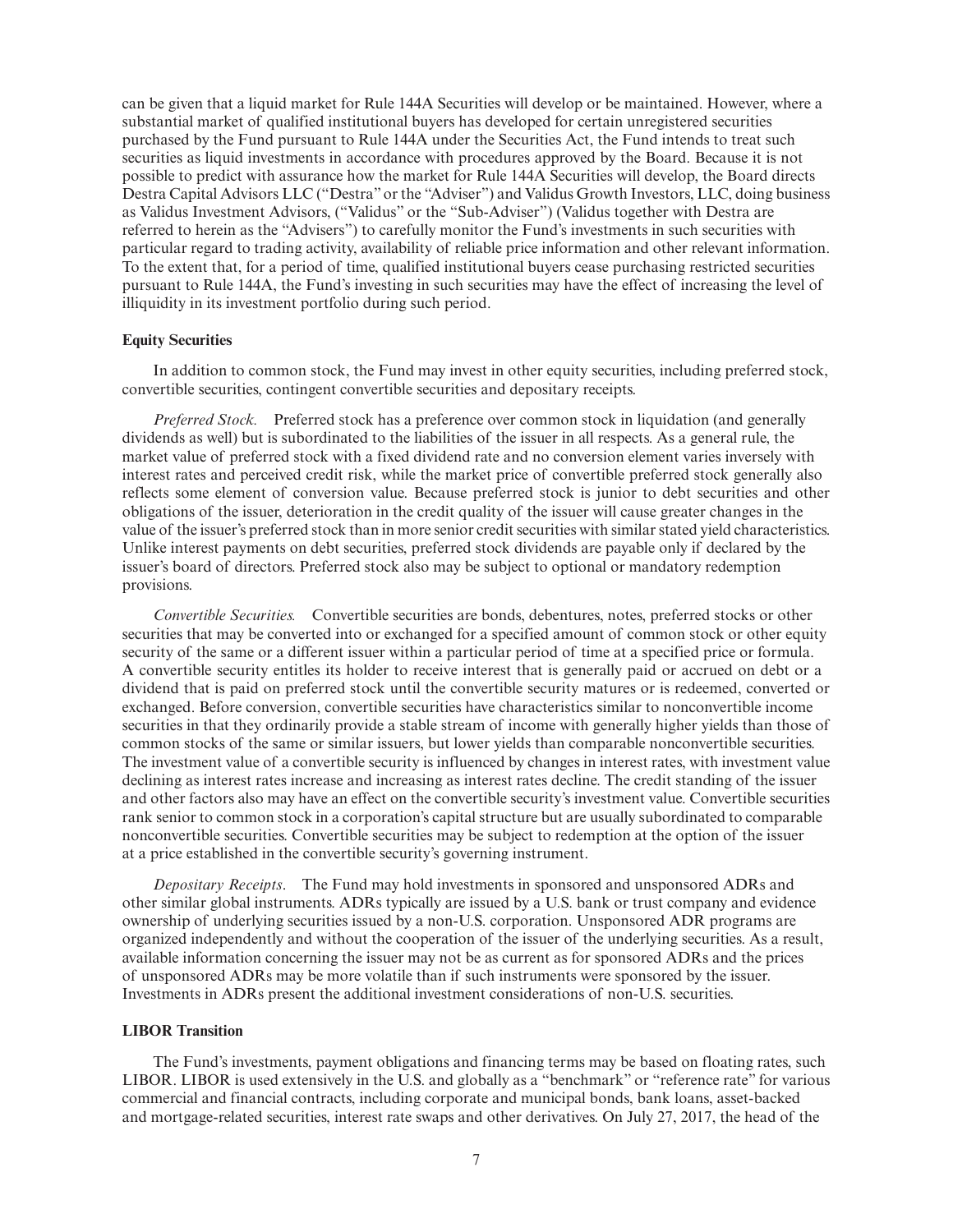can be given that a liquid market for Rule 144A Securities will develop or be maintained. However, where a substantial market of qualified institutional buyers has developed for certain unregistered securities purchased by the Fund pursuant to Rule 144A under the Securities Act, the Fund intends to treat such securities as liquid investments in accordance with procedures approved by the Board. Because it is not possible to predict with assurance how the market for Rule 144A Securities will develop, the Board directs Destra Capital Advisors LLC ("Destra" or the "Adviser") and Validus Growth Investors, LLC, doing business as Validus Investment Advisors, ("Validus" or the "Sub-Adviser") (Validus together with Destra are referred to herein as the "Advisers") to carefully monitor the Fund's investments in such securities with particular regard to trading activity, availability of reliable price information and other relevant information. To the extent that, for a period of time, qualified institutional buyers cease purchasing restricted securities pursuant to Rule 144A, the Fund's investing in such securities may have the effect of increasing the level of illiquidity in its investment portfolio during such period.

**Equity Securities**

In addition to common stock, the Fund may invest in other equity securities, including preferred stock, convertible securities, contingent convertible securities and depositary receipts.

*Preferred Stock.* Preferred stock has a preference over common stock in liquidation (and generally dividends as well) but is subordinated to the liabilities of the issuer in all respects. As a general rule, the market value of preferred stock with a fixed dividend rate and no conversion element varies inversely with interest rates and perceived credit risk, while the market price of convertible preferred stock generally also reflects some element of conversion value. Because preferred stock is junior to debt securities and other obligations of the issuer, deterioration in the credit quality of the issuer will cause greater changes in the value of the issuer's preferred stock than in more senior credit securities with similar stated yield characteristics. Unlike interest payments on debt securities, preferred stock dividends are payable only if declared by the issuer's board of directors. Preferred stock also may be subject to optional or mandatory redemption provisions.

*Convertible Securities.* Convertible securities are bonds, debentures, notes, preferred stocks or other securities that may be converted into or exchanged for a specified amount of common stock or other equity security of the same or a different issuer within a particular period of time at a specified price or formula. A convertible security entitles its holder to receive interest that is generally paid or accrued on debt or a dividend that is paid on preferred stock until the convertible security matures or is redeemed, converted or exchanged. Before conversion, convertible securities have characteristics similar to nonconvertible income securities in that they ordinarily provide a stable stream of income with generally higher yields than those of common stocks of the same or similar issuers, but lower yields than comparable nonconvertible securities. The investment value of a convertible security is influenced by changes in interest rates, with investment value declining as interest rates increase and increasing as interest rates decline. The credit standing of the issuer and other factors also may have an effect on the convertible security's investment value. Convertible securities rank senior to common stock in a corporation's capital structure but are usually subordinated to comparable nonconvertible securities. Convertible securities may be subject to redemption at the option of the issuer at a price established in the convertible security's governing instrument.

*Depositary Receipts*. The Fund may hold investments in sponsored and unsponsored ADRs and other similar global instruments. ADRs typically are issued by a U.S. bank or trust company and evidence ownership of underlying securities issued by a non-U.S. corporation. Unsponsored ADR programs are organized independently and without the cooperation of the issuer of the underlying securities. As a result, available information concerning the issuer may not be as current as for sponsored ADRs and the prices of unsponsored ADRs may be more volatile than if such instruments were sponsored by the issuer. Investments in ADRs present the additional investment considerations of non-U.S. securities.

**LIBOR Transition**

The Fund's investments, payment obligations and financing terms may be based on floating rates, such LIBOR. LIBOR is used extensively in the U.S. and globally as a "benchmark" or "reference rate" for various commercial and financial contracts, including corporate and municipal bonds, bank loans, asset-backed and mortgage-related securities, interest rate swaps and other derivatives. On July 27, 2017, the head of the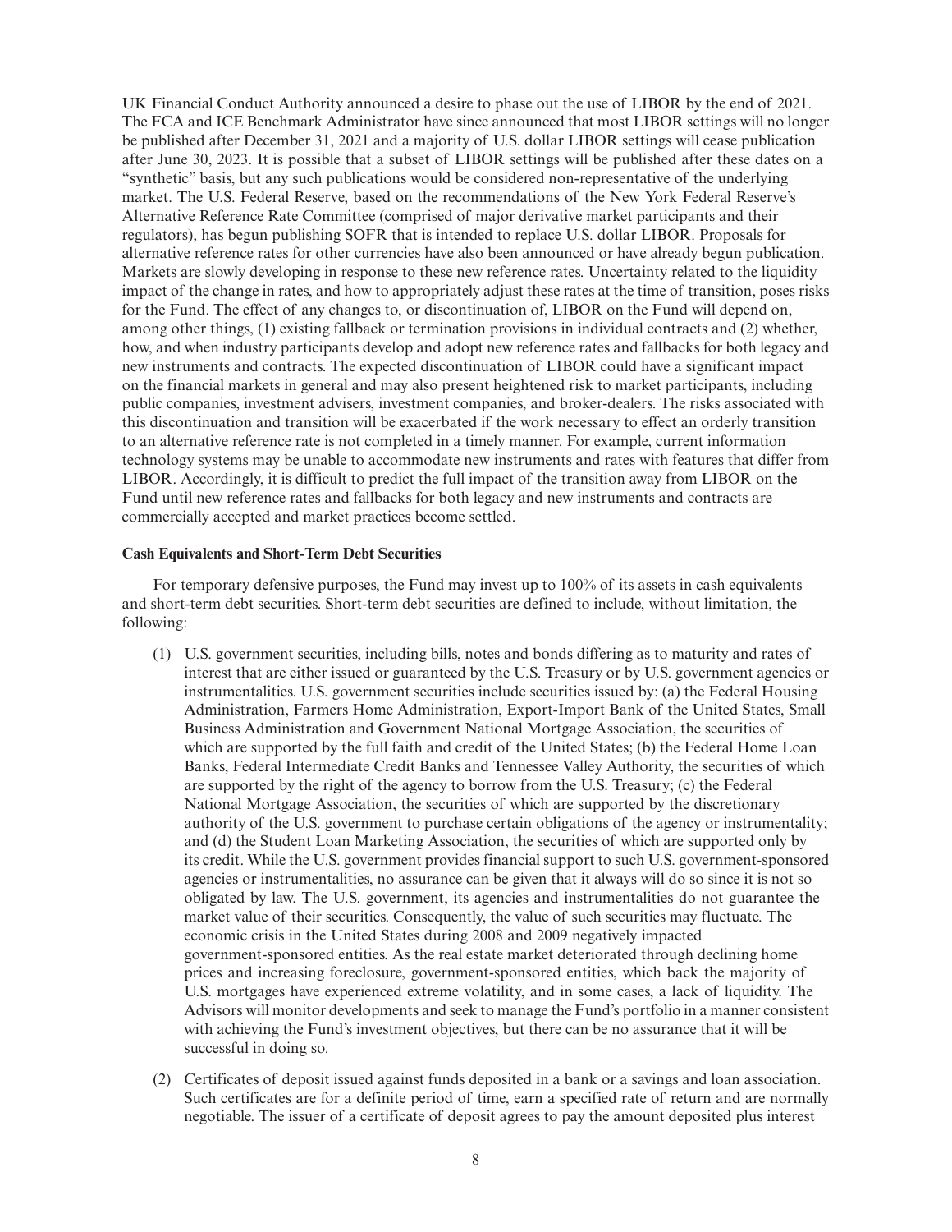UK Financial Conduct Authority announced a desire to phase out the use of LIBOR by the end of 2021. The FCA and ICE Benchmark Administrator have since announced that most LIBOR settings will no longer be published after December 31, 2021 and a majority of U.S. dollar LIBOR settings will cease publication after June 30, 2023. It is possible that a subset of LIBOR settings will be published after these dates on a "synthetic" basis, but any such publications would be considered non-representative of the underlying market. The U.S. Federal Reserve, based on the recommendations of the New York Federal Reserve's Alternative Reference Rate Committee (comprised of major derivative market participants and their regulators), has begun publishing SOFR that is intended to replace U.S. dollar LIBOR. Proposals for alternative reference rates for other currencies have also been announced or have already begun publication. Markets are slowly developing in response to these new reference rates. Uncertainty related to the liquidity impact of the change in rates, and how to appropriately adjust these rates at the time of transition, poses risks for the Fund. The effect of any changes to, or discontinuation of, LIBOR on the Fund will depend on, among other things, (1) existing fallback or termination provisions in individual contracts and (2) whether, how, and when industry participants develop and adopt new reference rates and fallbacks for both legacy and new instruments and contracts. The expected discontinuation of LIBOR could have a significant impact on the financial markets in general and may also present heightened risk to market participants, including public companies, investment advisers, investment companies, and broker-dealers. The risks associated with this discontinuation and transition will be exacerbated if the work necessary to effect an orderly transition to an alternative reference rate is not completed in a timely manner. For example, current information technology systems may be unable to accommodate new instruments and rates with features that differ from LIBOR. Accordingly, it is difficult to predict the full impact of the transition away from LIBOR on the Fund until new reference rates and fallbacks for both legacy and new instruments and contracts are commercially accepted and market practices become settled.

**Cash Equivalents and Short-Term Debt Securities**

For temporary defensive purposes, the Fund may invest up to 100% of its assets in cash equivalents and short-term debt securities. Short-term debt securities are defined to include, without limitation, the following:

(1) U.S. government securities, including bills, notes and bonds differing as to maturity and rates of interest that are either issued or guaranteed by the U.S. Treasury or by U.S. government agencies or instrumentalities. U.S. government securities include securities issued by: (a) the Federal Housing Administration, Farmers Home Administration, Export-Import Bank of the United States, Small Business Administration and Government National Mortgage Association, the securities of which are supported by the full faith and credit of the United States; (b) the Federal Home Loan Banks, Federal Intermediate Credit Banks and Tennessee Valley Authority, the securities of which are supported by the right of the agency to borrow from the U.S. Treasury; (c) the Federal National Mortgage Association, the securities of which are supported by the discretionary authority of the U.S. government to purchase certain obligations of the agency or instrumentality; and (d) the Student Loan Marketing Association, the securities of which are supported only by its credit. While the U.S. government provides financial support to such U.S. government-sponsored agencies or instrumentalities, no assurance can be given that it always will do so since it is not so obligated by law. The U.S. government, its agencies and instrumentalities do not guarantee the market value of their securities. Consequently, the value of such securities may fluctuate. The economic crisis in the United States during 2008 and 2009 negatively impacted government-sponsored entities. As the real estate market deteriorated through declining home prices and increasing foreclosure, government-sponsored entities, which back the majority of U.S. mortgages have experienced extreme volatility, and in some cases, a lack of liquidity. The Advisors will monitor developments and seek to manage the Fund's portfolio in a manner consistent with achieving the Fund's investment objectives, but there can be no assurance that it will be successful in doing so.

(2) Certificates of deposit issued against funds deposited in a bank or a savings and loan association. Such certificates are for a definite period of time, earn a specified rate of return and are normally negotiable. The issuer of a certificate of deposit agrees to pay the amount deposited plus interest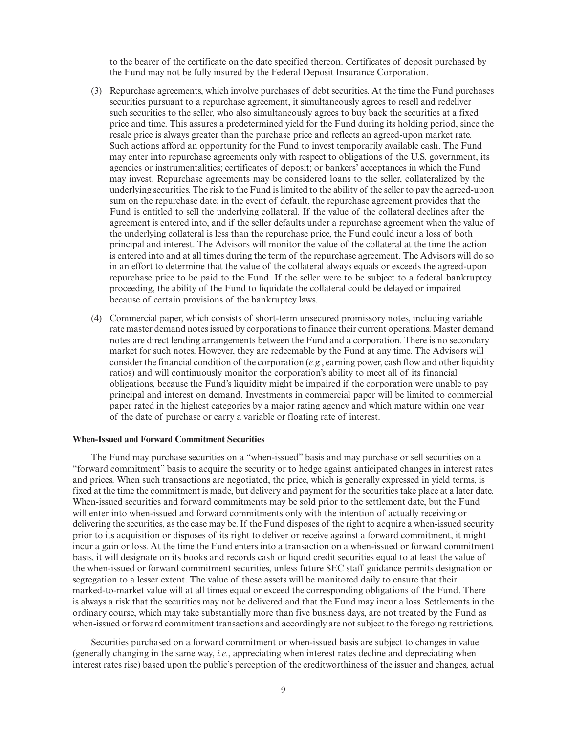to the bearer of the certificate on the date specified thereon. Certificates of deposit purchased by the Fund may not be fully insured by the Federal Deposit Insurance Corporation.

(3) Repurchase agreements, which involve purchases of debt securities. At the time the Fund purchases securities pursuant to a repurchase agreement, it simultaneously agrees to resell and redeliver such securities to the seller, who also simultaneously agrees to buy back the securities at a fixed price and time. This assures a predetermined yield for the Fund during its holding period, since the resale price is always greater than the purchase price and reflects an agreed-upon market rate. Such actions afford an opportunity for the Fund to invest temporarily available cash. The Fund may enter into repurchase agreements only with respect to obligations of the U.S. government, its agencies or instrumentalities; certificates of deposit; or bankers' acceptances in which the Fund may invest. Repurchase agreements may be considered loans to the seller, collateralized by the underlying securities. The risk to the Fund is limited to the ability of the seller to pay the agreed-upon sum on the repurchase date; in the event of default, the repurchase agreement provides that the Fund is entitled to sell the underlying collateral. If the value of the collateral declines after the agreement is entered into, and if the seller defaults under a repurchase agreement when the value of the underlying collateral is less than the repurchase price, the Fund could incur a loss of both principal and interest. The Advisors will monitor the value of the collateral at the time the action is entered into and at all times during the term of the repurchase agreement. The Advisors will do so in an effort to determine that the value of the collateral always equals or exceeds the agreed-upon repurchase price to be paid to the Fund. If the seller were to be subject to a federal bankruptcy proceeding, the ability of the Fund to liquidate the collateral could be delayed or impaired because of certain provisions of the bankruptcy laws.

(4) Commercial paper, which consists of short-term unsecured promissory notes, including variable rate master demand notes issued by corporations to finance their current operations. Master demand notes are direct lending arrangements between the Fund and a corporation. There is no secondary market for such notes. However, they are redeemable by the Fund at any time. The Advisors will consider the financial condition of the corporation (*e.g.*, earning power, cash flow and other liquidity ratios) and will continuously monitor the corporation's ability to meet all of its financial obligations, because the Fund's liquidity might be impaired if the corporation were unable to pay principal and interest on demand. Investments in commercial paper will be limited to commercial paper rated in the highest categories by a major rating agency and which mature within one year of the date of purchase or carry a variable or floating rate of interest.

**When-Issued and Forward Commitment Securities**

The Fund may purchase securities on a "when-issued" basis and may purchase or sell securities on a "forward commitment" basis to acquire the security or to hedge against anticipated changes in interest rates and prices. When such transactions are negotiated, the price, which is generally expressed in yield terms, is fixed at the time the commitment is made, but delivery and payment for the securities take place at a later date. When-issued securities and forward commitments may be sold prior to the settlement date, but the Fund will enter into when-issued and forward commitments only with the intention of actually receiving or delivering the securities, as the case may be. If the Fund disposes of the right to acquire a when-issued security prior to its acquisition or disposes of its right to deliver or receive against a forward commitment, it might incur a gain or loss. At the time the Fund enters into a transaction on a when-issued or forward commitment basis, it will designate on its books and records cash or liquid credit securities equal to at least the value of the when-issued or forward commitment securities, unless future SEC staff guidance permits designation or segregation to a lesser extent. The value of these assets will be monitored daily to ensure that their marked-to-market value will at all times equal or exceed the corresponding obligations of the Fund. There is always a risk that the securities may not be delivered and that the Fund may incur a loss. Settlements in the ordinary course, which may take substantially more than five business days, are not treated by the Fund as when-issued or forward commitment transactions and accordingly are not subject to the foregoing restrictions.

Securities purchased on a forward commitment or when-issued basis are subject to changes in value (generally changing in the same way, *i.e.*, appreciating when interest rates decline and depreciating when interest rates rise) based upon the public's perception of the creditworthiness of the issuer and changes, actual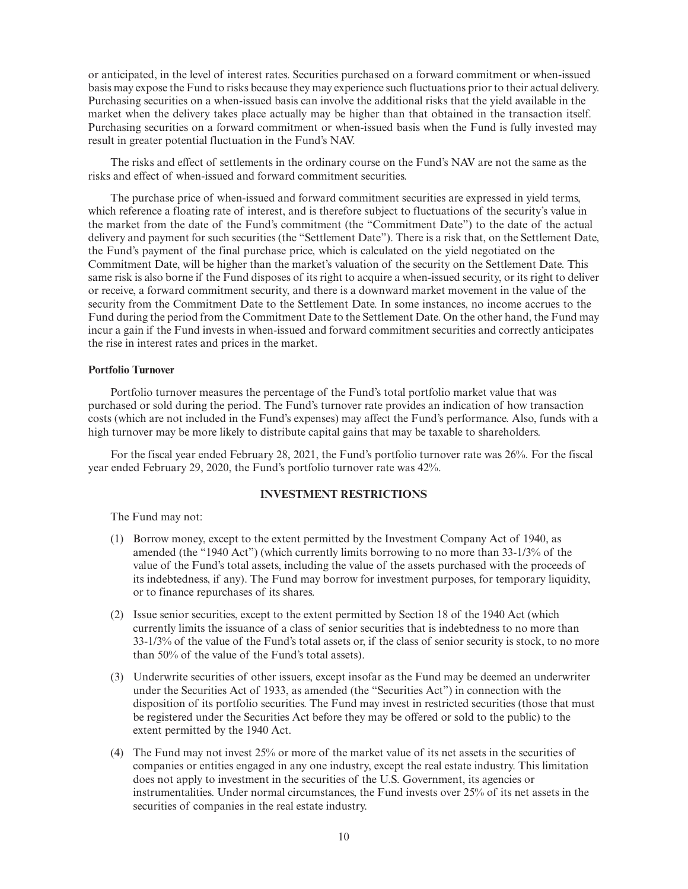or anticipated, in the level of interest rates. Securities purchased on a forward commitment or when-issued basis may expose the Fund to risks because they may experience such fluctuations prior to their actual delivery. Purchasing securities on a when-issued basis can involve the additional risks that the yield available in the market when the delivery takes place actually may be higher than that obtained in the transaction itself. Purchasing securities on a forward commitment or when-issued basis when the Fund is fully invested may result in greater potential fluctuation in the Fund's NAV.

The risks and effect of settlements in the ordinary course on the Fund's NAV are not the same as the risks and effect of when-issued and forward commitment securities.

The purchase price of when-issued and forward commitment securities are expressed in yield terms, which reference a floating rate of interest, and is therefore subject to fluctuations of the security's value in the market from the date of the Fund's commitment (the "Commitment Date") to the date of the actual delivery and payment for such securities (the "Settlement Date"). There is a risk that, on the Settlement Date, the Fund's payment of the final purchase price, which is calculated on the yield negotiated on the Commitment Date, will be higher than the market's valuation of the security on the Settlement Date. This same risk is also borne if the Fund disposes of its right to acquire a when-issued security, or its right to deliver or receive, a forward commitment security, and there is a downward market movement in the value of the security from the Commitment Date to the Settlement Date. In some instances, no income accrues to the Fund during the period from the Commitment Date to the Settlement Date. On the other hand, the Fund may incur a gain if the Fund invests in when-issued and forward commitment securities and correctly anticipates the rise in interest rates and prices in the market.

**Portfolio Turnover**

Portfolio turnover measures the percentage of the Fund's total portfolio market value that was purchased or sold during the period. The Fund's turnover rate provides an indication of how transaction costs (which are not included in the Fund's expenses) may affect the Fund's performance. Also, funds with a high turnover may be more likely to distribute capital gains that may be taxable to shareholders.

For the fiscal year ended February 28, 2021, the Fund's portfolio turnover rate was 26%. For the fiscal year ended February 29, 2020, the Fund's portfolio turnover rate was 42%.

## INVESTMENT RESTRICTIONS

The Fund may not:

(1) Borrow money, except to the extent permitted by the Investment Company Act of 1940, as amended (the "1940 Act") (which currently limits borrowing to no more than 33-1/3% of the value of the Fund's total assets, including the value of the assets purchased with the proceeds of its indebtedness, if any). The Fund may borrow for investment purposes, for temporary liquidity, or to finance repurchases of its shares.

(2) Issue senior securities, except to the extent permitted by Section 18 of the 1940 Act (which currently limits the issuance of a class of senior securities that is indebtedness to no more than 33-1/3% of the value of the Fund's total assets or, if the class of senior security is stock, to no more than 50% of the value of the Fund's total assets).

(3) Underwrite securities of other issuers, except insofar as the Fund may be deemed an underwriter under the Securities Act of 1933, as amended (the "Securities Act") in connection with the disposition of its portfolio securities. The Fund may invest in restricted securities (those that must be registered under the Securities Act before they may be offered or sold to the public) to the extent permitted by the 1940 Act.

(4) The Fund may not invest 25% or more of the market value of its net assets in the securities of companies or entities engaged in any one industry, except the real estate industry. This limitation does not apply to investment in the securities of the U.S. Government, its agencies or instrumentalities. Under normal circumstances, the Fund invests over 25% of its net assets in the securities of companies in the real estate industry.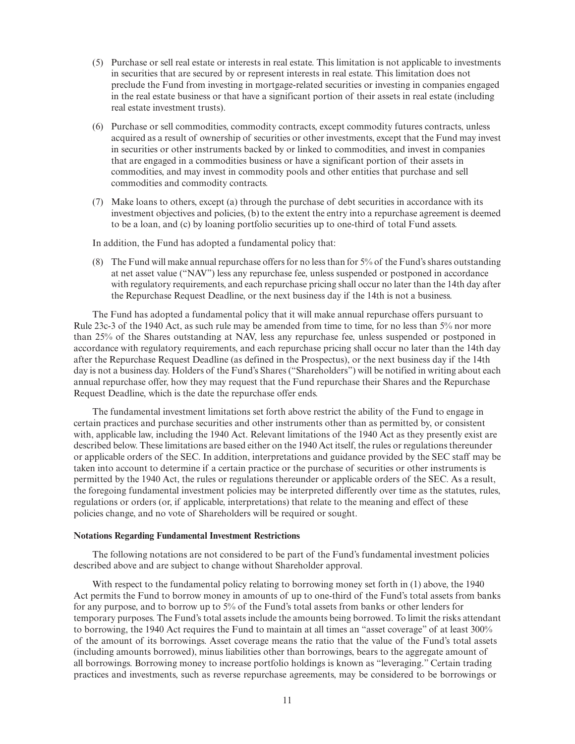(5) Purchase or sell real estate or interests in real estate. This limitation is not applicable to investments in securities that are secured by or represent interests in real estate. This limitation does not preclude the Fund from investing in mortgage-related securities or investing in companies engaged in the real estate business or that have a significant portion of their assets in real estate (including real estate investment trusts).

(6) Purchase or sell commodities, commodity contracts, except commodity futures contracts, unless acquired as a result of ownership of securities or other investments, except that the Fund may invest in securities or other instruments backed by or linked to commodities, and invest in companies that are engaged in a commodities business or have a significant portion of their assets in commodities, and may invest in commodity pools and other entities that purchase and sell commodities and commodity contracts.

(7) Make loans to others, except (a) through the purchase of debt securities in accordance with its investment objectives and policies, (b) to the extent the entry into a repurchase agreement is deemed to be a loan, and (c) by loaning portfolio securities up to one-third of total Fund assets.

In addition, the Fund has adopted a fundamental policy that:

(8) The Fund will make annual repurchase offers for no less than for 5% of the Fund's shares outstanding at net asset value ("NAV") less any repurchase fee, unless suspended or postponed in accordance with regulatory requirements, and each repurchase pricing shall occur no later than the 14th day after the Repurchase Request Deadline, or the next business day if the 14th is not a business.

The Fund has adopted a fundamental policy that it will make annual repurchase offers pursuant to Rule 23c-3 of the 1940 Act, as such rule may be amended from time to time, for no less than 5% nor more than 25% of the Shares outstanding at NAV, less any repurchase fee, unless suspended or postponed in accordance with regulatory requirements, and each repurchase pricing shall occur no later than the 14th day after the Repurchase Request Deadline (as defined in the Prospectus), or the next business day if the 14th day is not a business day. Holders of the Fund's Shares ("Shareholders") will be notified in writing about each annual repurchase offer, how they may request that the Fund repurchase their Shares and the Repurchase Request Deadline, which is the date the repurchase offer ends.

The fundamental investment limitations set forth above restrict the ability of the Fund to engage in certain practices and purchase securities and other instruments other than as permitted by, or consistent with, applicable law, including the 1940 Act. Relevant limitations of the 1940 Act as they presently exist are described below. These limitations are based either on the 1940 Act itself, the rules or regulations thereunder or applicable orders of the SEC. In addition, interpretations and guidance provided by the SEC staff may be taken into account to determine if a certain practice or the purchase of securities or other instruments is permitted by the 1940 Act, the rules or regulations thereunder or applicable orders of the SEC. As a result, the foregoing fundamental investment policies may be interpreted differently over time as the statutes, rules, regulations or orders (or, if applicable, interpretations) that relate to the meaning and effect of these policies change, and no vote of Shareholders will be required or sought.

**Notations Regarding Fundamental Investment Restrictions**

The following notations are not considered to be part of the Fund's fundamental investment policies described above and are subject to change without Shareholder approval.

With respect to the fundamental policy relating to borrowing money set forth in (1) above, the 1940 Act permits the Fund to borrow money in amounts of up to one-third of the Fund's total assets from banks for any purpose, and to borrow up to 5% of the Fund's total assets from banks or other lenders for temporary purposes. The Fund's total assets include the amounts being borrowed. To limit the risks attendant to borrowing, the 1940 Act requires the Fund to maintain at all times an "asset coverage" of at least 300% of the amount of its borrowings. Asset coverage means the ratio that the value of the Fund's total assets (including amounts borrowed), minus liabilities other than borrowings, bears to the aggregate amount of all borrowings. Borrowing money to increase portfolio holdings is known as "leveraging." Certain trading practices and investments, such as reverse repurchase agreements, may be considered to be borrowings or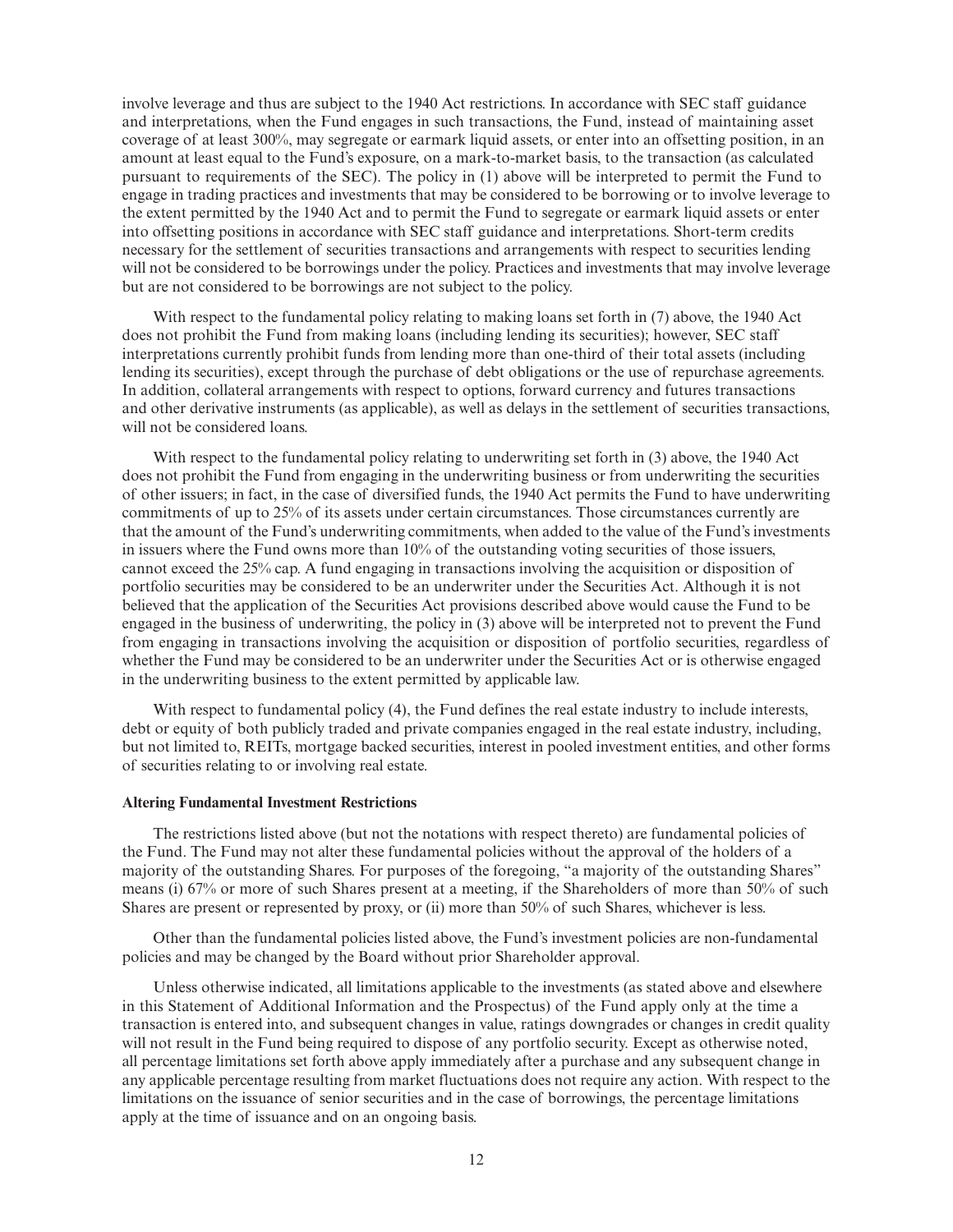involve leverage and thus are subject to the 1940 Act restrictions. In accordance with SEC staff guidance and interpretations, when the Fund engages in such transactions, the Fund, instead of maintaining asset coverage of at least 300%, may segregate or earmark liquid assets, or enter into an offsetting position, in an amount at least equal to the Fund's exposure, on a mark-to-market basis, to the transaction (as calculated pursuant to requirements of the SEC). The policy in (1) above will be interpreted to permit the Fund to engage in trading practices and investments that may be considered to be borrowing or to involve leverage to the extent permitted by the 1940 Act and to permit the Fund to segregate or earmark liquid assets or enter into offsetting positions in accordance with SEC staff guidance and interpretations. Short-term credits necessary for the settlement of securities transactions and arrangements with respect to securities lending will not be considered to be borrowings under the policy. Practices and investments that may involve leverage but are not considered to be borrowings are not subject to the policy.

With respect to the fundamental policy relating to making loans set forth in (7) above, the 1940 Act does not prohibit the Fund from making loans (including lending its securities); however, SEC staff interpretations currently prohibit funds from lending more than one-third of their total assets (including lending its securities), except through the purchase of debt obligations or the use of repurchase agreements. In addition, collateral arrangements with respect to options, forward currency and futures transactions and other derivative instruments (as applicable), as well as delays in the settlement of securities transactions, will not be considered loans.

With respect to the fundamental policy relating to underwriting set forth in (3) above, the 1940 Act does not prohibit the Fund from engaging in the underwriting business or from underwriting the securities of other issuers; in fact, in the case of diversified funds, the 1940 Act permits the Fund to have underwriting commitments of up to 25% of its assets under certain circumstances. Those circumstances currently are that the amount of the Fund's underwriting commitments, when added to the value of the Fund's investments in issuers where the Fund owns more than 10% of the outstanding voting securities of those issuers, cannot exceed the 25% cap. A fund engaging in transactions involving the acquisition or disposition of portfolio securities may be considered to be an underwriter under the Securities Act. Although it is not believed that the application of the Securities Act provisions described above would cause the Fund to be engaged in the business of underwriting, the policy in (3) above will be interpreted not to prevent the Fund from engaging in transactions involving the acquisition or disposition of portfolio securities, regardless of whether the Fund may be considered to be an underwriter under the Securities Act or is otherwise engaged in the underwriting business to the extent permitted by applicable law.

With respect to fundamental policy (4), the Fund defines the real estate industry to include interests, debt or equity of both publicly traded and private companies engaged in the real estate industry, including, but not limited to, REITs, mortgage backed securities, interest in pooled investment entities, and other forms of securities relating to or involving real estate.

### Altering Fundamental Investment Restrictions

The restrictions listed above (but not the notations with respect thereto) are fundamental policies of the Fund. The Fund may not alter these fundamental policies without the approval of the holders of a majority of the outstanding Shares. For purposes of the foregoing, "a majority of the outstanding Shares" means (i) 67% or more of such Shares present at a meeting, if the Shareholders of more than 50% of such Shares are present or represented by proxy, or (ii) more than 50% of such Shares, whichever is less.

Other than the fundamental policies listed above, the Fund's investment policies are non-fundamental policies and may be changed by the Board without prior Shareholder approval.

Unless otherwise indicated, all limitations applicable to the investments (as stated above and elsewhere in this Statement of Additional Information and the Prospectus) of the Fund apply only at the time a transaction is entered into, and subsequent changes in value, ratings downgrades or changes in credit quality will not result in the Fund being required to dispose of any portfolio security. Except as otherwise noted, all percentage limitations set forth above apply immediately after a purchase and any subsequent change in any applicable percentage resulting from market fluctuations does not require any action. With respect to the limitations on the issuance of senior securities and in the case of borrowings, the percentage limitations apply at the time of issuance and on an ongoing basis.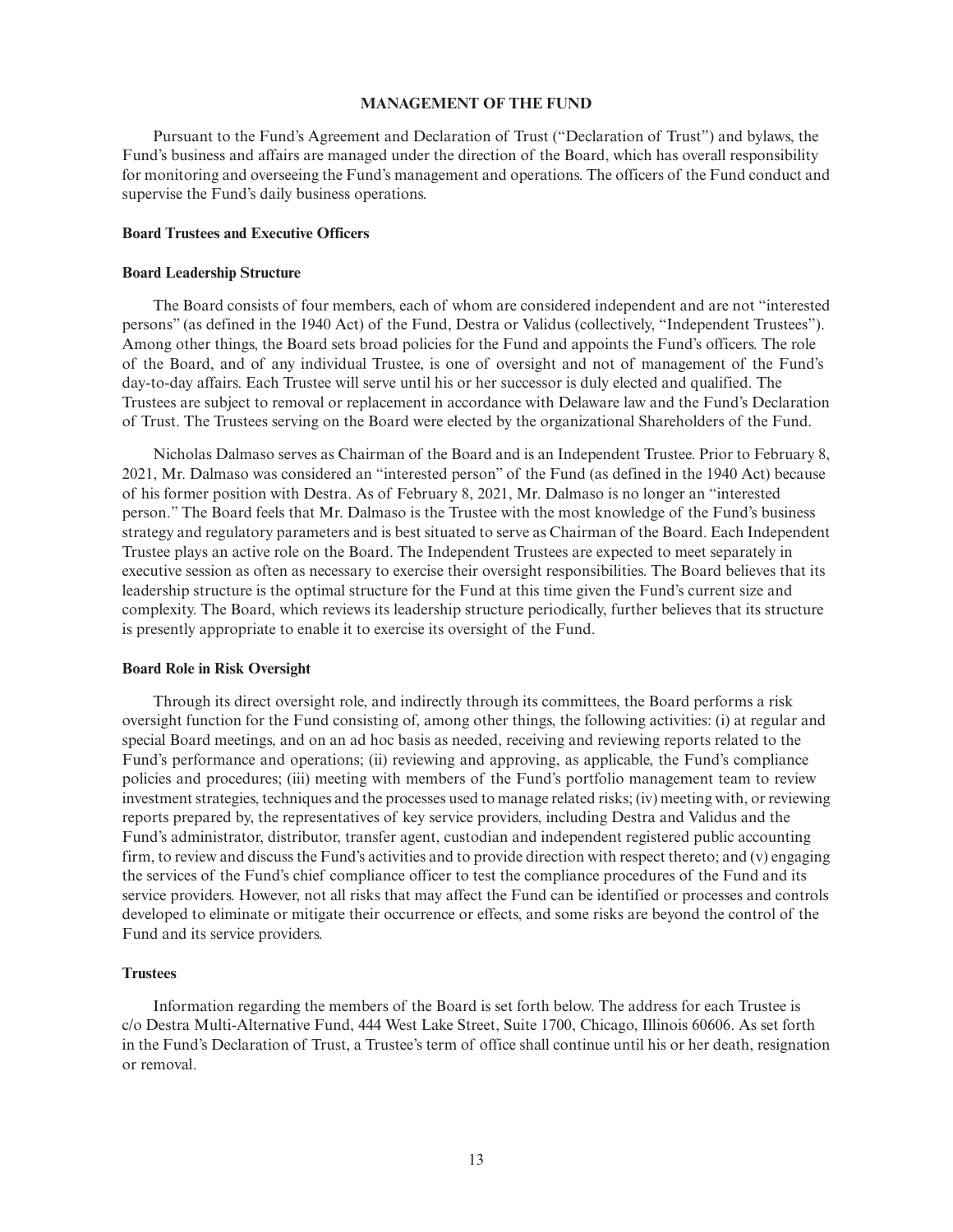## MANAGEMENT OF THE FUND

Pursuant to the Fund's Agreement and Declaration of Trust ("Declaration of Trust") and bylaws, the Fund's business and affairs are managed under the direction of the Board, which has overall responsibility for monitoring and overseeing the Fund's management and operations. The officers of the Fund conduct and supervise the Fund's daily business operations.

### Board Trustees and Executive Officers

### Board Leadership Structure

The Board consists of four members, each of whom are considered independent and are not "interested persons" (as defined in the 1940 Act) of the Fund, Destra or Validus (collectively, "Independent Trustees"). Among other things, the Board sets broad policies for the Fund and appoints the Fund's officers. The role of the Board, and of any individual Trustee, is one of oversight and not of management of the Fund's day-to-day affairs. Each Trustee will serve until his or her successor is duly elected and qualified. The Trustees are subject to removal or replacement in accordance with Delaware law and the Fund's Declaration of Trust. The Trustees serving on the Board were elected by the organizational Shareholders of the Fund.

Nicholas Dalmaso serves as Chairman of the Board and is an Independent Trustee. Prior to February 8, 2021, Mr. Dalmaso was considered an "interested person" of the Fund (as defined in the 1940 Act) because of his former position with Destra. As of February 8, 2021, Mr. Dalmaso is no longer an "interested person." The Board feels that Mr. Dalmaso is the Trustee with the most knowledge of the Fund's business strategy and regulatory parameters and is best situated to serve as Chairman of the Board. Each Independent Trustee plays an active role on the Board. The Independent Trustees are expected to meet separately in executive session as often as necessary to exercise their oversight responsibilities. The Board believes that its leadership structure is the optimal structure for the Fund at this time given the Fund's current size and complexity. The Board, which reviews its leadership structure periodically, further believes that its structure is presently appropriate to enable it to exercise its oversight of the Fund.

### Board Role in Risk Oversight

Through its direct oversight role, and indirectly through its committees, the Board performs a risk oversight function for the Fund consisting of, among other things, the following activities: (i) at regular and special Board meetings, and on an ad hoc basis as needed, receiving and reviewing reports related to the Fund's performance and operations; (ii) reviewing and approving, as applicable, the Fund's compliance policies and procedures; (iii) meeting with members of the Fund's portfolio management team to review investment strategies, techniques and the processes used to manage related risks; (iv) meeting with, or reviewing reports prepared by, the representatives of key service providers, including Destra and Validus and the Fund's administrator, distributor, transfer agent, custodian and independent registered public accounting firm, to review and discuss the Fund's activities and to provide direction with respect thereto; and (v) engaging the services of the Fund's chief compliance officer to test the compliance procedures of the Fund and its service providers. However, not all risks that may affect the Fund can be identified or processes and controls developed to eliminate or mitigate their occurrence or effects, and some risks are beyond the control of the Fund and its service providers.

### Trustees

Information regarding the members of the Board is set forth below. The address for each Trustee is c/o Destra Multi-Alternative Fund, 444 West Lake Street, Suite 1700, Chicago, Illinois 60606. As set forth in the Fund's Declaration of Trust, a Trustee's term of office shall continue until his or her death, resignation or removal.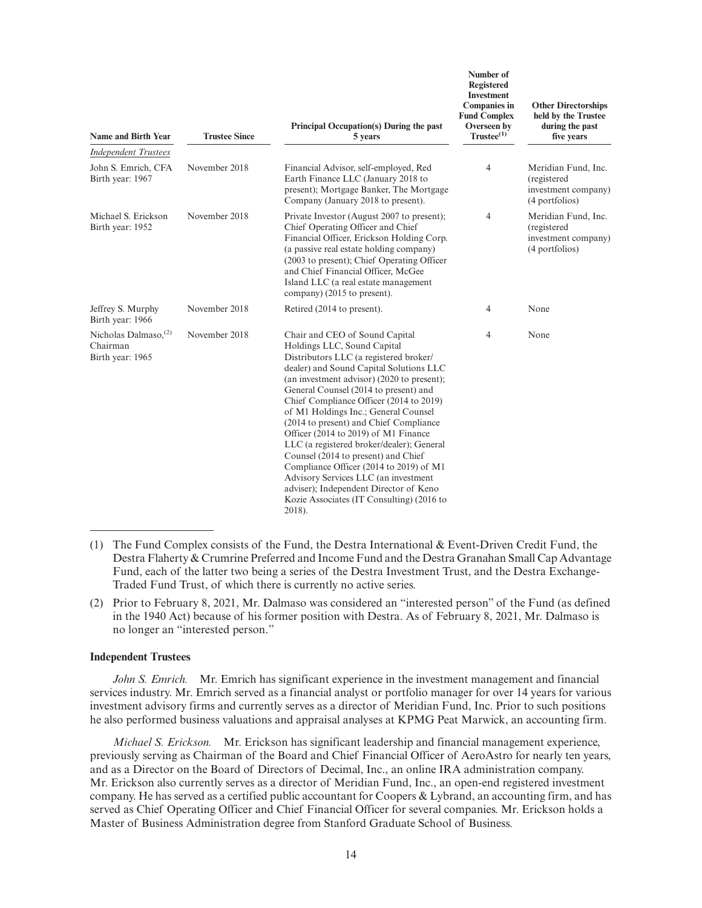| Name and Birth Year | Trustee Since | Principal Occupation(s) During the past 5 years | Number of Registered Investment Companies in Fund Complex Overseen by Trustee[(1)] | Other Directorships held by the Trustee during the past five years |
|---|---|---|---|---|
| *Independent Trustees* | | | | |
| John S. Emrich, CFA<br>Birth year: 1967 | November 2018 | Financial Advisor, self-employed, Red Earth Finance LLC (January 2018 to present); Mortgage Banker, The Mortgage Company (January 2018 to present). | 4 | Meridian Fund, Inc. (registered investment company) (4 portfolios) |
| Michael S. Erickson<br>Birth year: 1952 | November 2018 | Private Investor (August 2007 to present); Chief Operating Officer and Chief Financial Officer, Erickson Holding Corp. (a passive real estate holding company) (2003 to present); Chief Operating Officer and Chief Financial Officer, McGee Island LLC (a real estate management company) (2015 to present). | 4 | Meridian Fund, Inc. (registered investment company) (4 portfolios) |
| Jeffrey S. Murphy<br>Birth year: 1966 | November 2018 | Retired (2014 to present). | 4 | None |
| Nicholas Dalmaso,[(2)]<br>Chairman<br>Birth year: 1965 | November 2018 | Chair and CEO of Sound Capital Holdings LLC, Sound Capital Distributors LLC (a registered broker/dealer) and Sound Capital Solutions LLC (an investment advisor) (2020 to present); General Counsel (2014 to present) and Chief Compliance Officer (2014 to 2019) of M1 Holdings Inc.; General Counsel (2014 to present) and Chief Compliance Officer (2014 to 2019) of M1 Finance LLC (a registered broker/dealer); General Counsel (2014 to present) and Chief Compliance Officer (2014 to 2019) of M1 Advisory Services LLC (an investment adviser); Independent Director of Keno Kozie Associates (IT Consulting) (2016 to 2018). | 4 | None |

(1) The Fund Complex consists of the Fund, the Destra International & Event-Driven Credit Fund, the Destra Flaherty & Crumrine Preferred and Income Fund and the Destra Granahan Small Cap Advantage Fund, each of the latter two being a series of the Destra Investment Trust, and the Destra Exchange-Traded Fund Trust, of which there is currently no active series.

(2) Prior to February 8, 2021, Mr. Dalmaso was considered an "interested person" of the Fund (as defined in the 1940 Act) because of his former position with Destra. As of February 8, 2021, Mr. Dalmaso is no longer an "interested person."

**Independent Trustees**

*John S. Emrich.* Mr. Emrich has significant experience in the investment management and financial services industry. Mr. Emrich served as a financial analyst or portfolio manager for over 14 years for various investment advisory firms and currently serves as a director of Meridian Fund, Inc. Prior to such positions he also performed business valuations and appraisal analyses at KPMG Peat Marwick, an accounting firm.

*Michael S. Erickson.* Mr. Erickson has significant leadership and financial management experience, previously serving as Chairman of the Board and Chief Financial Officer of AeroAstro for nearly ten years, and as a Director on the Board of Directors of Decimal, Inc., an online IRA administration company. Mr. Erickson also currently serves as a director of Meridian Fund, Inc., an open-end registered investment company. He has served as a certified public accountant for Coopers & Lybrand, an accounting firm, and has served as Chief Operating Officer and Chief Financial Officer for several companies. Mr. Erickson holds a Master of Business Administration degree from Stanford Graduate School of Business.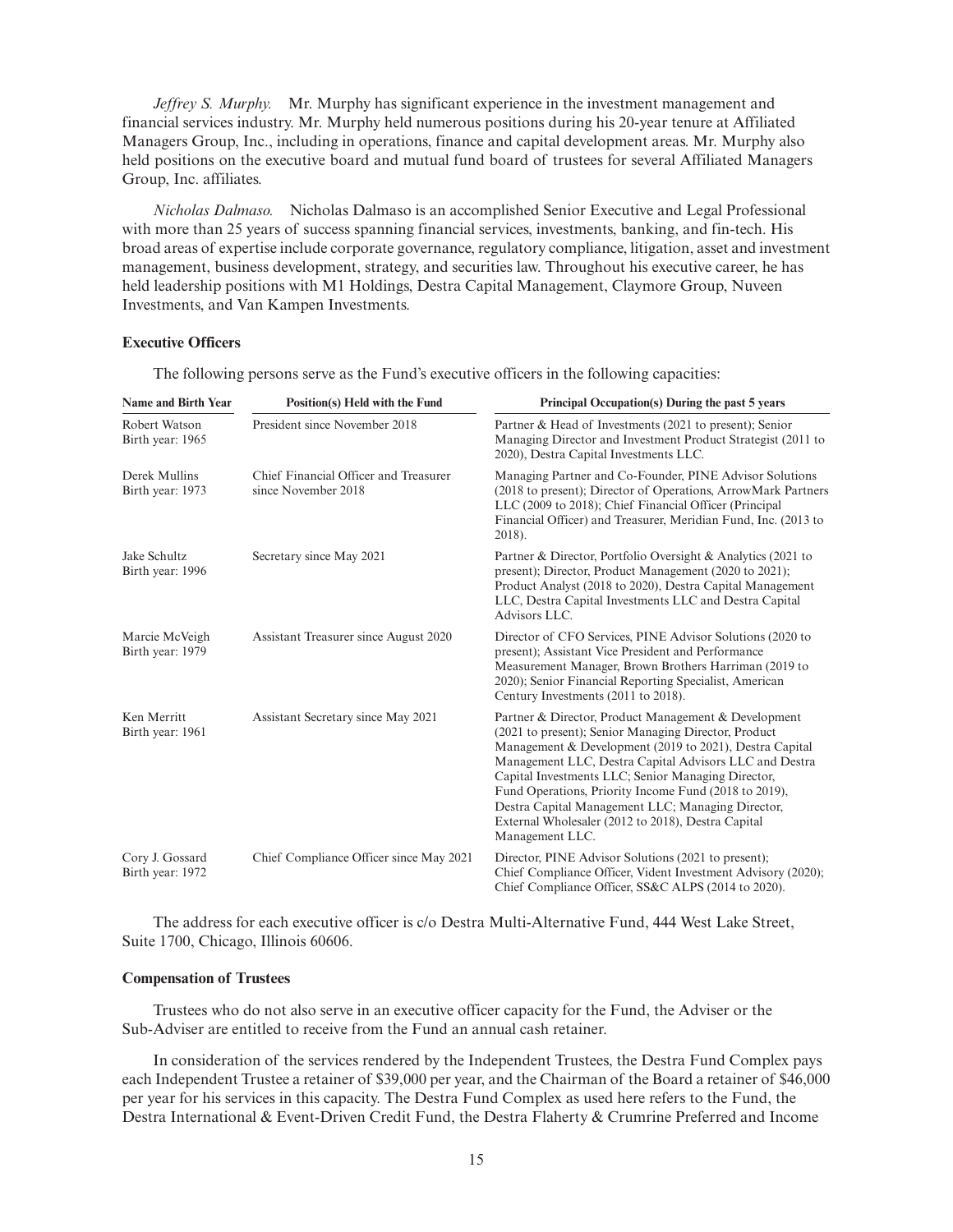*Jeffrey S. Murphy.* Mr. Murphy has significant experience in the investment management and financial services industry. Mr. Murphy held numerous positions during his 20-year tenure at Affiliated Managers Group, Inc., including in operations, finance and capital development areas. Mr. Murphy also held positions on the executive board and mutual fund board of trustees for several Affiliated Managers Group, Inc. affiliates.

*Nicholas Dalmaso.* Nicholas Dalmaso is an accomplished Senior Executive and Legal Professional with more than 25 years of success spanning financial services, investments, banking, and fin-tech. His broad areas of expertise include corporate governance, regulatory compliance, litigation, asset and investment management, business development, strategy, and securities law. Throughout his executive career, he has held leadership positions with M1 Holdings, Destra Capital Management, Claymore Group, Nuveen Investments, and Van Kampen Investments.

### Executive Officers

The following persons serve as the Fund's executive officers in the following capacities:

| Name and Birth Year | Position(s) Held with the Fund | Principal Occupation(s) During the past 5 years |
|---|---|---|
| Robert Watson<br>Birth year: 1965 | President since November 2018 | Partner & Head of Investments (2021 to present); Senior Managing Director and Investment Product Strategist (2011 to 2020), Destra Capital Investments LLC. |
| Derek Mullins<br>Birth year: 1973 | Chief Financial Officer and Treasurer since November 2018 | Managing Partner and Co-Founder, PINE Advisor Solutions (2018 to present); Director of Operations, ArrowMark Partners LLC (2009 to 2018); Chief Financial Officer (Principal Financial Officer) and Treasurer, Meridian Fund, Inc. (2013 to 2018). |
| Jake Schultz<br>Birth year: 1996 | Secretary since May 2021 | Partner & Director, Portfolio Oversight & Analytics (2021 to present); Director, Product Management (2020 to 2021); Product Analyst (2018 to 2020), Destra Capital Management LLC, Destra Capital Investments LLC and Destra Capital Advisors LLC. |
| Marcie McVeigh<br>Birth year: 1979 | Assistant Treasurer since August 2020 | Director of CFO Services, PINE Advisor Solutions (2020 to present); Assistant Vice President and Performance Measurement Manager, Brown Brothers Harriman (2019 to 2020); Senior Financial Reporting Specialist, American Century Investments (2011 to 2018). |
| Ken Merritt<br>Birth year: 1961 | Assistant Secretary since May 2021 | Partner & Director, Product Management & Development (2021 to present); Senior Managing Director, Product Management & Development (2019 to 2021), Destra Capital Management LLC, Destra Capital Advisors LLC and Destra Capital Investments LLC; Senior Managing Director, Fund Operations, Priority Income Fund (2018 to 2019), Destra Capital Management LLC; Managing Director, External Wholesaler (2012 to 2018), Destra Capital Management LLC. |
| Cory J. Gossard<br>Birth year: 1972 | Chief Compliance Officer since May 2021 | Director, PINE Advisor Solutions (2021 to present); Chief Compliance Officer, Vident Investment Advisory (2020); Chief Compliance Officer, SS&C ALPS (2014 to 2020). |

The address for each executive officer is c/o Destra Multi-Alternative Fund, 444 West Lake Street, Suite 1700, Chicago, Illinois 60606.

### Compensation of Trustees

Trustees who do not also serve in an executive officer capacity for the Fund, the Adviser or the Sub-Adviser are entitled to receive from the Fund an annual cash retainer.

In consideration of the services rendered by the Independent Trustees, the Destra Fund Complex pays each Independent Trustee a retainer of $39,000 per year, and the Chairman of the Board a retainer of $46,000 per year for his services in this capacity. The Destra Fund Complex as used here refers to the Fund, the Destra International & Event-Driven Credit Fund, the Destra Flaherty & Crumrine Preferred and Income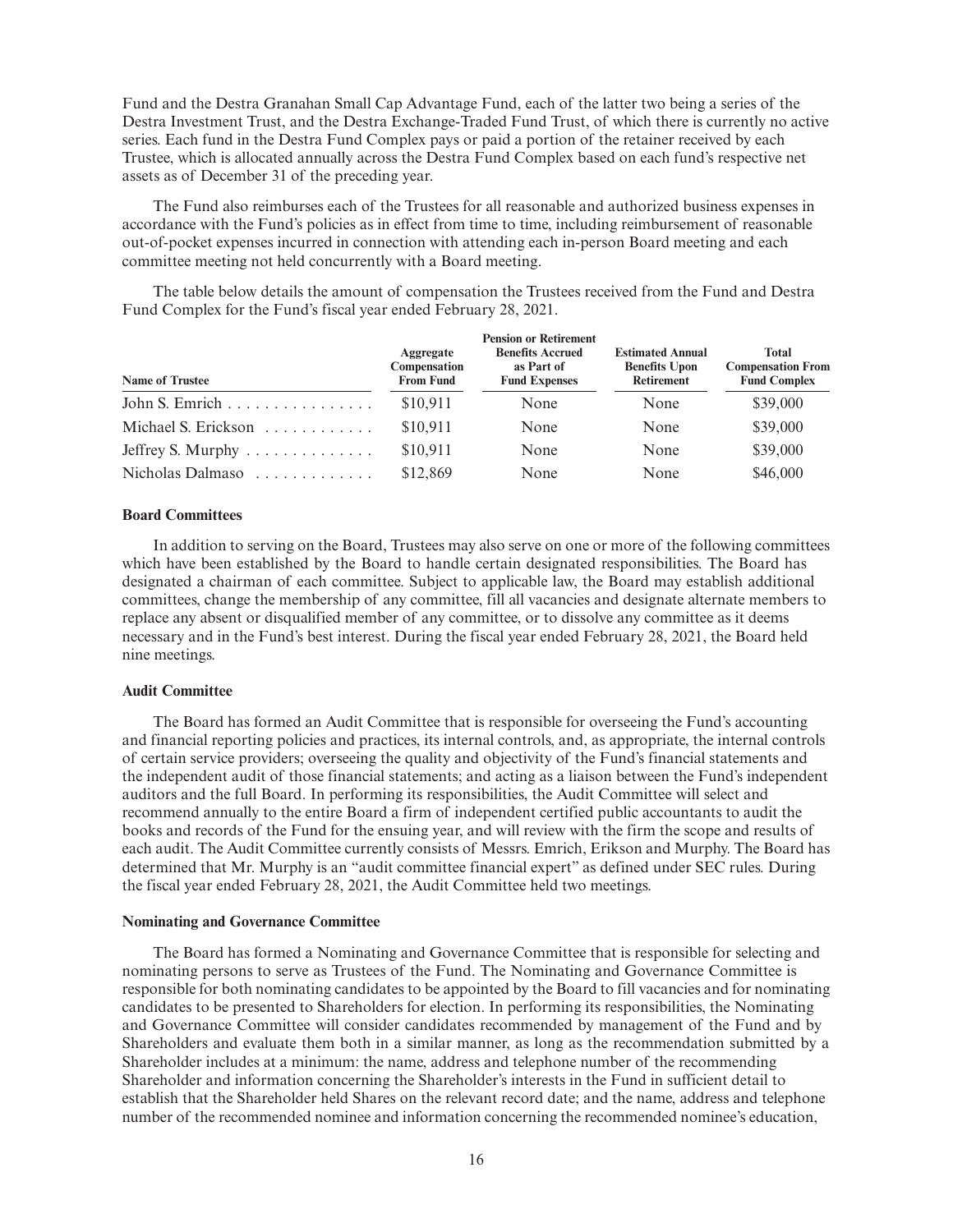Fund and the Destra Granahan Small Cap Advantage Fund, each of the latter two being a series of the Destra Investment Trust, and the Destra Exchange-Traded Fund Trust, of which there is currently no active series. Each fund in the Destra Fund Complex pays or paid a portion of the retainer received by each Trustee, which is allocated annually across the Destra Fund Complex based on each fund's respective net assets as of December 31 of the preceding year.

The Fund also reimburses each of the Trustees for all reasonable and authorized business expenses in accordance with the Fund's policies as in effect from time to time, including reimbursement of reasonable out-of-pocket expenses incurred in connection with attending each in-person Board meeting and each committee meeting not held concurrently with a Board meeting.

The table below details the amount of compensation the Trustees received from the Fund and Destra Fund Complex for the Fund's fiscal year ended February 28, 2021.

| Name of Trustee | Aggregate Compensation From Fund | Pension or Retirement Benefits Accrued as Part of Fund Expenses | Estimated Annual Benefits Upon Retirement | Total Compensation From Fund Complex |
|---|---|---|---|---|
| John S. Emrich | $10,911 | None | None | $39,000 |
| Michael S. Erickson | $10,911 | None | None | $39,000 |
| Jeffrey S. Murphy | $10,911 | None | None | $39,000 |
| Nicholas Dalmaso | $12,869 | None | None | $46,000 |

**Board Committees**

In addition to serving on the Board, Trustees may also serve on one or more of the following committees which have been established by the Board to handle certain designated responsibilities. The Board has designated a chairman of each committee. Subject to applicable law, the Board may establish additional committees, change the membership of any committee, fill all vacancies and designate alternate members to replace any absent or disqualified member of any committee, or to dissolve any committee as it deems necessary and in the Fund's best interest. During the fiscal year ended February 28, 2021, the Board held nine meetings.

**Audit Committee**

The Board has formed an Audit Committee that is responsible for overseeing the Fund's accounting and financial reporting policies and practices, its internal controls, and, as appropriate, the internal controls of certain service providers; overseeing the quality and objectivity of the Fund's financial statements and the independent audit of those financial statements; and acting as a liaison between the Fund's independent auditors and the full Board. In performing its responsibilities, the Audit Committee will select and recommend annually to the entire Board a firm of independent certified public accountants to audit the books and records of the Fund for the ensuing year, and will review with the firm the scope and results of each audit. The Audit Committee currently consists of Messrs. Emrich, Erikson and Murphy. The Board has determined that Mr. Murphy is an "audit committee financial expert" as defined under SEC rules. During the fiscal year ended February 28, 2021, the Audit Committee held two meetings.

**Nominating and Governance Committee**

The Board has formed a Nominating and Governance Committee that is responsible for selecting and nominating persons to serve as Trustees of the Fund. The Nominating and Governance Committee is responsible for both nominating candidates to be appointed by the Board to fill vacancies and for nominating candidates to be presented to Shareholders for election. In performing its responsibilities, the Nominating and Governance Committee will consider candidates recommended by management of the Fund and by Shareholders and evaluate them both in a similar manner, as long as the recommendation submitted by a Shareholder includes at a minimum: the name, address and telephone number of the recommending Shareholder and information concerning the Shareholder's interests in the Fund in sufficient detail to establish that the Shareholder held Shares on the relevant record date; and the name, address and telephone number of the recommended nominee and information concerning the recommended nominee's education,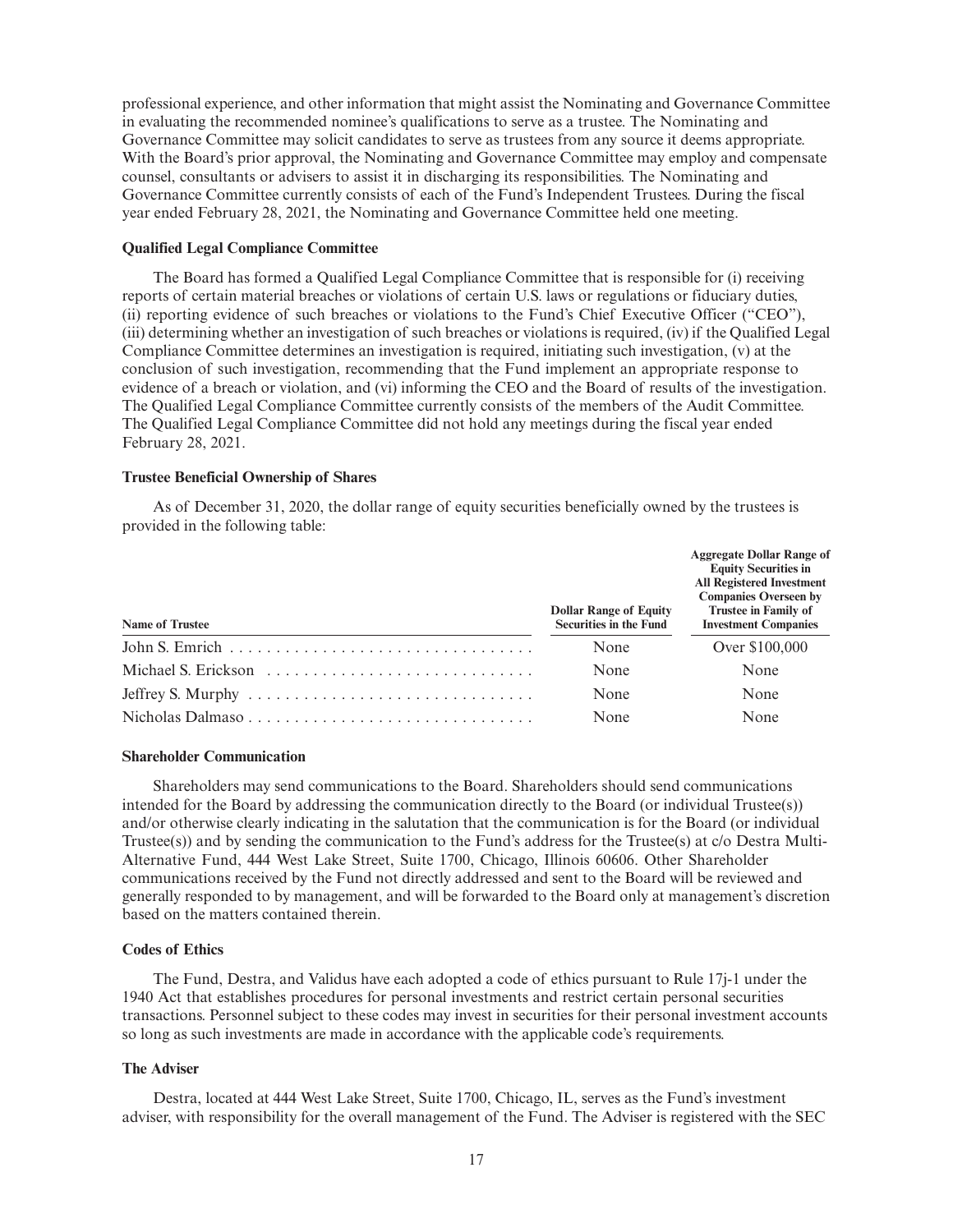professional experience, and other information that might assist the Nominating and Governance Committee in evaluating the recommended nominee's qualifications to serve as a trustee. The Nominating and Governance Committee may solicit candidates to serve as trustees from any source it deems appropriate. With the Board's prior approval, the Nominating and Governance Committee may employ and compensate counsel, consultants or advisers to assist it in discharging its responsibilities. The Nominating and Governance Committee currently consists of each of the Fund's Independent Trustees. During the fiscal year ended February 28, 2021, the Nominating and Governance Committee held one meeting.

#### Qualified Legal Compliance Committee

The Board has formed a Qualified Legal Compliance Committee that is responsible for (i) receiving reports of certain material breaches or violations of certain U.S. laws or regulations or fiduciary duties, (ii) reporting evidence of such breaches or violations to the Fund's Chief Executive Officer ("CEO"), (iii) determining whether an investigation of such breaches or violations is required, (iv) if the Qualified Legal Compliance Committee determines an investigation is required, initiating such investigation, (v) at the conclusion of such investigation, recommending that the Fund implement an appropriate response to evidence of a breach or violation, and (vi) informing the CEO and the Board of results of the investigation. The Qualified Legal Compliance Committee currently consists of the members of the Audit Committee. The Qualified Legal Compliance Committee did not hold any meetings during the fiscal year ended February 28, 2021.

#### Trustee Beneficial Ownership of Shares

As of December 31, 2020, the dollar range of equity securities beneficially owned by the trustees is provided in the following table:

| Name of Trustee | Dollar Range of Equity Securities in the Fund | Aggregate Dollar Range of Equity Securities in All Registered Investment Companies Overseen by Trustee in Family of Investment Companies |
|---|---|---|
| John S. Emrich | None | Over $100,000 |
| Michael S. Erickson | None | None |
| Jeffrey S. Murphy | None | None |
| Nicholas Dalmaso | None | None |

#### Shareholder Communication

Shareholders may send communications to the Board. Shareholders should send communications intended for the Board by addressing the communication directly to the Board (or individual Trustee(s)) and/or otherwise clearly indicating in the salutation that the communication is for the Board (or individual Trustee(s)) and by sending the communication to the Fund's address for the Trustee(s) at c/o Destra Multi-Alternative Fund, 444 West Lake Street, Suite 1700, Chicago, Illinois 60606. Other Shareholder communications received by the Fund not directly addressed and sent to the Board will be reviewed and generally responded to by management, and will be forwarded to the Board only at management's discretion based on the matters contained therein.

#### Codes of Ethics

The Fund, Destra, and Validus have each adopted a code of ethics pursuant to Rule 17j-1 under the 1940 Act that establishes procedures for personal investments and restrict certain personal securities transactions. Personnel subject to these codes may invest in securities for their personal investment accounts so long as such investments are made in accordance with the applicable code's requirements.

#### The Adviser

Destra, located at 444 West Lake Street, Suite 1700, Chicago, IL, serves as the Fund's investment adviser, with responsibility for the overall management of the Fund. The Adviser is registered with the SEC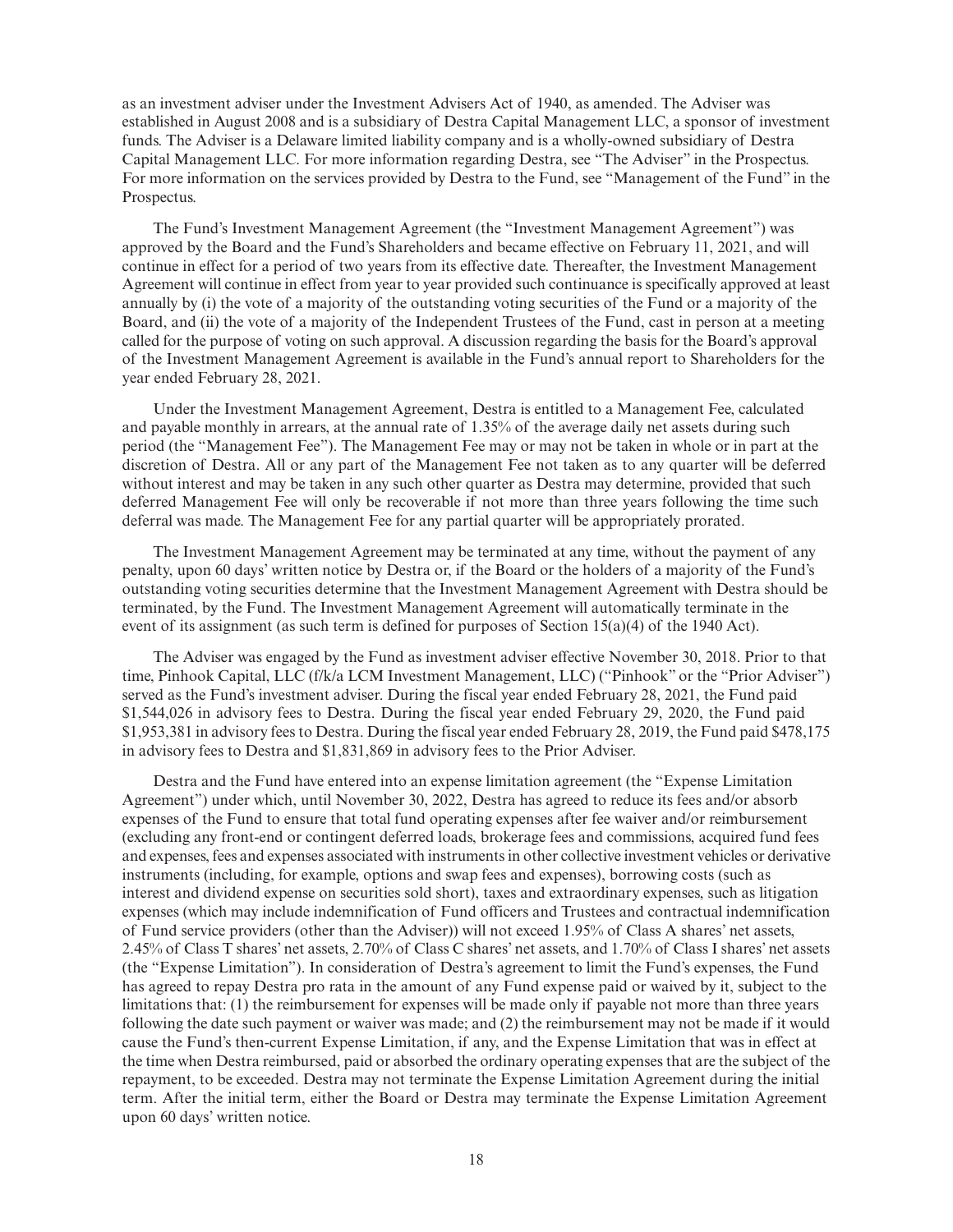as an investment adviser under the Investment Advisers Act of 1940, as amended. The Adviser was established in August 2008 and is a subsidiary of Destra Capital Management LLC, a sponsor of investment funds. The Adviser is a Delaware limited liability company and is a wholly-owned subsidiary of Destra Capital Management LLC. For more information regarding Destra, see "The Adviser" in the Prospectus. For more information on the services provided by Destra to the Fund, see "Management of the Fund" in the Prospectus.

The Fund's Investment Management Agreement (the "Investment Management Agreement") was approved by the Board and the Fund's Shareholders and became effective on February 11, 2021, and will continue in effect for a period of two years from its effective date. Thereafter, the Investment Management Agreement will continue in effect from year to year provided such continuance is specifically approved at least annually by (i) the vote of a majority of the outstanding voting securities of the Fund or a majority of the Board, and (ii) the vote of a majority of the Independent Trustees of the Fund, cast in person at a meeting called for the purpose of voting on such approval. A discussion regarding the basis for the Board's approval of the Investment Management Agreement is available in the Fund's annual report to Shareholders for the year ended February 28, 2021.

Under the Investment Management Agreement, Destra is entitled to a Management Fee, calculated and payable monthly in arrears, at the annual rate of 1.35% of the average daily net assets during such period (the "Management Fee"). The Management Fee may or may not be taken in whole or in part at the discretion of Destra. All or any part of the Management Fee not taken as to any quarter will be deferred without interest and may be taken in any such other quarter as Destra may determine, provided that such deferred Management Fee will only be recoverable if not more than three years following the time such deferral was made. The Management Fee for any partial quarter will be appropriately prorated.

The Investment Management Agreement may be terminated at any time, without the payment of any penalty, upon 60 days' written notice by Destra or, if the Board or the holders of a majority of the Fund's outstanding voting securities determine that the Investment Management Agreement with Destra should be terminated, by the Fund. The Investment Management Agreement will automatically terminate in the event of its assignment (as such term is defined for purposes of Section 15(a)(4) of the 1940 Act).

The Adviser was engaged by the Fund as investment adviser effective November 30, 2018. Prior to that time, Pinhook Capital, LLC (f/k/a LCM Investment Management, LLC) ("Pinhook" or the "Prior Adviser") served as the Fund's investment adviser. During the fiscal year ended February 28, 2021, the Fund paid $1,544,026 in advisory fees to Destra. During the fiscal year ended February 29, 2020, the Fund paid $1,953,381 in advisory fees to Destra. During the fiscal year ended February 28, 2019, the Fund paid $478,175 in advisory fees to Destra and $1,831,869 in advisory fees to the Prior Adviser.

Destra and the Fund have entered into an expense limitation agreement (the "Expense Limitation Agreement") under which, until November 30, 2022, Destra has agreed to reduce its fees and/or absorb expenses of the Fund to ensure that total fund operating expenses after fee waiver and/or reimbursement (excluding any front-end or contingent deferred loads, brokerage fees and commissions, acquired fund fees and expenses, fees and expenses associated with instruments in other collective investment vehicles or derivative instruments (including, for example, options and swap fees and expenses), borrowing costs (such as interest and dividend expense on securities sold short), taxes and extraordinary expenses, such as litigation expenses (which may include indemnification of Fund officers and Trustees and contractual indemnification of Fund service providers (other than the Adviser)) will not exceed 1.95% of Class A shares' net assets, 2.45% of Class T shares' net assets, 2.70% of Class C shares' net assets, and 1.70% of Class I shares' net assets (the "Expense Limitation"). In consideration of Destra's agreement to limit the Fund's expenses, the Fund has agreed to repay Destra pro rata in the amount of any Fund expense paid or waived by it, subject to the limitations that: (1) the reimbursement for expenses will be made only if payable not more than three years following the date such payment or waiver was made; and (2) the reimbursement may not be made if it would cause the Fund's then-current Expense Limitation, if any, and the Expense Limitation that was in effect at the time when Destra reimbursed, paid or absorbed the ordinary operating expenses that are the subject of the repayment, to be exceeded. Destra may not terminate the Expense Limitation Agreement during the initial term. After the initial term, either the Board or Destra may terminate the Expense Limitation Agreement upon 60 days' written notice.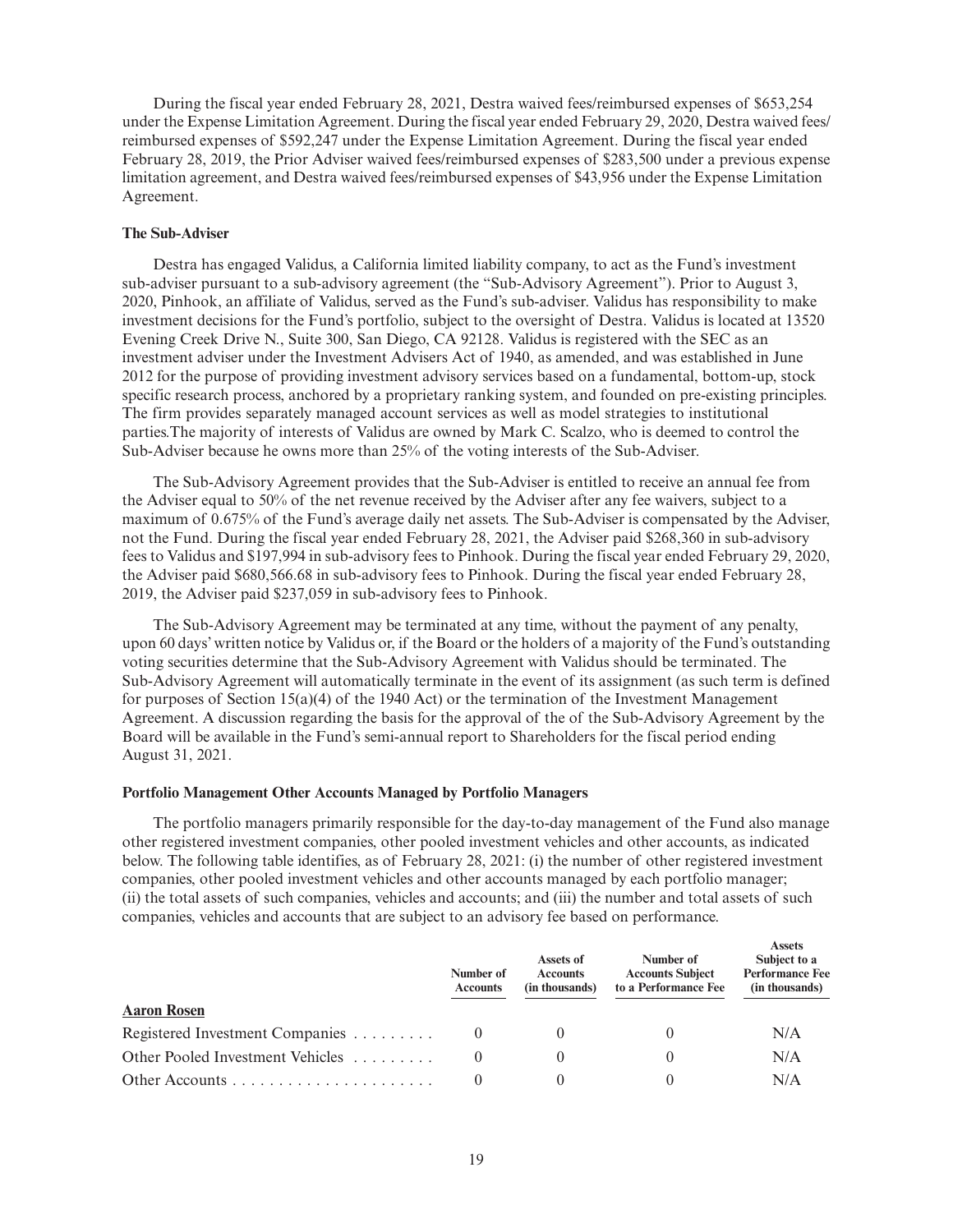During the fiscal year ended February 28, 2021, Destra waived fees/reimbursed expenses of $653,254 under the Expense Limitation Agreement. During the fiscal year ended February 29, 2020, Destra waived fees/reimbursed expenses of $592,247 under the Expense Limitation Agreement. During the fiscal year ended February 28, 2019, the Prior Adviser waived fees/reimbursed expenses of $283,500 under a previous expense limitation agreement, and Destra waived fees/reimbursed expenses of $43,956 under the Expense Limitation Agreement.

**The Sub-Adviser**

Destra has engaged Validus, a California limited liability company, to act as the Fund's investment sub-adviser pursuant to a sub-advisory agreement (the "Sub-Advisory Agreement"). Prior to August 3, 2020, Pinhook, an affiliate of Validus, served as the Fund's sub-adviser. Validus has responsibility to make investment decisions for the Fund's portfolio, subject to the oversight of Destra. Validus is located at 13520 Evening Creek Drive N., Suite 300, San Diego, CA 92128. Validus is registered with the SEC as an investment adviser under the Investment Advisers Act of 1940, as amended, and was established in June 2012 for the purpose of providing investment advisory services based on a fundamental, bottom-up, stock specific research process, anchored by a proprietary ranking system, and founded on pre-existing principles. The firm provides separately managed account services as well as model strategies to institutional parties.The majority of interests of Validus are owned by Mark C. Scalzo, who is deemed to control the Sub-Adviser because he owns more than 25% of the voting interests of the Sub-Adviser.

The Sub-Advisory Agreement provides that the Sub-Adviser is entitled to receive an annual fee from the Adviser equal to 50% of the net revenue received by the Adviser after any fee waivers, subject to a maximum of 0.675% of the Fund's average daily net assets. The Sub-Adviser is compensated by the Adviser, not the Fund. During the fiscal year ended February 28, 2021, the Adviser paid $268,360 in sub-advisory fees to Validus and $197,994 in sub-advisory fees to Pinhook. During the fiscal year ended February 29, 2020, the Adviser paid $680,566.68 in sub-advisory fees to Pinhook. During the fiscal year ended February 28, 2019, the Adviser paid $237,059 in sub-advisory fees to Pinhook.

The Sub-Advisory Agreement may be terminated at any time, without the payment of any penalty, upon 60 days' written notice by Validus or, if the Board or the holders of a majority of the Fund's outstanding voting securities determine that the Sub-Advisory Agreement with Validus should be terminated. The Sub-Advisory Agreement will automatically terminate in the event of its assignment (as such term is defined for purposes of Section 15(a)(4) of the 1940 Act) or the termination of the Investment Management Agreement. A discussion regarding the basis for the approval of the of the Sub-Advisory Agreement by the Board will be available in the Fund's semi-annual report to Shareholders for the fiscal period ending August 31, 2021.

**Portfolio Management Other Accounts Managed by Portfolio Managers**

The portfolio managers primarily responsible for the day-to-day management of the Fund also manage other registered investment companies, other pooled investment vehicles and other accounts, as indicated below. The following table identifies, as of February 28, 2021: (i) the number of other registered investment companies, other pooled investment vehicles and other accounts managed by each portfolio manager; (ii) the total assets of such companies, vehicles and accounts; and (iii) the number and total assets of such companies, vehicles and accounts that are subject to an advisory fee based on performance.

| | Number of Accounts | Assets of Accounts (in thousands) | Number of Accounts Subject to a Performance Fee | Assets Subject to a Performance Fee (in thousands) |
|---|---|---|---|---|
| **Aaron Rosen** | | | | |
| Registered Investment Companies | 0 | 0 | 0 | N/A |
| Other Pooled Investment Vehicles | 0 | 0 | 0 | N/A |
| Other Accounts | 0 | 0 | 0 | N/A |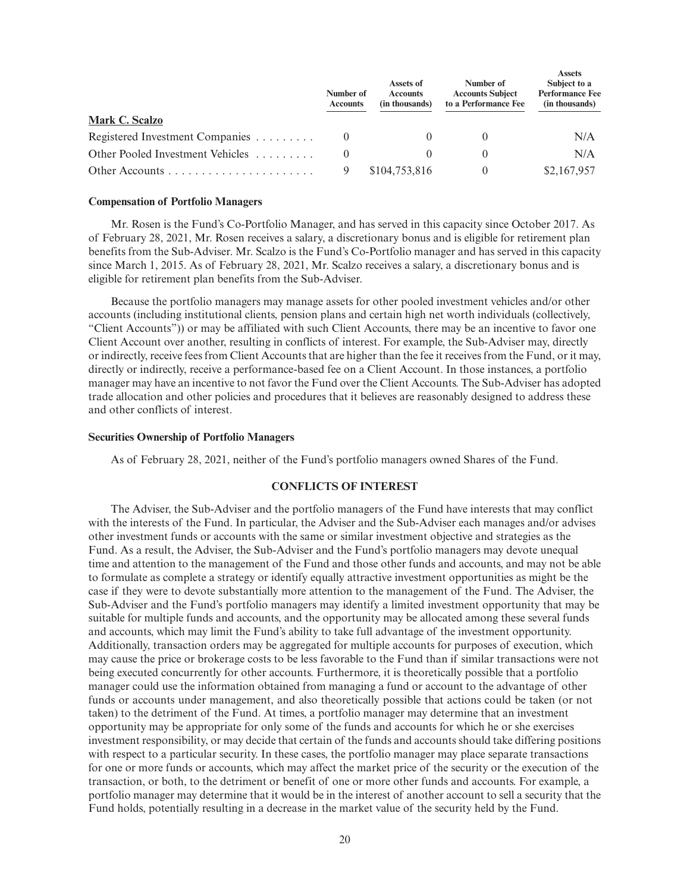| | Number of Accounts | Assets of Accounts (in thousands) | Number of Accounts Subject to a Performance Fee | Assets Subject to a Performance Fee (in thousands) |
|---|---|---|---|---|
| **Mark C. Scalzo** | | | | |
| Registered Investment Companies | 0 | 0 | 0 | N/A |
| Other Pooled Investment Vehicles | 0 | 0 | 0 | N/A |
| Other Accounts | 9 | $104,753,816 | 0 | $2,167,957 |

**Compensation of Portfolio Managers**

Mr. Rosen is the Fund's Co-Portfolio Manager, and has served in this capacity since October 2017. As of February 28, 2021, Mr. Rosen receives a salary, a discretionary bonus and is eligible for retirement plan benefits from the Sub-Adviser. Mr. Scalzo is the Fund's Co-Portfolio manager and has served in this capacity since March 1, 2015. As of February 28, 2021, Mr. Scalzo receives a salary, a discretionary bonus and is eligible for retirement plan benefits from the Sub-Adviser.

Because the portfolio managers may manage assets for other pooled investment vehicles and/or other accounts (including institutional clients, pension plans and certain high net worth individuals (collectively, "Client Accounts")) or may be affiliated with such Client Accounts, there may be an incentive to favor one Client Account over another, resulting in conflicts of interest. For example, the Sub-Adviser may, directly or indirectly, receive fees from Client Accounts that are higher than the fee it receives from the Fund, or it may, directly or indirectly, receive a performance-based fee on a Client Account. In those instances, a portfolio manager may have an incentive to not favor the Fund over the Client Accounts. The Sub-Adviser has adopted trade allocation and other policies and procedures that it believes are reasonably designed to address these and other conflicts of interest.

**Securities Ownership of Portfolio Managers**

As of February 28, 2021, neither of the Fund's portfolio managers owned Shares of the Fund.

## CONFLICTS OF INTEREST

The Adviser, the Sub-Adviser and the portfolio managers of the Fund have interests that may conflict with the interests of the Fund. In particular, the Adviser and the Sub-Adviser each manages and/or advises other investment funds or accounts with the same or similar investment objective and strategies as the Fund. As a result, the Adviser, the Sub-Adviser and the Fund's portfolio managers may devote unequal time and attention to the management of the Fund and those other funds and accounts, and may not be able to formulate as complete a strategy or identify equally attractive investment opportunities as might be the case if they were to devote substantially more attention to the management of the Fund. The Adviser, the Sub-Adviser and the Fund's portfolio managers may identify a limited investment opportunity that may be suitable for multiple funds and accounts, and the opportunity may be allocated among these several funds and accounts, which may limit the Fund's ability to take full advantage of the investment opportunity. Additionally, transaction orders may be aggregated for multiple accounts for purposes of execution, which may cause the price or brokerage costs to be less favorable to the Fund than if similar transactions were not being executed concurrently for other accounts. Furthermore, it is theoretically possible that a portfolio manager could use the information obtained from managing a fund or account to the advantage of other funds or accounts under management, and also theoretically possible that actions could be taken (or not taken) to the detriment of the Fund. At times, a portfolio manager may determine that an investment opportunity may be appropriate for only some of the funds and accounts for which he or she exercises investment responsibility, or may decide that certain of the funds and accounts should take differing positions with respect to a particular security. In these cases, the portfolio manager may place separate transactions for one or more funds or accounts, which may affect the market price of the security or the execution of the transaction, or both, to the detriment or benefit of one or more other funds and accounts. For example, a portfolio manager may determine that it would be in the interest of another account to sell a security that the Fund holds, potentially resulting in a decrease in the market value of the security held by the Fund.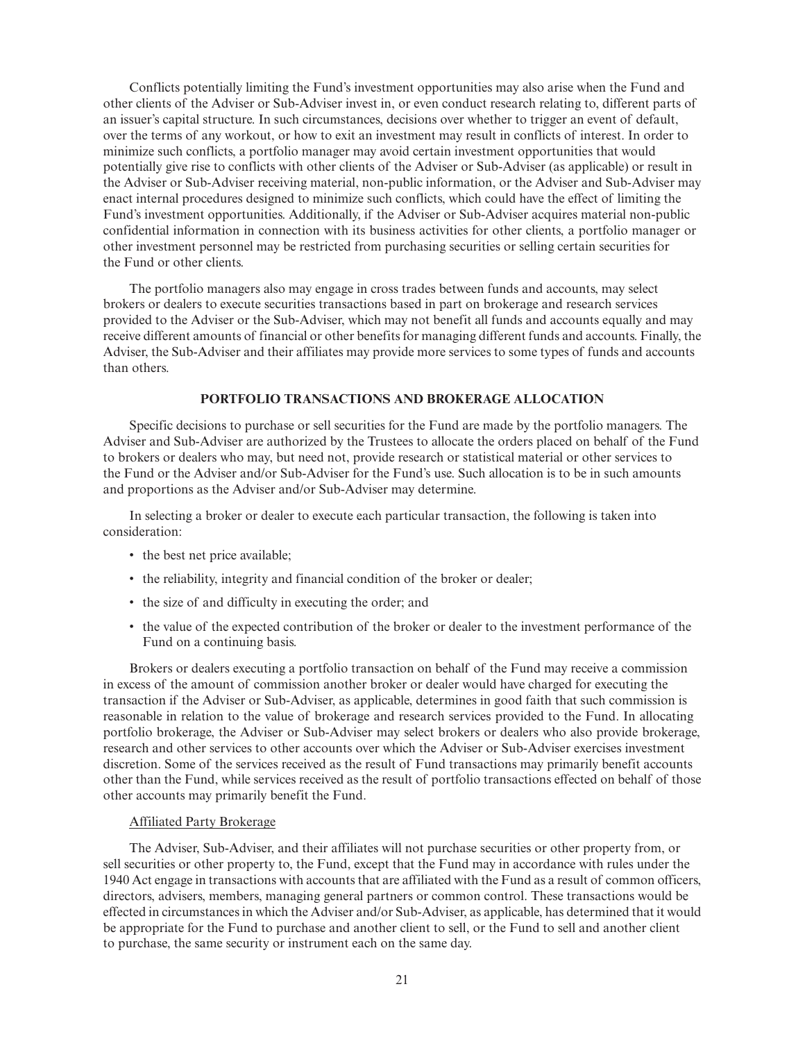Conflicts potentially limiting the Fund's investment opportunities may also arise when the Fund and other clients of the Adviser or Sub-Adviser invest in, or even conduct research relating to, different parts of an issuer's capital structure. In such circumstances, decisions over whether to trigger an event of default, over the terms of any workout, or how to exit an investment may result in conflicts of interest. In order to minimize such conflicts, a portfolio manager may avoid certain investment opportunities that would potentially give rise to conflicts with other clients of the Adviser or Sub-Adviser (as applicable) or result in the Adviser or Sub-Adviser receiving material, non-public information, or the Adviser and Sub-Adviser may enact internal procedures designed to minimize such conflicts, which could have the effect of limiting the Fund's investment opportunities. Additionally, if the Adviser or Sub-Adviser acquires material non-public confidential information in connection with its business activities for other clients, a portfolio manager or other investment personnel may be restricted from purchasing securities or selling certain securities for the Fund or other clients.

The portfolio managers also may engage in cross trades between funds and accounts, may select brokers or dealers to execute securities transactions based in part on brokerage and research services provided to the Adviser or the Sub-Adviser, which may not benefit all funds and accounts equally and may receive different amounts of financial or other benefits for managing different funds and accounts. Finally, the Adviser, the Sub-Adviser and their affiliates may provide more services to some types of funds and accounts than others.

## PORTFOLIO TRANSACTIONS AND BROKERAGE ALLOCATION

Specific decisions to purchase or sell securities for the Fund are made by the portfolio managers. The Adviser and Sub-Adviser are authorized by the Trustees to allocate the orders placed on behalf of the Fund to brokers or dealers who may, but need not, provide research or statistical material or other services to the Fund or the Adviser and/or Sub-Adviser for the Fund's use. Such allocation is to be in such amounts and proportions as the Adviser and/or Sub-Adviser may determine.

In selecting a broker or dealer to execute each particular transaction, the following is taken into consideration:

- the best net price available;
- the reliability, integrity and financial condition of the broker or dealer;
- the size of and difficulty in executing the order; and
- the value of the expected contribution of the broker or dealer to the investment performance of the Fund on a continuing basis.

Brokers or dealers executing a portfolio transaction on behalf of the Fund may receive a commission in excess of the amount of commission another broker or dealer would have charged for executing the transaction if the Adviser or Sub-Adviser, as applicable, determines in good faith that such commission is reasonable in relation to the value of brokerage and research services provided to the Fund. In allocating portfolio brokerage, the Adviser or Sub-Adviser may select brokers or dealers who also provide brokerage, research and other services to other accounts over which the Adviser or Sub-Adviser exercises investment discretion. Some of the services received as the result of Fund transactions may primarily benefit accounts other than the Fund, while services received as the result of portfolio transactions effected on behalf of those other accounts may primarily benefit the Fund.

### Affiliated Party Brokerage

The Adviser, Sub-Adviser, and their affiliates will not purchase securities or other property from, or sell securities or other property to, the Fund, except that the Fund may in accordance with rules under the 1940 Act engage in transactions with accounts that are affiliated with the Fund as a result of common officers, directors, advisers, members, managing general partners or common control. These transactions would be effected in circumstances in which the Adviser and/or Sub-Adviser, as applicable, has determined that it would be appropriate for the Fund to purchase and another client to sell, or the Fund to sell and another client to purchase, the same security or instrument each on the same day.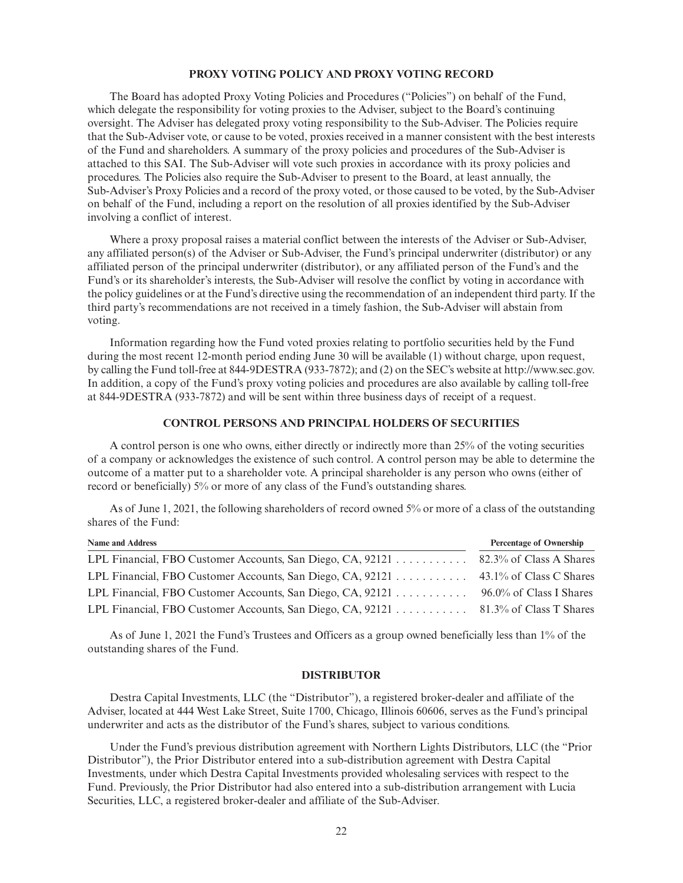## PROXY VOTING POLICY AND PROXY VOTING RECORD

The Board has adopted Proxy Voting Policies and Procedures ("Policies") on behalf of the Fund, which delegate the responsibility for voting proxies to the Adviser, subject to the Board's continuing oversight. The Adviser has delegated proxy voting responsibility to the Sub-Adviser. The Policies require that the Sub-Adviser vote, or cause to be voted, proxies received in a manner consistent with the best interests of the Fund and shareholders. A summary of the proxy policies and procedures of the Sub-Adviser is attached to this SAI. The Sub-Adviser will vote such proxies in accordance with its proxy policies and procedures. The Policies also require the Sub-Adviser to present to the Board, at least annually, the Sub-Adviser's Proxy Policies and a record of the proxy voted, or those caused to be voted, by the Sub-Adviser on behalf of the Fund, including a report on the resolution of all proxies identified by the Sub-Adviser involving a conflict of interest.

Where a proxy proposal raises a material conflict between the interests of the Adviser or Sub-Adviser, any affiliated person(s) of the Adviser or Sub-Adviser, the Fund's principal underwriter (distributor) or any affiliated person of the principal underwriter (distributor), or any affiliated person of the Fund's and the Fund's or its shareholder's interests, the Sub-Adviser will resolve the conflict by voting in accordance with the policy guidelines or at the Fund's directive using the recommendation of an independent third party. If the third party's recommendations are not received in a timely fashion, the Sub-Adviser will abstain from voting.

Information regarding how the Fund voted proxies relating to portfolio securities held by the Fund during the most recent 12-month period ending June 30 will be available (1) without charge, upon request, by calling the Fund toll-free at 844-9DESTRA (933-7872); and (2) on the SEC's website at http://www.sec.gov. In addition, a copy of the Fund's proxy voting policies and procedures are also available by calling toll-free at 844-9DESTRA (933-7872) and will be sent within three business days of receipt of a request.

## CONTROL PERSONS AND PRINCIPAL HOLDERS OF SECURITIES

A control person is one who owns, either directly or indirectly more than 25% of the voting securities of a company or acknowledges the existence of such control. A control person may be able to determine the outcome of a matter put to a shareholder vote. A principal shareholder is any person who owns (either of record or beneficially) 5% or more of any class of the Fund's outstanding shares.

As of June 1, 2021, the following shareholders of record owned 5% or more of a class of the outstanding shares of the Fund:

| Name and Address | Percentage of Ownership |
|---|---|
| LPL Financial, FBO Customer Accounts, San Diego, CA, 92121 | 82.3% of Class A Shares |
| LPL Financial, FBO Customer Accounts, San Diego, CA, 92121 | 43.1% of Class C Shares |
| LPL Financial, FBO Customer Accounts, San Diego, CA, 92121 | 96.0% of Class I Shares |
| LPL Financial, FBO Customer Accounts, San Diego, CA, 92121 | 81.3% of Class T Shares |

As of June 1, 2021 the Fund's Trustees and Officers as a group owned beneficially less than 1% of the outstanding shares of the Fund.

## DISTRIBUTOR

Destra Capital Investments, LLC (the "Distributor"), a registered broker-dealer and affiliate of the Adviser, located at 444 West Lake Street, Suite 1700, Chicago, Illinois 60606, serves as the Fund's principal underwriter and acts as the distributor of the Fund's shares, subject to various conditions.

Under the Fund's previous distribution agreement with Northern Lights Distributors, LLC (the "Prior Distributor"), the Prior Distributor entered into a sub-distribution agreement with Destra Capital Investments, under which Destra Capital Investments provided wholesaling services with respect to the Fund. Previously, the Prior Distributor had also entered into a sub-distribution arrangement with Lucia Securities, LLC, a registered broker-dealer and affiliate of the Sub-Adviser.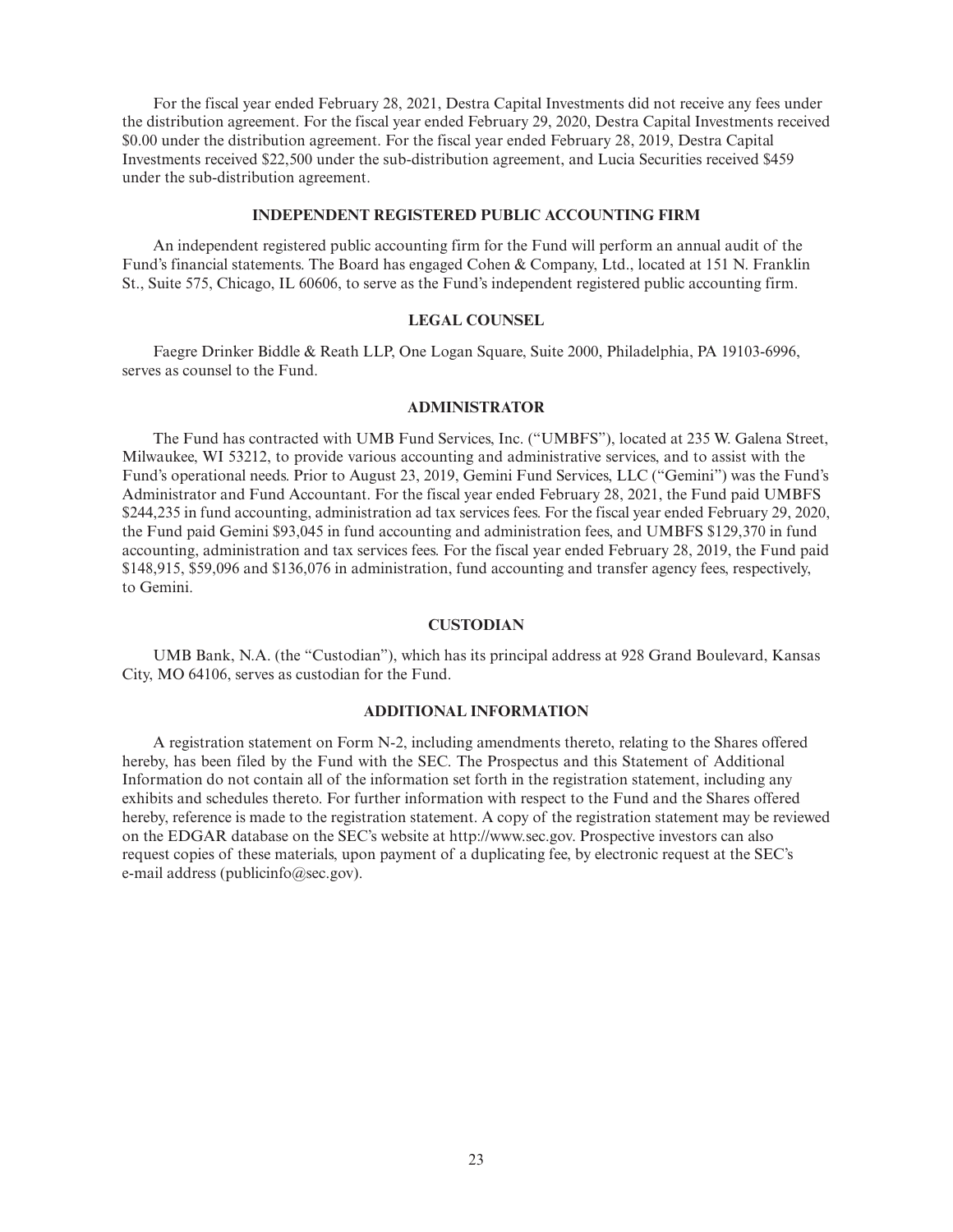For the fiscal year ended February 28, 2021, Destra Capital Investments did not receive any fees under the distribution agreement. For the fiscal year ended February 29, 2020, Destra Capital Investments received $0.00 under the distribution agreement. For the fiscal year ended February 28, 2019, Destra Capital Investments received $22,500 under the sub-distribution agreement, and Lucia Securities received $459 under the sub-distribution agreement.

## INDEPENDENT REGISTERED PUBLIC ACCOUNTING FIRM

An independent registered public accounting firm for the Fund will perform an annual audit of the Fund's financial statements. The Board has engaged Cohen & Company, Ltd., located at 151 N. Franklin St., Suite 575, Chicago, IL 60606, to serve as the Fund's independent registered public accounting firm.

## LEGAL COUNSEL

Faegre Drinker Biddle & Reath LLP, One Logan Square, Suite 2000, Philadelphia, PA 19103-6996, serves as counsel to the Fund.

## ADMINISTRATOR

The Fund has contracted with UMB Fund Services, Inc. ("UMBFS"), located at 235 W. Galena Street, Milwaukee, WI 53212, to provide various accounting and administrative services, and to assist with the Fund's operational needs. Prior to August 23, 2019, Gemini Fund Services, LLC ("Gemini") was the Fund's Administrator and Fund Accountant. For the fiscal year ended February 28, 2021, the Fund paid UMBFS $244,235 in fund accounting, administration ad tax services fees. For the fiscal year ended February 29, 2020, the Fund paid Gemini $93,045 in fund accounting and administration fees, and UMBFS $129,370 in fund accounting, administration and tax services fees. For the fiscal year ended February 28, 2019, the Fund paid $148,915, $59,096 and $136,076 in administration, fund accounting and transfer agency fees, respectively, to Gemini.

## CUSTODIAN

UMB Bank, N.A. (the "Custodian"), which has its principal address at 928 Grand Boulevard, Kansas City, MO 64106, serves as custodian for the Fund.

## ADDITIONAL INFORMATION

A registration statement on Form N-2, including amendments thereto, relating to the Shares offered hereby, has been filed by the Fund with the SEC. The Prospectus and this Statement of Additional Information do not contain all of the information set forth in the registration statement, including any exhibits and schedules thereto. For further information with respect to the Fund and the Shares offered hereby, reference is made to the registration statement. A copy of the registration statement may be reviewed on the EDGAR database on the SEC's website at http://www.sec.gov. Prospective investors can also request copies of these materials, upon payment of a duplicating fee, by electronic request at the SEC's e-mail address (publicinfo@sec.gov).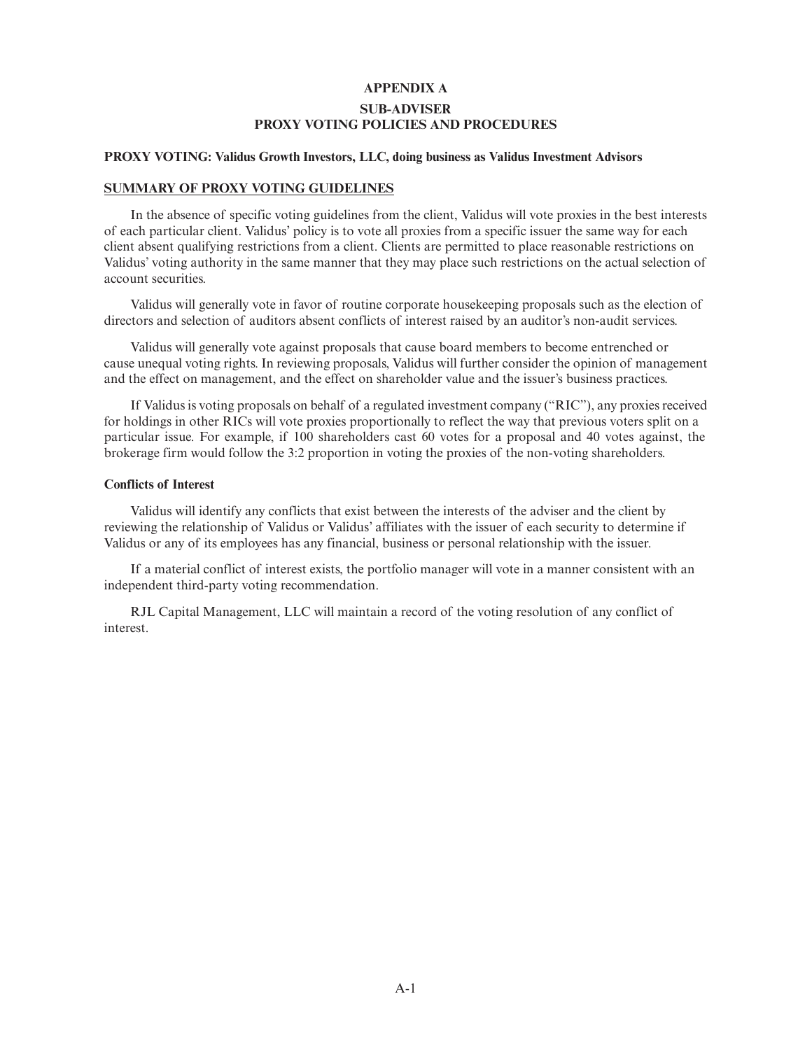# APPENDIX A

## SUB-ADVISER
## PROXY VOTING POLICIES AND PROCEDURES

**PROXY VOTING: Validus Growth Investors, LLC, doing business as Validus Investment Advisors**

**SUMMARY OF PROXY VOTING GUIDELINES**

In the absence of specific voting guidelines from the client, Validus will vote proxies in the best interests of each particular client. Validus' policy is to vote all proxies from a specific issuer the same way for each client absent qualifying restrictions from a client. Clients are permitted to place reasonable restrictions on Validus' voting authority in the same manner that they may place such restrictions on the actual selection of account securities.

Validus will generally vote in favor of routine corporate housekeeping proposals such as the election of directors and selection of auditors absent conflicts of interest raised by an auditor's non-audit services.

Validus will generally vote against proposals that cause board members to become entrenched or cause unequal voting rights. In reviewing proposals, Validus will further consider the opinion of management and the effect on management, and the effect on shareholder value and the issuer's business practices.

If Validus is voting proposals on behalf of a regulated investment company ("RIC"), any proxies received for holdings in other RICs will vote proxies proportionally to reflect the way that previous voters split on a particular issue. For example, if 100 shareholders cast 60 votes for a proposal and 40 votes against, the brokerage firm would follow the 3:2 proportion in voting the proxies of the non-voting shareholders.

**Conflicts of Interest**

Validus will identify any conflicts that exist between the interests of the adviser and the client by reviewing the relationship of Validus or Validus' affiliates with the issuer of each security to determine if Validus or any of its employees has any financial, business or personal relationship with the issuer.

If a material conflict of interest exists, the portfolio manager will vote in a manner consistent with an independent third-party voting recommendation.

RJL Capital Management, LLC will maintain a record of the voting resolution of any conflict of interest.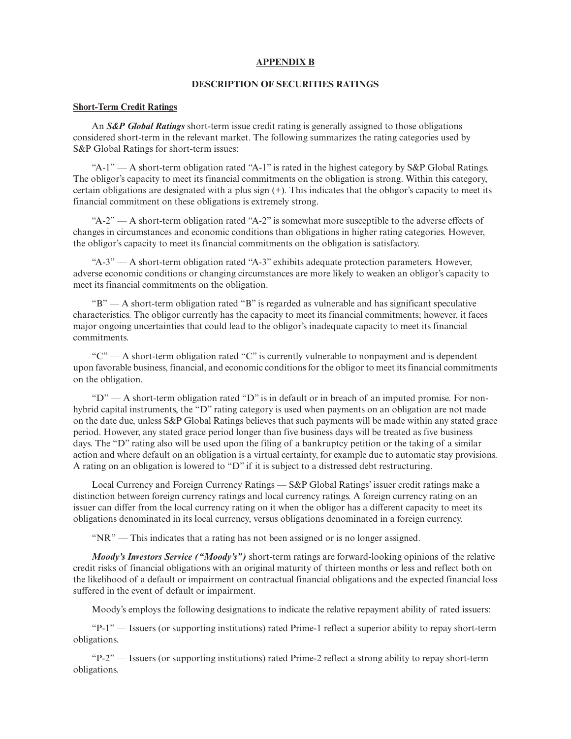## APPENDIX B

### DESCRIPTION OF SECURITIES RATINGS

**Short-Term Credit Ratings**

An ***S&P Global Ratings*** short-term issue credit rating is generally assigned to those obligations considered short-term in the relevant market. The following summarizes the rating categories used by S&P Global Ratings for short-term issues:

"A-1" — A short-term obligation rated "A-1" is rated in the highest category by S&P Global Ratings. The obligor's capacity to meet its financial commitments on the obligation is strong. Within this category, certain obligations are designated with a plus sign (+). This indicates that the obligor's capacity to meet its financial commitment on these obligations is extremely strong.

"A-2" — A short-term obligation rated "A-2" is somewhat more susceptible to the adverse effects of changes in circumstances and economic conditions than obligations in higher rating categories. However, the obligor's capacity to meet its financial commitments on the obligation is satisfactory.

"A-3" — A short-term obligation rated "A-3" exhibits adequate protection parameters. However, adverse economic conditions or changing circumstances are more likely to weaken an obligor's capacity to meet its financial commitments on the obligation.

"B" — A short-term obligation rated "B" is regarded as vulnerable and has significant speculative characteristics. The obligor currently has the capacity to meet its financial commitments; however, it faces major ongoing uncertainties that could lead to the obligor's inadequate capacity to meet its financial commitments.

"C" — A short-term obligation rated "C" is currently vulnerable to nonpayment and is dependent upon favorable business, financial, and economic conditions for the obligor to meet its financial commitments on the obligation.

"D" — A short-term obligation rated "D" is in default or in breach of an imputed promise. For non-hybrid capital instruments, the "D" rating category is used when payments on an obligation are not made on the date due, unless S&P Global Ratings believes that such payments will be made within any stated grace period. However, any stated grace period longer than five business days will be treated as five business days. The "D" rating also will be used upon the filing of a bankruptcy petition or the taking of a similar action and where default on an obligation is a virtual certainty, for example due to automatic stay provisions. A rating on an obligation is lowered to "D" if it is subject to a distressed debt restructuring.

Local Currency and Foreign Currency Ratings — S&P Global Ratings' issuer credit ratings make a distinction between foreign currency ratings and local currency ratings. A foreign currency rating on an issuer can differ from the local currency rating on it when the obligor has a different capacity to meet its obligations denominated in its local currency, versus obligations denominated in a foreign currency.

"NR" — This indicates that a rating has not been assigned or is no longer assigned.

***Moody's Investors Service ("Moody's")*** short-term ratings are forward-looking opinions of the relative credit risks of financial obligations with an original maturity of thirteen months or less and reflect both on the likelihood of a default or impairment on contractual financial obligations and the expected financial loss suffered in the event of default or impairment.

Moody's employs the following designations to indicate the relative repayment ability of rated issuers:

"P-1" — Issuers (or supporting institutions) rated Prime-1 reflect a superior ability to repay short-term obligations.

"P-2" — Issuers (or supporting institutions) rated Prime-2 reflect a strong ability to repay short-term obligations.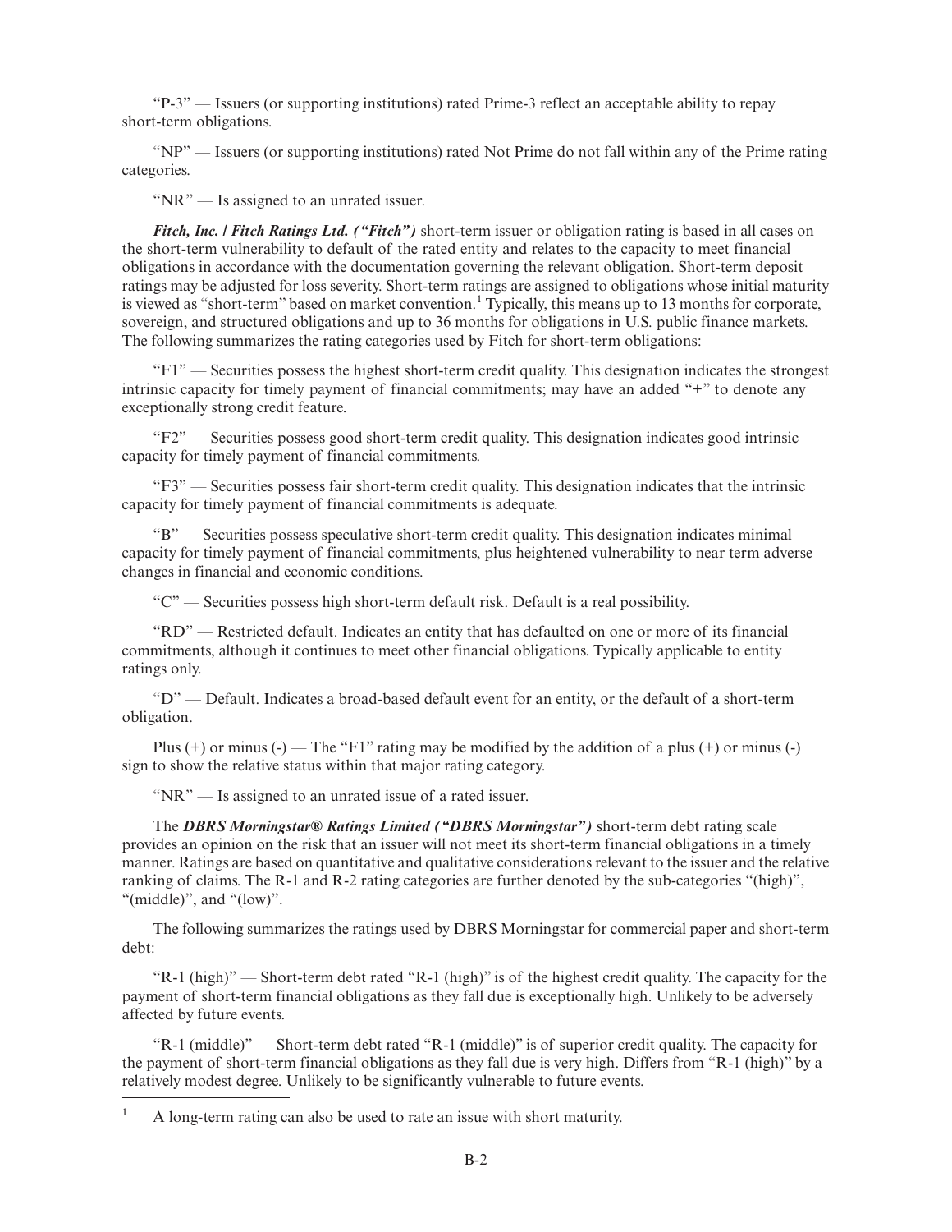"P-3" — Issuers (or supporting institutions) rated Prime-3 reflect an acceptable ability to repay short-term obligations.

"NP" — Issuers (or supporting institutions) rated Not Prime do not fall within any of the Prime rating categories.

"NR" — Is assigned to an unrated issuer.

***Fitch, Inc. / Fitch Ratings Ltd. ("Fitch")*** short-term issuer or obligation rating is based in all cases on the short-term vulnerability to default of the rated entity and relates to the capacity to meet financial obligations in accordance with the documentation governing the relevant obligation. Short-term deposit ratings may be adjusted for loss severity. Short-term ratings are assigned to obligations whose initial maturity is viewed as "short-term" based on market convention.[1] Typically, this means up to 13 months for corporate, sovereign, and structured obligations and up to 36 months for obligations in U.S. public finance markets. The following summarizes the rating categories used by Fitch for short-term obligations:

"F1" — Securities possess the highest short-term credit quality. This designation indicates the strongest intrinsic capacity for timely payment of financial commitments; may have an added "+" to denote any exceptionally strong credit feature.

"F2" — Securities possess good short-term credit quality. This designation indicates good intrinsic capacity for timely payment of financial commitments.

"F3" — Securities possess fair short-term credit quality. This designation indicates that the intrinsic capacity for timely payment of financial commitments is adequate.

"B" — Securities possess speculative short-term credit quality. This designation indicates minimal capacity for timely payment of financial commitments, plus heightened vulnerability to near term adverse changes in financial and economic conditions.

"C" — Securities possess high short-term default risk. Default is a real possibility.

"RD" — Restricted default. Indicates an entity that has defaulted on one or more of its financial commitments, although it continues to meet other financial obligations. Typically applicable to entity ratings only.

"D" — Default. Indicates a broad-based default event for an entity, or the default of a short-term obligation.

Plus (+) or minus (-) — The "F1" rating may be modified by the addition of a plus (+) or minus (-) sign to show the relative status within that major rating category.

"NR" — Is assigned to an unrated issue of a rated issuer.

The ***DBRS Morningstar® Ratings Limited ("DBRS Morningstar")*** short-term debt rating scale provides an opinion on the risk that an issuer will not meet its short-term financial obligations in a timely manner. Ratings are based on quantitative and qualitative considerations relevant to the issuer and the relative ranking of claims. The R-1 and R-2 rating categories are further denoted by the sub-categories "(high)", "(middle)", and "(low)".

The following summarizes the ratings used by DBRS Morningstar for commercial paper and short-term debt:

"R-1 (high)" — Short-term debt rated "R-1 (high)" is of the highest credit quality. The capacity for the payment of short-term financial obligations as they fall due is exceptionally high. Unlikely to be adversely affected by future events.

"R-1 (middle)" — Short-term debt rated "R-1 (middle)" is of superior credit quality. The capacity for the payment of short-term financial obligations as they fall due is very high. Differs from "R-1 (high)" by a relatively modest degree. Unlikely to be significantly vulnerable to future events.

---

[1] A long-term rating can also be used to rate an issue with short maturity.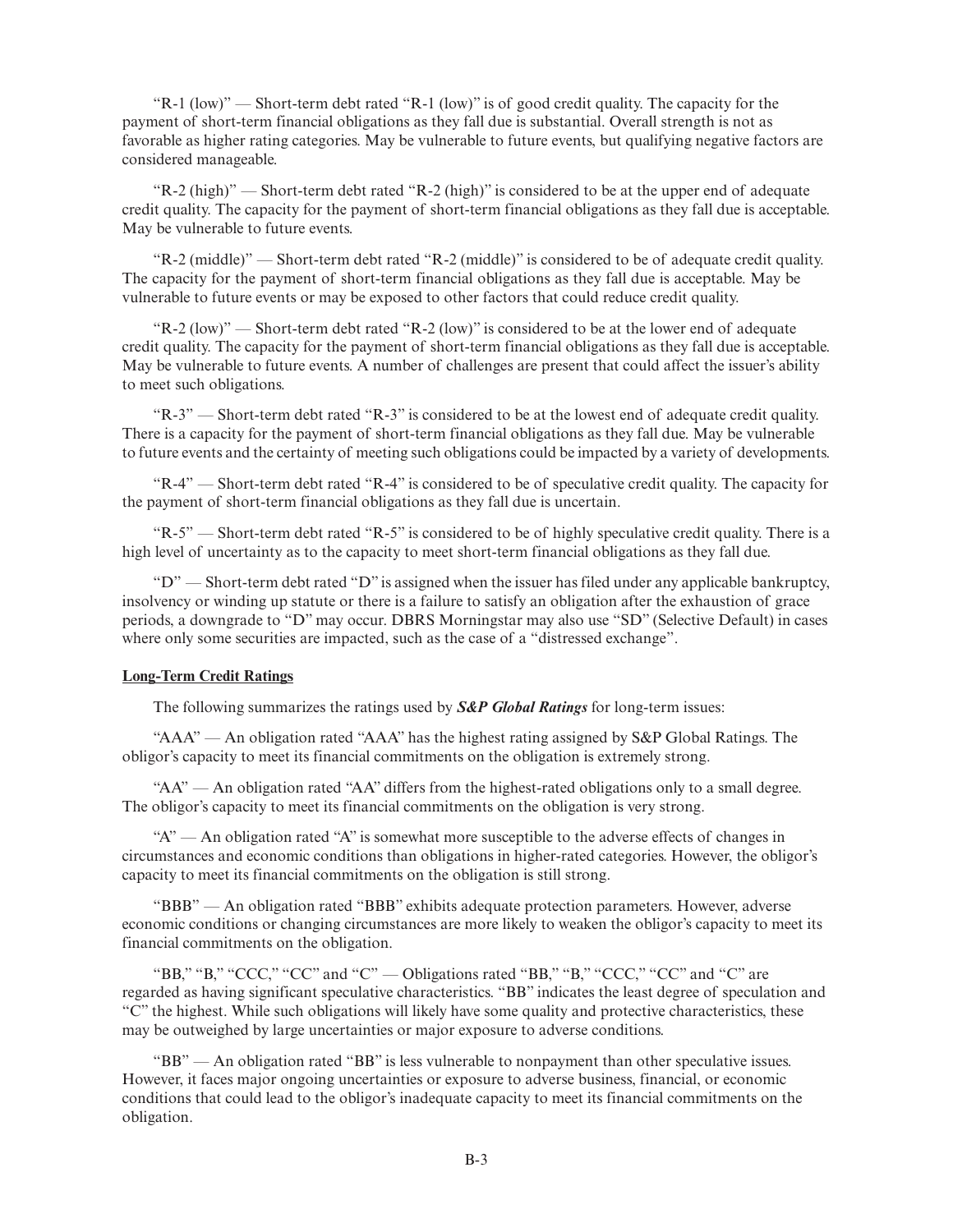"R-1 (low)" — Short-term debt rated "R-1 (low)" is of good credit quality. The capacity for the payment of short-term financial obligations as they fall due is substantial. Overall strength is not as favorable as higher rating categories. May be vulnerable to future events, but qualifying negative factors are considered manageable.

"R-2 (high)" — Short-term debt rated "R-2 (high)" is considered to be at the upper end of adequate credit quality. The capacity for the payment of short-term financial obligations as they fall due is acceptable. May be vulnerable to future events.

"R-2 (middle)" — Short-term debt rated "R-2 (middle)" is considered to be of adequate credit quality. The capacity for the payment of short-term financial obligations as they fall due is acceptable. May be vulnerable to future events or may be exposed to other factors that could reduce credit quality.

"R-2 (low)" — Short-term debt rated "R-2 (low)" is considered to be at the lower end of adequate credit quality. The capacity for the payment of short-term financial obligations as they fall due is acceptable. May be vulnerable to future events. A number of challenges are present that could affect the issuer's ability to meet such obligations.

"R-3" — Short-term debt rated "R-3" is considered to be at the lowest end of adequate credit quality. There is a capacity for the payment of short-term financial obligations as they fall due. May be vulnerable to future events and the certainty of meeting such obligations could be impacted by a variety of developments.

"R-4" — Short-term debt rated "R-4" is considered to be of speculative credit quality. The capacity for the payment of short-term financial obligations as they fall due is uncertain.

"R-5" — Short-term debt rated "R-5" is considered to be of highly speculative credit quality. There is a high level of uncertainty as to the capacity to meet short-term financial obligations as they fall due.

"D" — Short-term debt rated "D" is assigned when the issuer has filed under any applicable bankruptcy, insolvency or winding up statute or there is a failure to satisfy an obligation after the exhaustion of grace periods, a downgrade to "D" may occur. DBRS Morningstar may also use "SD" (Selective Default) in cases where only some securities are impacted, such as the case of a "distressed exchange".

**Long-Term Credit Ratings**

The following summarizes the ratings used by ***S&P Global Ratings*** for long-term issues:

"AAA" — An obligation rated "AAA" has the highest rating assigned by S&P Global Ratings. The obligor's capacity to meet its financial commitments on the obligation is extremely strong.

"AA" — An obligation rated "AA" differs from the highest-rated obligations only to a small degree. The obligor's capacity to meet its financial commitments on the obligation is very strong.

"A" — An obligation rated "A" is somewhat more susceptible to the adverse effects of changes in circumstances and economic conditions than obligations in higher-rated categories. However, the obligor's capacity to meet its financial commitments on the obligation is still strong.

"BBB" — An obligation rated "BBB" exhibits adequate protection parameters. However, adverse economic conditions or changing circumstances are more likely to weaken the obligor's capacity to meet its financial commitments on the obligation.

"BB," "B," "CCC," "CC" and "C" — Obligations rated "BB," "B," "CCC," "CC" and "C" are regarded as having significant speculative characteristics. "BB" indicates the least degree of speculation and "C" the highest. While such obligations will likely have some quality and protective characteristics, these may be outweighed by large uncertainties or major exposure to adverse conditions.

"BB" — An obligation rated "BB" is less vulnerable to nonpayment than other speculative issues. However, it faces major ongoing uncertainties or exposure to adverse business, financial, or economic conditions that could lead to the obligor's inadequate capacity to meet its financial commitments on the obligation.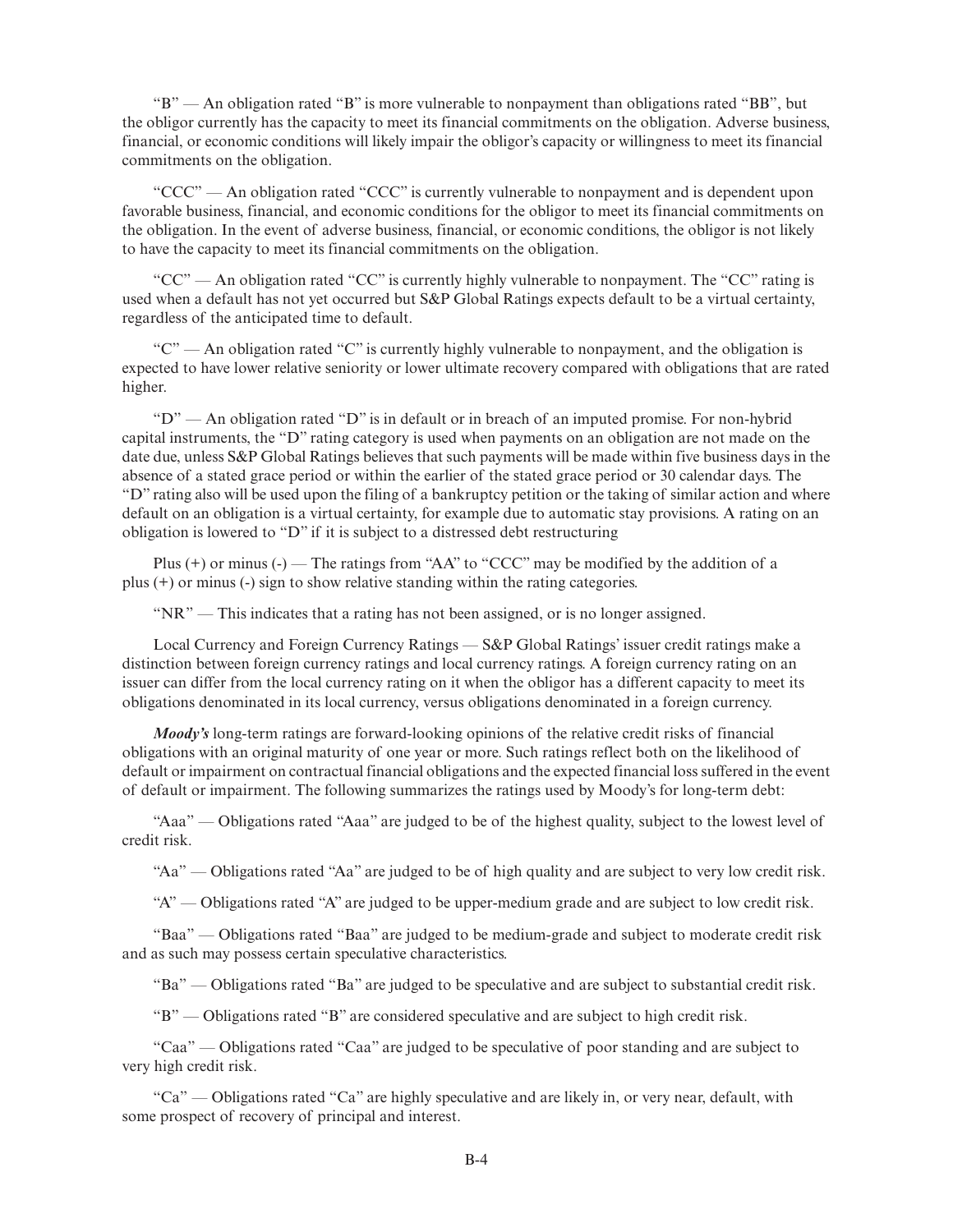"B" — An obligation rated "B" is more vulnerable to nonpayment than obligations rated "BB", but the obligor currently has the capacity to meet its financial commitments on the obligation. Adverse business, financial, or economic conditions will likely impair the obligor's capacity or willingness to meet its financial commitments on the obligation.

"CCC" — An obligation rated "CCC" is currently vulnerable to nonpayment and is dependent upon favorable business, financial, and economic conditions for the obligor to meet its financial commitments on the obligation. In the event of adverse business, financial, or economic conditions, the obligor is not likely to have the capacity to meet its financial commitments on the obligation.

"CC" — An obligation rated "CC" is currently highly vulnerable to nonpayment. The "CC" rating is used when a default has not yet occurred but S&P Global Ratings expects default to be a virtual certainty, regardless of the anticipated time to default.

"C" — An obligation rated "C" is currently highly vulnerable to nonpayment, and the obligation is expected to have lower relative seniority or lower ultimate recovery compared with obligations that are rated higher.

"D" — An obligation rated "D" is in default or in breach of an imputed promise. For non-hybrid capital instruments, the "D" rating category is used when payments on an obligation are not made on the date due, unless S&P Global Ratings believes that such payments will be made within five business days in the absence of a stated grace period or within the earlier of the stated grace period or 30 calendar days. The "D" rating also will be used upon the filing of a bankruptcy petition or the taking of similar action and where default on an obligation is a virtual certainty, for example due to automatic stay provisions. A rating on an obligation is lowered to "D" if it is subject to a distressed debt restructuring

Plus (+) or minus (-) — The ratings from "AA" to "CCC" may be modified by the addition of a plus (+) or minus (-) sign to show relative standing within the rating categories.

"NR" — This indicates that a rating has not been assigned, or is no longer assigned.

Local Currency and Foreign Currency Ratings — S&P Global Ratings' issuer credit ratings make a distinction between foreign currency ratings and local currency ratings. A foreign currency rating on an issuer can differ from the local currency rating on it when the obligor has a different capacity to meet its obligations denominated in its local currency, versus obligations denominated in a foreign currency.

***Moody's*** long-term ratings are forward-looking opinions of the relative credit risks of financial obligations with an original maturity of one year or more. Such ratings reflect both on the likelihood of default or impairment on contractual financial obligations and the expected financial loss suffered in the event of default or impairment. The following summarizes the ratings used by Moody's for long-term debt:

"Aaa" — Obligations rated "Aaa" are judged to be of the highest quality, subject to the lowest level of credit risk.

"Aa" — Obligations rated "Aa" are judged to be of high quality and are subject to very low credit risk.

"A" — Obligations rated "A" are judged to be upper-medium grade and are subject to low credit risk.

"Baa" — Obligations rated "Baa" are judged to be medium-grade and subject to moderate credit risk and as such may possess certain speculative characteristics.

"Ba" — Obligations rated "Ba" are judged to be speculative and are subject to substantial credit risk.

"B" — Obligations rated "B" are considered speculative and are subject to high credit risk.

"Caa" — Obligations rated "Caa" are judged to be speculative of poor standing and are subject to very high credit risk.

"Ca" — Obligations rated "Ca" are highly speculative and are likely in, or very near, default, with some prospect of recovery of principal and interest.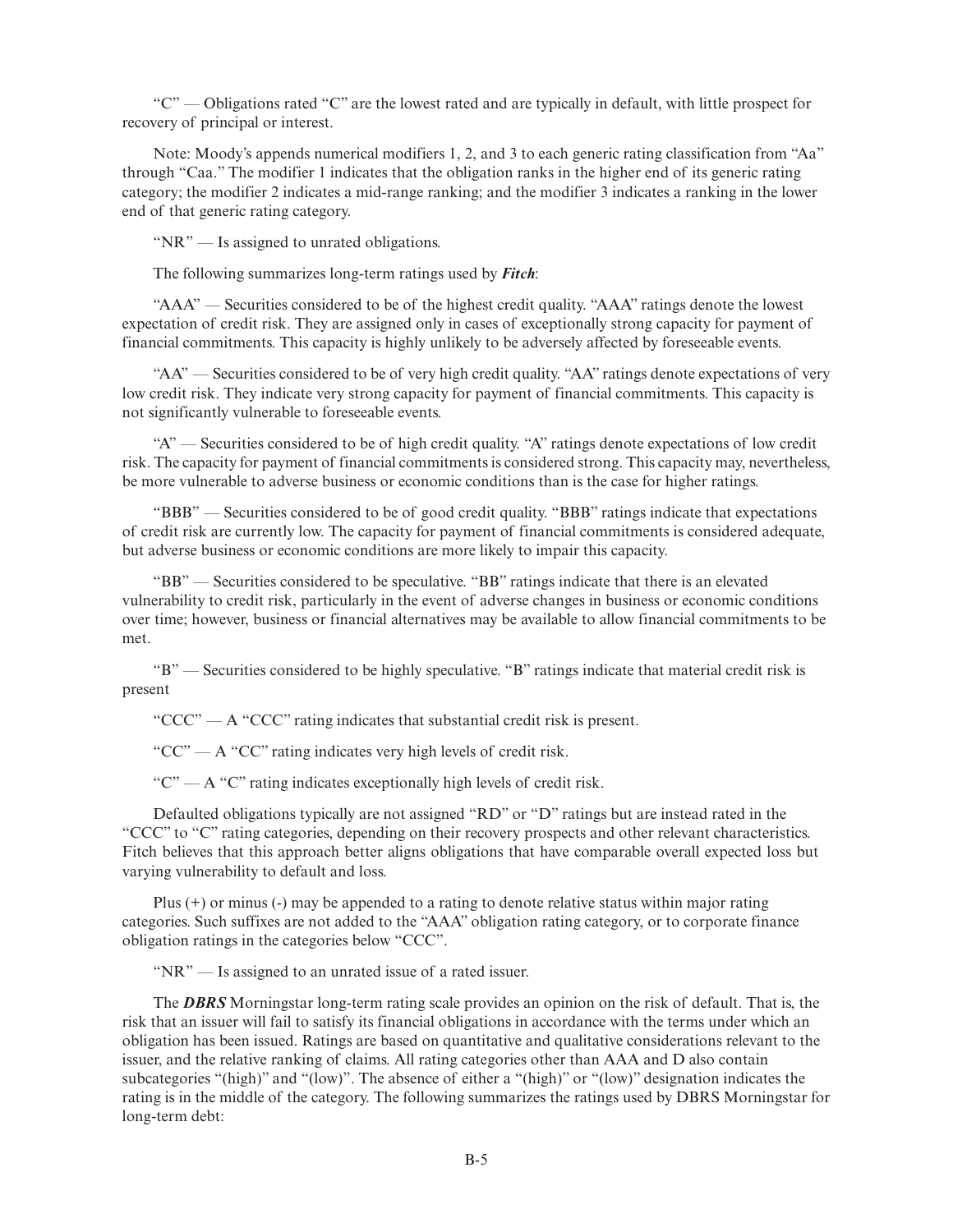"C" — Obligations rated "C" are the lowest rated and are typically in default, with little prospect for recovery of principal or interest.

Note: Moody's appends numerical modifiers 1, 2, and 3 to each generic rating classification from "Aa" through "Caa." The modifier 1 indicates that the obligation ranks in the higher end of its generic rating category; the modifier 2 indicates a mid-range ranking; and the modifier 3 indicates a ranking in the lower end of that generic rating category.

"NR" — Is assigned to unrated obligations.

The following summarizes long-term ratings used by ***Fitch***:

"AAA" — Securities considered to be of the highest credit quality. "AAA" ratings denote the lowest expectation of credit risk. They are assigned only in cases of exceptionally strong capacity for payment of financial commitments. This capacity is highly unlikely to be adversely affected by foreseeable events.

"AA" — Securities considered to be of very high credit quality. "AA" ratings denote expectations of very low credit risk. They indicate very strong capacity for payment of financial commitments. This capacity is not significantly vulnerable to foreseeable events.

"A" — Securities considered to be of high credit quality. "A" ratings denote expectations of low credit risk. The capacity for payment of financial commitments is considered strong. This capacity may, nevertheless, be more vulnerable to adverse business or economic conditions than is the case for higher ratings.

"BBB" — Securities considered to be of good credit quality. "BBB" ratings indicate that expectations of credit risk are currently low. The capacity for payment of financial commitments is considered adequate, but adverse business or economic conditions are more likely to impair this capacity.

"BB" — Securities considered to be speculative. "BB" ratings indicate that there is an elevated vulnerability to credit risk, particularly in the event of adverse changes in business or economic conditions over time; however, business or financial alternatives may be available to allow financial commitments to be met.

"B" — Securities considered to be highly speculative. "B" ratings indicate that material credit risk is present

"CCC" — A "CCC" rating indicates that substantial credit risk is present.

"CC" — A "CC" rating indicates very high levels of credit risk.

"C" — A "C" rating indicates exceptionally high levels of credit risk.

Defaulted obligations typically are not assigned "RD" or "D" ratings but are instead rated in the "CCC" to "C" rating categories, depending on their recovery prospects and other relevant characteristics. Fitch believes that this approach better aligns obligations that have comparable overall expected loss but varying vulnerability to default and loss.

Plus (+) or minus (-) may be appended to a rating to denote relative status within major rating categories. Such suffixes are not added to the "AAA" obligation rating category, or to corporate finance obligation ratings in the categories below "CCC".

"NR" — Is assigned to an unrated issue of a rated issuer.

The ***DBRS*** Morningstar long-term rating scale provides an opinion on the risk of default. That is, the risk that an issuer will fail to satisfy its financial obligations in accordance with the terms under which an obligation has been issued. Ratings are based on quantitative and qualitative considerations relevant to the issuer, and the relative ranking of claims. All rating categories other than AAA and D also contain subcategories "(high)" and "(low)". The absence of either a "(high)" or "(low)" designation indicates the rating is in the middle of the category. The following summarizes the ratings used by DBRS Morningstar for long-term debt: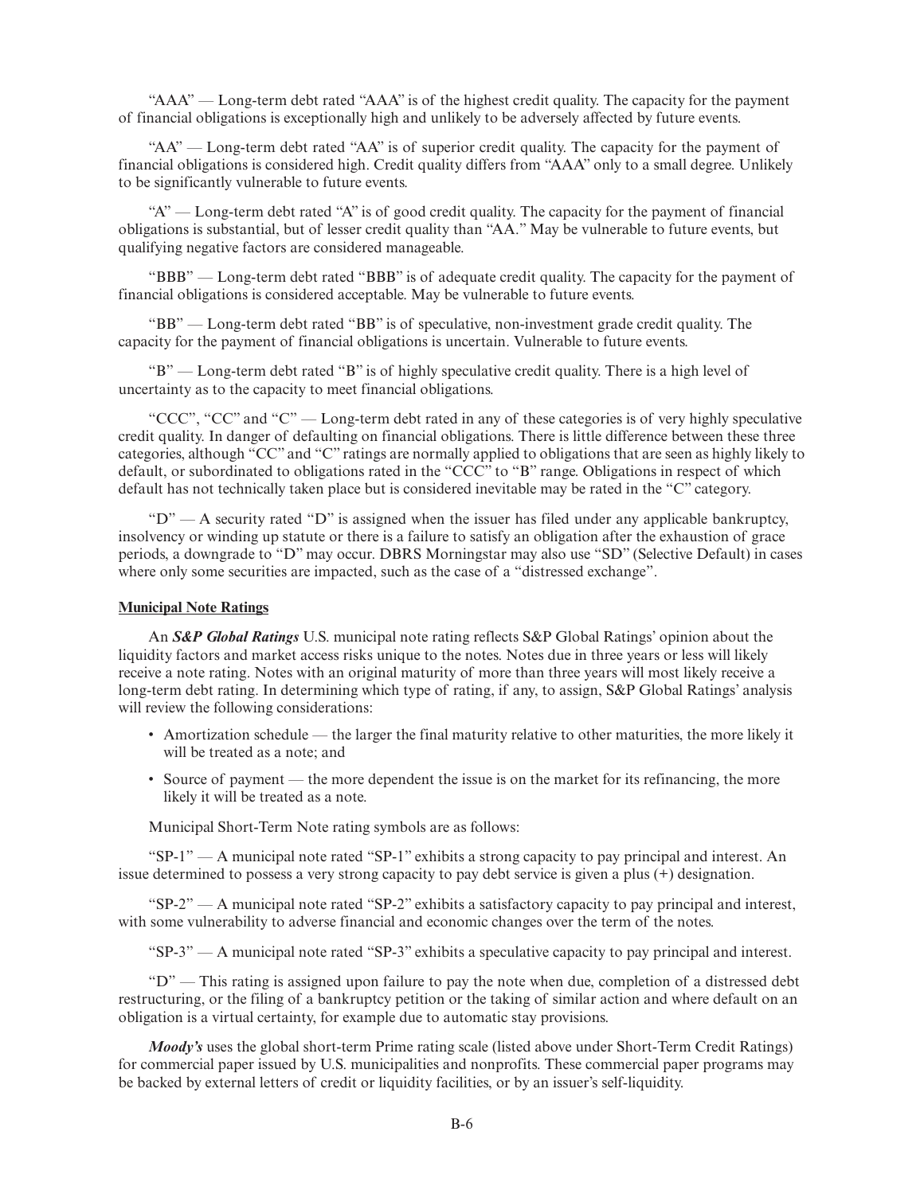"AAA" — Long-term debt rated "AAA" is of the highest credit quality. The capacity for the payment of financial obligations is exceptionally high and unlikely to be adversely affected by future events.

"AA" — Long-term debt rated "AA" is of superior credit quality. The capacity for the payment of financial obligations is considered high. Credit quality differs from "AAA" only to a small degree. Unlikely to be significantly vulnerable to future events.

"A" — Long-term debt rated "A" is of good credit quality. The capacity for the payment of financial obligations is substantial, but of lesser credit quality than "AA." May be vulnerable to future events, but qualifying negative factors are considered manageable.

"BBB" — Long-term debt rated "BBB" is of adequate credit quality. The capacity for the payment of financial obligations is considered acceptable. May be vulnerable to future events.

"BB" — Long-term debt rated "BB" is of speculative, non-investment grade credit quality. The capacity for the payment of financial obligations is uncertain. Vulnerable to future events.

"B" — Long-term debt rated "B" is of highly speculative credit quality. There is a high level of uncertainty as to the capacity to meet financial obligations.

"CCC", "CC" and "C" — Long-term debt rated in any of these categories is of very highly speculative credit quality. In danger of defaulting on financial obligations. There is little difference between these three categories, although "CC" and "C" ratings are normally applied to obligations that are seen as highly likely to default, or subordinated to obligations rated in the "CCC" to "B" range. Obligations in respect of which default has not technically taken place but is considered inevitable may be rated in the "C" category.

"D" — A security rated "D" is assigned when the issuer has filed under any applicable bankruptcy, insolvency or winding up statute or there is a failure to satisfy an obligation after the exhaustion of grace periods, a downgrade to "D" may occur. DBRS Morningstar may also use "SD" (Selective Default) in cases where only some securities are impacted, such as the case of a "distressed exchange".

**Municipal Note Ratings**

An ***S&P Global Ratings*** U.S. municipal note rating reflects S&P Global Ratings' opinion about the liquidity factors and market access risks unique to the notes. Notes due in three years or less will likely receive a note rating. Notes with an original maturity of more than three years will most likely receive a long-term debt rating. In determining which type of rating, if any, to assign, S&P Global Ratings' analysis will review the following considerations:

- Amortization schedule — the larger the final maturity relative to other maturities, the more likely it will be treated as a note; and
- Source of payment — the more dependent the issue is on the market for its refinancing, the more likely it will be treated as a note.

Municipal Short-Term Note rating symbols are as follows:

"SP-1" — A municipal note rated "SP-1" exhibits a strong capacity to pay principal and interest. An issue determined to possess a very strong capacity to pay debt service is given a plus (+) designation.

"SP-2" — A municipal note rated "SP-2" exhibits a satisfactory capacity to pay principal and interest, with some vulnerability to adverse financial and economic changes over the term of the notes.

"SP-3" — A municipal note rated "SP-3" exhibits a speculative capacity to pay principal and interest.

"D" — This rating is assigned upon failure to pay the note when due, completion of a distressed debt restructuring, or the filing of a bankruptcy petition or the taking of similar action and where default on an obligation is a virtual certainty, for example due to automatic stay provisions.

***Moody's*** uses the global short-term Prime rating scale (listed above under Short-Term Credit Ratings) for commercial paper issued by U.S. municipalities and nonprofits. These commercial paper programs may be backed by external letters of credit or liquidity facilities, or by an issuer's self-liquidity.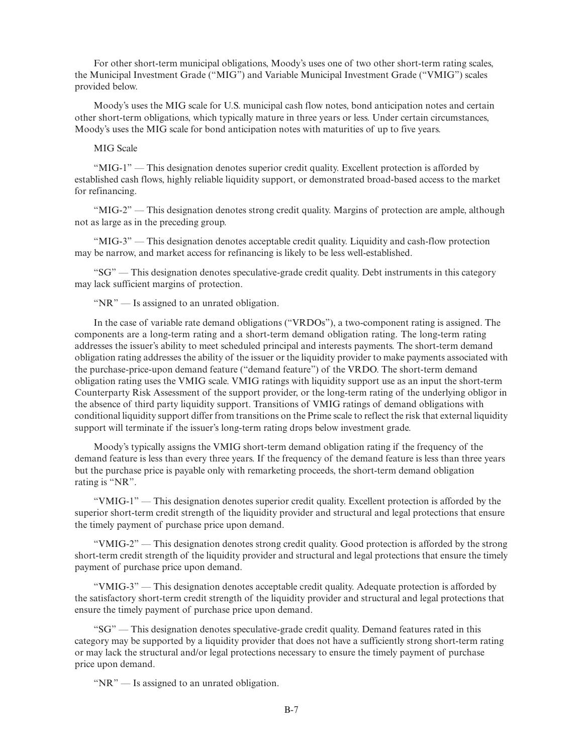For other short-term municipal obligations, Moody's uses one of two other short-term rating scales, the Municipal Investment Grade ("MIG") and Variable Municipal Investment Grade ("VMIG") scales provided below.

Moody's uses the MIG scale for U.S. municipal cash flow notes, bond anticipation notes and certain other short-term obligations, which typically mature in three years or less. Under certain circumstances, Moody's uses the MIG scale for bond anticipation notes with maturities of up to five years.

MIG Scale

"MIG-1" — This designation denotes superior credit quality. Excellent protection is afforded by established cash flows, highly reliable liquidity support, or demonstrated broad-based access to the market for refinancing.

"MIG-2" — This designation denotes strong credit quality. Margins of protection are ample, although not as large as in the preceding group.

"MIG-3" — This designation denotes acceptable credit quality. Liquidity and cash-flow protection may be narrow, and market access for refinancing is likely to be less well-established.

"SG" — This designation denotes speculative-grade credit quality. Debt instruments in this category may lack sufficient margins of protection.

"NR" — Is assigned to an unrated obligation.

In the case of variable rate demand obligations ("VRDOs"), a two-component rating is assigned. The components are a long-term rating and a short-term demand obligation rating. The long-term rating addresses the issuer's ability to meet scheduled principal and interests payments. The short-term demand obligation rating addresses the ability of the issuer or the liquidity provider to make payments associated with the purchase-price-upon demand feature ("demand feature") of the VRDO. The short-term demand obligation rating uses the VMIG scale. VMIG ratings with liquidity support use as an input the short-term Counterparty Risk Assessment of the support provider, or the long-term rating of the underlying obligor in the absence of third party liquidity support. Transitions of VMIG ratings of demand obligations with conditional liquidity support differ from transitions on the Prime scale to reflect the risk that external liquidity support will terminate if the issuer's long-term rating drops below investment grade.

Moody's typically assigns the VMIG short-term demand obligation rating if the frequency of the demand feature is less than every three years. If the frequency of the demand feature is less than three years but the purchase price is payable only with remarketing proceeds, the short-term demand obligation rating is "NR".

"VMIG-1" — This designation denotes superior credit quality. Excellent protection is afforded by the superior short-term credit strength of the liquidity provider and structural and legal protections that ensure the timely payment of purchase price upon demand.

"VMIG-2" — This designation denotes strong credit quality. Good protection is afforded by the strong short-term credit strength of the liquidity provider and structural and legal protections that ensure the timely payment of purchase price upon demand.

"VMIG-3" — This designation denotes acceptable credit quality. Adequate protection is afforded by the satisfactory short-term credit strength of the liquidity provider and structural and legal protections that ensure the timely payment of purchase price upon demand.

"SG" — This designation denotes speculative-grade credit quality. Demand features rated in this category may be supported by a liquidity provider that does not have a sufficiently strong short-term rating or may lack the structural and/or legal protections necessary to ensure the timely payment of purchase price upon demand.

"NR" — Is assigned to an unrated obligation.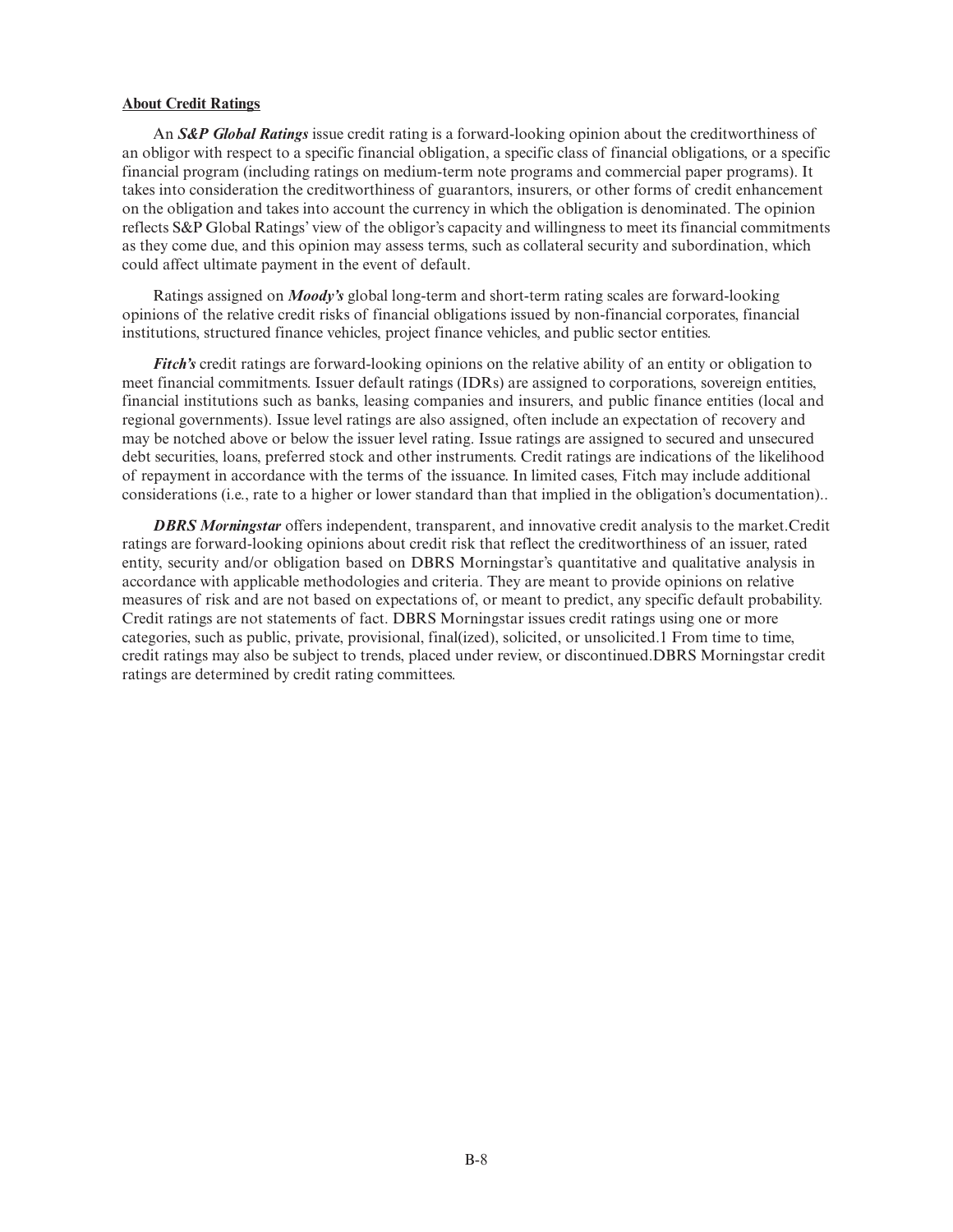**About Credit Ratings**

An ***S&P Global Ratings*** issue credit rating is a forward-looking opinion about the creditworthiness of an obligor with respect to a specific financial obligation, a specific class of financial obligations, or a specific financial program (including ratings on medium-term note programs and commercial paper programs). It takes into consideration the creditworthiness of guarantors, insurers, or other forms of credit enhancement on the obligation and takes into account the currency in which the obligation is denominated. The opinion reflects S&P Global Ratings' view of the obligor's capacity and willingness to meet its financial commitments as they come due, and this opinion may assess terms, such as collateral security and subordination, which could affect ultimate payment in the event of default.

Ratings assigned on ***Moody's*** global long-term and short-term rating scales are forward-looking opinions of the relative credit risks of financial obligations issued by non-financial corporates, financial institutions, structured finance vehicles, project finance vehicles, and public sector entities.

***Fitch's*** credit ratings are forward-looking opinions on the relative ability of an entity or obligation to meet financial commitments. Issuer default ratings (IDRs) are assigned to corporations, sovereign entities, financial institutions such as banks, leasing companies and insurers, and public finance entities (local and regional governments). Issue level ratings are also assigned, often include an expectation of recovery and may be notched above or below the issuer level rating. Issue ratings are assigned to secured and unsecured debt securities, loans, preferred stock and other instruments. Credit ratings are indications of the likelihood of repayment in accordance with the terms of the issuance. In limited cases, Fitch may include additional considerations (i.e., rate to a higher or lower standard than that implied in the obligation's documentation)..

***DBRS Morningstar*** offers independent, transparent, and innovative credit analysis to the market.Credit ratings are forward-looking opinions about credit risk that reflect the creditworthiness of an issuer, rated entity, security and/or obligation based on DBRS Morningstar's quantitative and qualitative analysis in accordance with applicable methodologies and criteria. They are meant to provide opinions on relative measures of risk and are not based on expectations of, or meant to predict, any specific default probability. Credit ratings are not statements of fact. DBRS Morningstar issues credit ratings using one or more categories, such as public, private, provisional, final(ized), solicited, or unsolicited.1 From time to time, credit ratings may also be subject to trends, placed under review, or discontinued.DBRS Morningstar credit ratings are determined by credit rating committees.